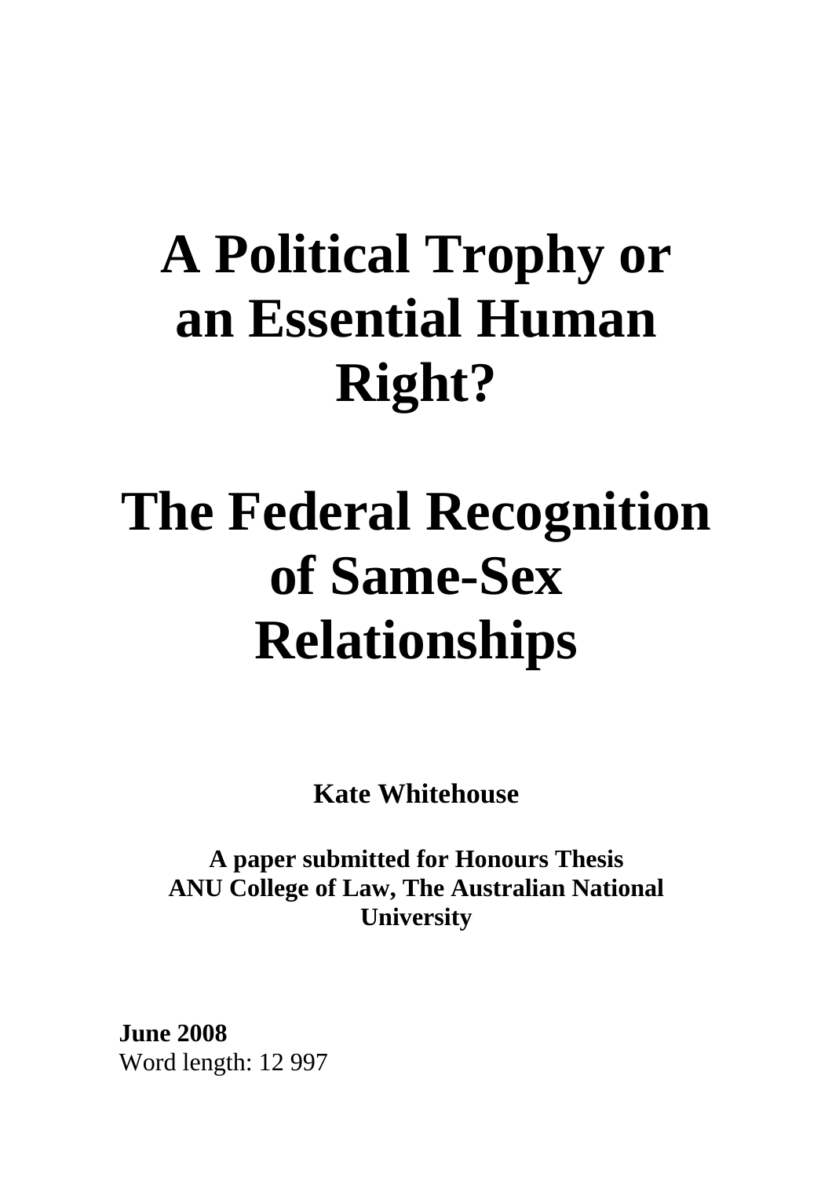# A Political Trophy or an Essential Human Right?

# The Federal Recognition of Same-Sex Relationships

**Kate Whitehouse**

**A paper submitted for Honours Thesis**
**ANU College of Law, The Australian National University**

**June 2008**
Word length: 12 997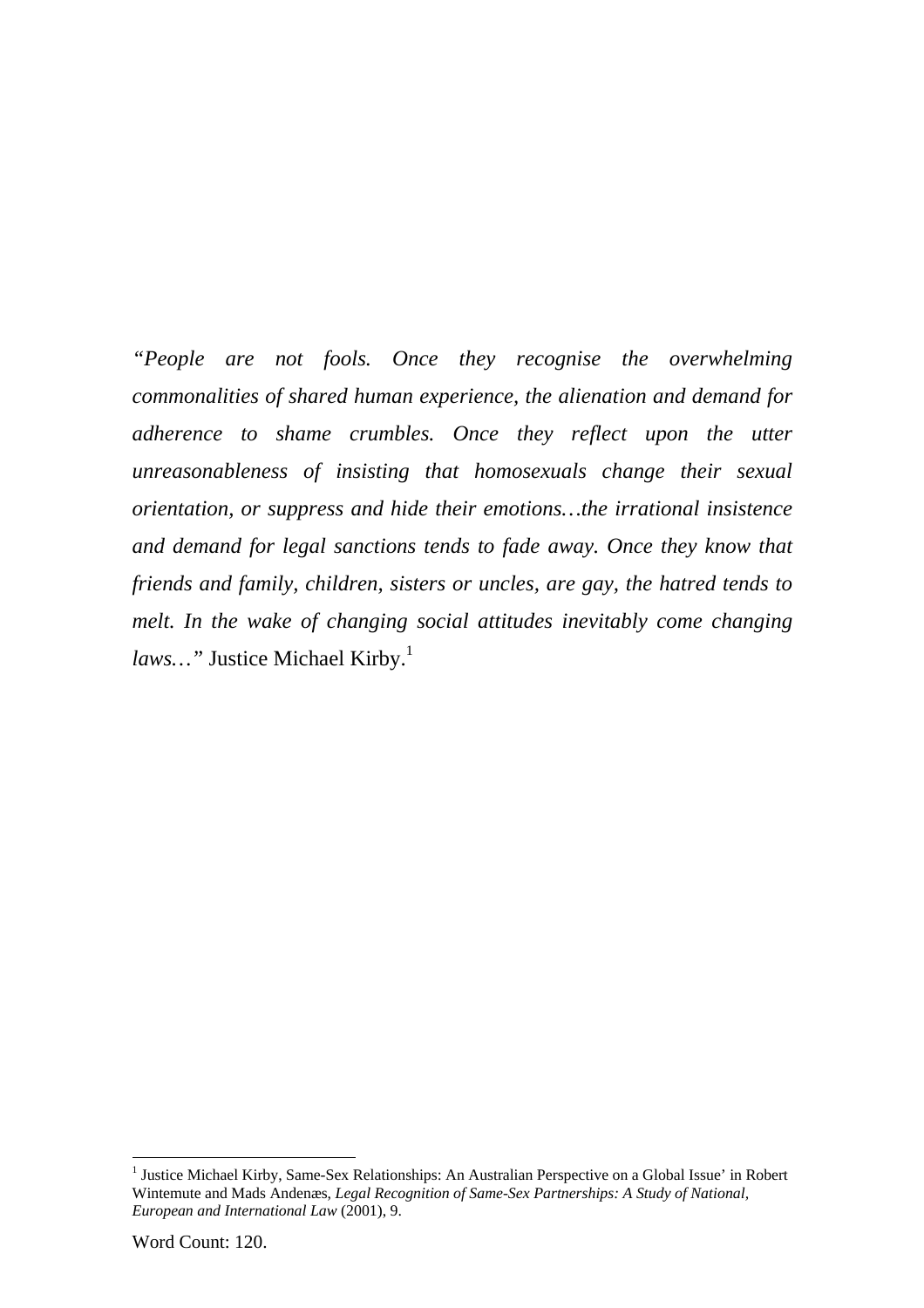*"People are not fools. Once they recognise the overwhelming commonalities of shared human experience, the alienation and demand for adherence to shame crumbles. Once they reflect upon the utter unreasonableness of insisting that homosexuals change their sexual orientation, or suppress and hide their emotions…the irrational insistence and demand for legal sanctions tends to fade away. Once they know that friends and family, children, sisters or uncles, are gay, the hatred tends to melt. In the wake of changing social attitudes inevitably come changing laws…"* Justice Michael Kirby.[1]

---

[1] Justice Michael Kirby, Same-Sex Relationships: An Australian Perspective on a Global Issue' in Robert Wintemute and Mads Andenæs, *Legal Recognition of Same-Sex Partnerships: A Study of National, European and International Law* (2001), 9.

Word Count: 120.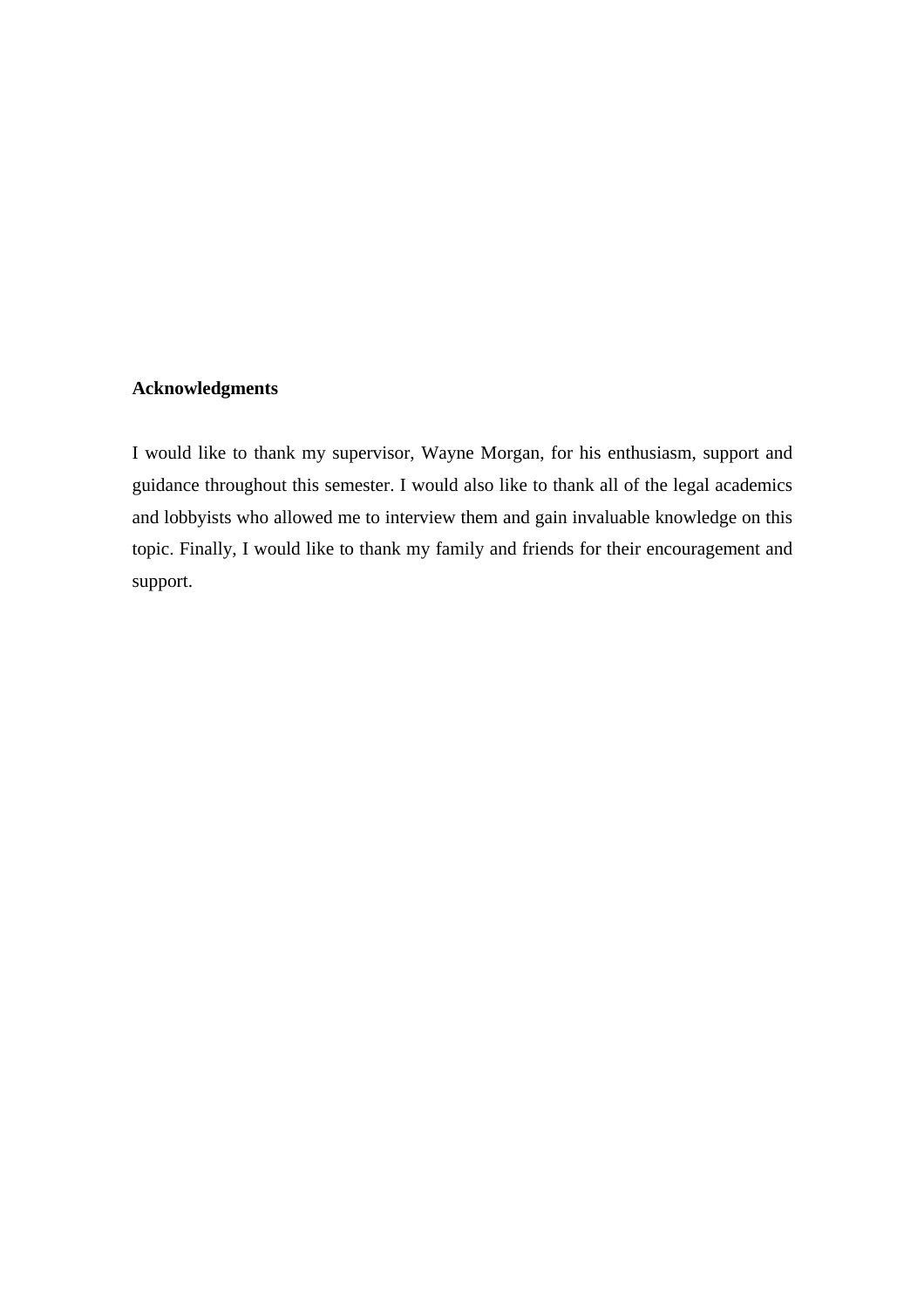**Acknowledgments**

I would like to thank my supervisor, Wayne Morgan, for his enthusiasm, support and guidance throughout this semester. I would also like to thank all of the legal academics and lobbyists who allowed me to interview them and gain invaluable knowledge on this topic. Finally, I would like to thank my family and friends for their encouragement and support.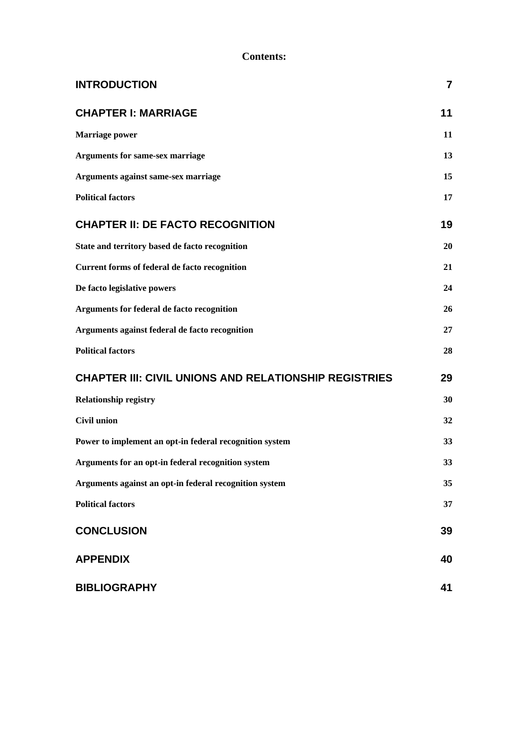**Contents:**

| | |
|---|---|
| **INTRODUCTION** | **7** |
| **CHAPTER I: MARRIAGE** | **11** |
| **Marriage power** | **11** |
| **Arguments for same-sex marriage** | **13** |
| **Arguments against same-sex marriage** | **15** |
| **Political factors** | **17** |
| **CHAPTER II: DE FACTO RECOGNITION** | **19** |
| **State and territory based de facto recognition** | **20** |
| **Current forms of federal de facto recognition** | **21** |
| **De facto legislative powers** | **24** |
| **Arguments for federal de facto recognition** | **26** |
| **Arguments against federal de facto recognition** | **27** |
| **Political factors** | **28** |
| **CHAPTER III: CIVIL UNIONS AND RELATIONSHIP REGISTRIES** | **29** |
| **Relationship registry** | **30** |
| **Civil union** | **32** |
| **Power to implement an opt-in federal recognition system** | **33** |
| **Arguments for an opt-in federal recognition system** | **33** |
| **Arguments against an opt-in federal recognition system** | **35** |
| **Political factors** | **37** |
| **CONCLUSION** | **39** |
| **APPENDIX** | **40** |
| **BIBLIOGRAPHY** | **41** |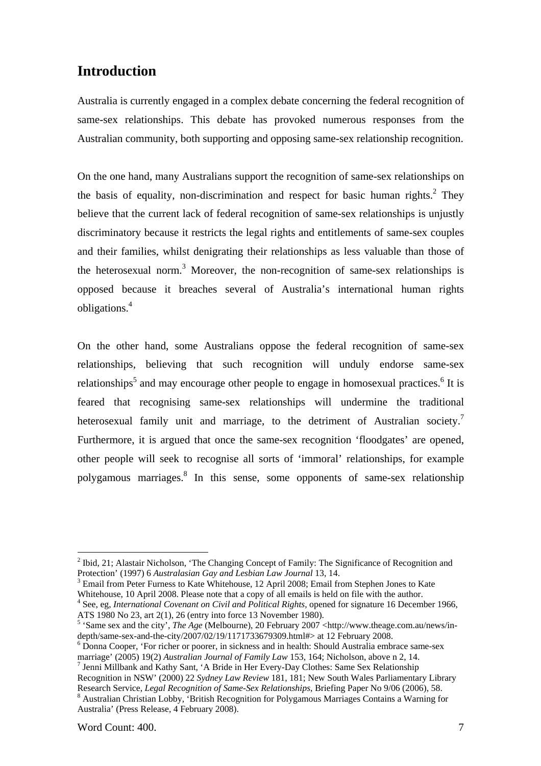## Introduction

Australia is currently engaged in a complex debate concerning the federal recognition of same-sex relationships. This debate has provoked numerous responses from the Australian community, both supporting and opposing same-sex relationship recognition.

On the one hand, many Australians support the recognition of same-sex relationships on the basis of equality, non-discrimination and respect for basic human rights.[2] They believe that the current lack of federal recognition of same-sex relationships is unjustly discriminatory because it restricts the legal rights and entitlements of same-sex couples and their families, whilst denigrating their relationships as less valuable than those of the heterosexual norm.[3] Moreover, the non-recognition of same-sex relationships is opposed because it breaches several of Australia's international human rights obligations.[4]

On the other hand, some Australians oppose the federal recognition of same-sex relationships, believing that such recognition will unduly endorse same-sex relationships[5] and may encourage other people to engage in homosexual practices.[6] It is feared that recognising same-sex relationships will undermine the traditional heterosexual family unit and marriage, to the detriment of Australian society.[7] Furthermore, it is argued that once the same-sex recognition 'floodgates' are opened, other people will seek to recognise all sorts of 'immoral' relationships, for example polygamous marriages.[8] In this sense, some opponents of same-sex relationship

---

[2] Ibid, 21; Alastair Nicholson, 'The Changing Concept of Family: The Significance of Recognition and Protection' (1997) 6 *Australasian Gay and Lesbian Law Journal* 13, 14.

[3] Email from Peter Furness to Kate Whitehouse, 12 April 2008; Email from Stephen Jones to Kate Whitehouse, 10 April 2008. Please note that a copy of all emails is held on file with the author.

[4] See, eg, *International Covenant on Civil and Political Rights*, opened for signature 16 December 1966, ATS 1980 No 23, art 2(1), 26 (entry into force 13 November 1980).

[5] 'Same sex and the city', *The Age* (Melbourne), 20 February 2007 <http://www.theage.com.au/news/in-depth/same-sex-and-the-city/2007/02/19/1171733679309.html#> at 12 February 2008.

[6] Donna Cooper, 'For richer or poorer, in sickness and in health: Should Australia embrace same-sex marriage' (2005) 19(2) *Australian Journal of Family Law* 153, 164; Nicholson, above n 2, 14.

[7] Jenni Millbank and Kathy Sant, 'A Bride in Her Every-Day Clothes: Same Sex Relationship Recognition in NSW' (2000) 22 *Sydney Law Review* 181, 181; New South Wales Parliamentary Library Research Service, *Legal Recognition of Same-Sex Relationships*, Briefing Paper No 9/06 (2006), 58.

[8] Australian Christian Lobby, 'British Recognition for Polygamous Marriages Contains a Warning for Australia' (Press Release, 4 February 2008).

Word Count: 400.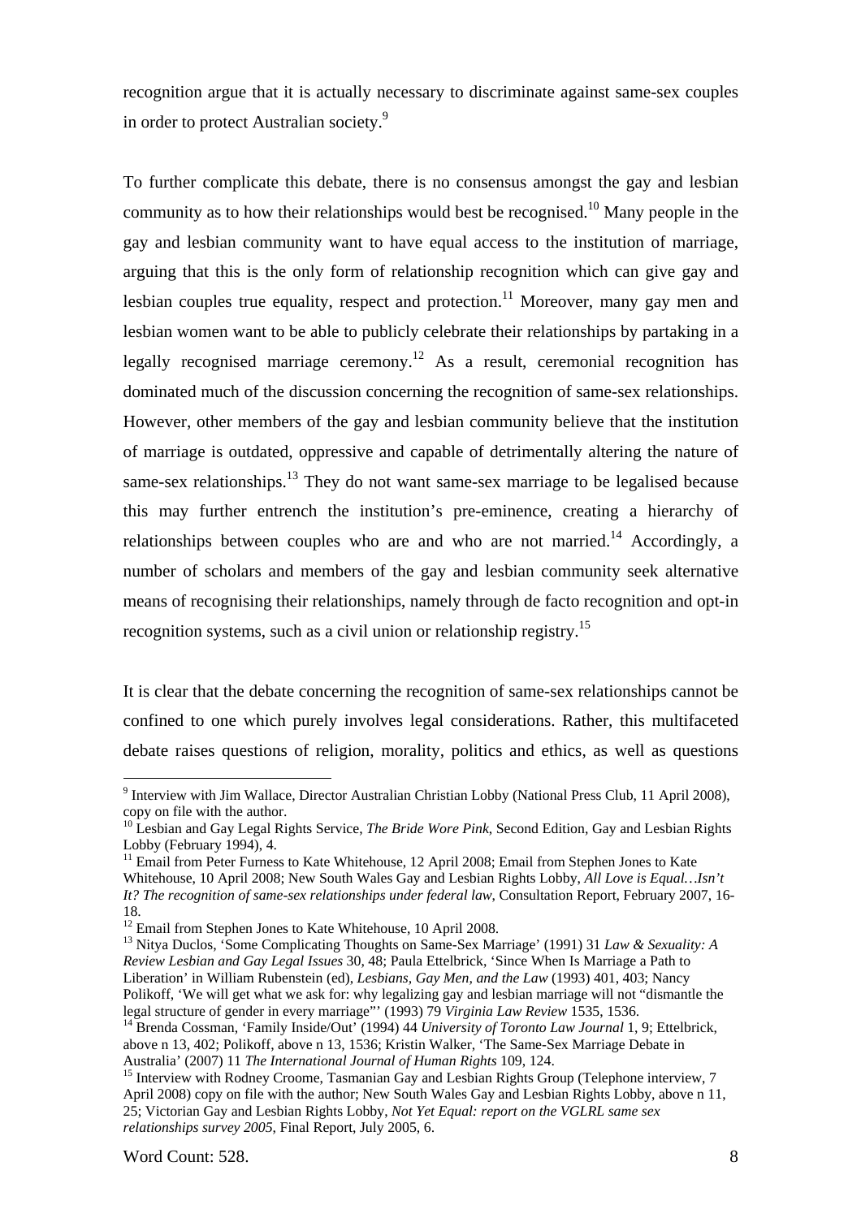recognition argue that it is actually necessary to discriminate against same-sex couples in order to protect Australian society.[9]

To further complicate this debate, there is no consensus amongst the gay and lesbian community as to how their relationships would best be recognised.[10] Many people in the gay and lesbian community want to have equal access to the institution of marriage, arguing that this is the only form of relationship recognition which can give gay and lesbian couples true equality, respect and protection.[11] Moreover, many gay men and lesbian women want to be able to publicly celebrate their relationships by partaking in a legally recognised marriage ceremony.[12] As a result, ceremonial recognition has dominated much of the discussion concerning the recognition of same-sex relationships. However, other members of the gay and lesbian community believe that the institution of marriage is outdated, oppressive and capable of detrimentally altering the nature of same-sex relationships.[13] They do not want same-sex marriage to be legalised because this may further entrench the institution's pre-eminence, creating a hierarchy of relationships between couples who are and who are not married.[14] Accordingly, a number of scholars and members of the gay and lesbian community seek alternative means of recognising their relationships, namely through de facto recognition and opt-in recognition systems, such as a civil union or relationship registry.[15]

It is clear that the debate concerning the recognition of same-sex relationships cannot be confined to one which purely involves legal considerations. Rather, this multifaceted debate raises questions of religion, morality, politics and ethics, as well as questions

---

[9] Interview with Jim Wallace, Director Australian Christian Lobby (National Press Club, 11 April 2008), copy on file with the author.

[10] Lesbian and Gay Legal Rights Service, *The Bride Wore Pink*, Second Edition, Gay and Lesbian Rights Lobby (February 1994), 4.

[11] Email from Peter Furness to Kate Whitehouse, 12 April 2008; Email from Stephen Jones to Kate Whitehouse, 10 April 2008; New South Wales Gay and Lesbian Rights Lobby, *All Love is Equal…Isn't It? The recognition of same-sex relationships under federal law*, Consultation Report, February 2007, 16-18.

[12] Email from Stephen Jones to Kate Whitehouse, 10 April 2008.

[13] Nitya Duclos, 'Some Complicating Thoughts on Same-Sex Marriage' (1991) 31 *Law & Sexuality: A Review Lesbian and Gay Legal Issues* 30, 48; Paula Ettelbrick, 'Since When Is Marriage a Path to Liberation' in William Rubenstein (ed), *Lesbians, Gay Men, and the Law* (1993) 401, 403; Nancy Polikoff, 'We will get what we ask for: why legalizing gay and lesbian marriage will not "dismantle the legal structure of gender in every marriage"' (1993) 79 *Virginia Law Review* 1535, 1536.

[14] Brenda Cossman, 'Family Inside/Out' (1994) 44 *University of Toronto Law Journal* 1, 9; Ettelbrick, above n 13, 402; Polikoff, above n 13, 1536; Kristin Walker, 'The Same-Sex Marriage Debate in Australia' (2007) 11 *The International Journal of Human Rights* 109, 124.

[15] Interview with Rodney Croome, Tasmanian Gay and Lesbian Rights Group (Telephone interview, 7 April 2008) copy on file with the author; New South Wales Gay and Lesbian Rights Lobby, above n 11, 25; Victorian Gay and Lesbian Rights Lobby, *Not Yet Equal: report on the VGLRL same sex relationships survey 2005*, Final Report, July 2005, 6.

Word Count: 528.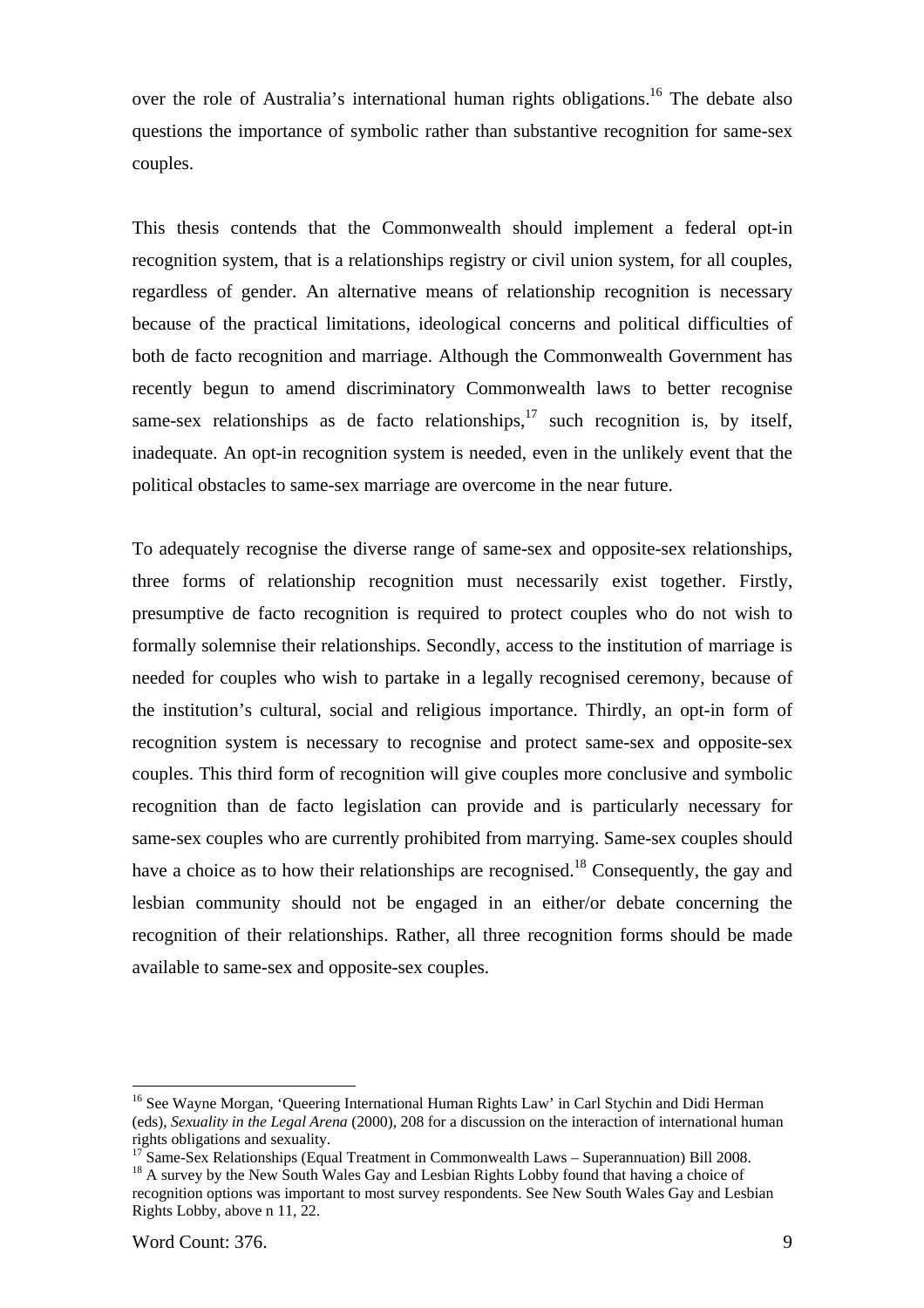over the role of Australia's international human rights obligations.[16] The debate also questions the importance of symbolic rather than substantive recognition for same-sex couples.

This thesis contends that the Commonwealth should implement a federal opt-in recognition system, that is a relationships registry or civil union system, for all couples, regardless of gender. An alternative means of relationship recognition is necessary because of the practical limitations, ideological concerns and political difficulties of both de facto recognition and marriage. Although the Commonwealth Government has recently begun to amend discriminatory Commonwealth laws to better recognise same-sex relationships as de facto relationships,[17] such recognition is, by itself, inadequate. An opt-in recognition system is needed, even in the unlikely event that the political obstacles to same-sex marriage are overcome in the near future.

To adequately recognise the diverse range of same-sex and opposite-sex relationships, three forms of relationship recognition must necessarily exist together. Firstly, presumptive de facto recognition is required to protect couples who do not wish to formally solemnise their relationships. Secondly, access to the institution of marriage is needed for couples who wish to partake in a legally recognised ceremony, because of the institution's cultural, social and religious importance. Thirdly, an opt-in form of recognition system is necessary to recognise and protect same-sex and opposite-sex couples. This third form of recognition will give couples more conclusive and symbolic recognition than de facto legislation can provide and is particularly necessary for same-sex couples who are currently prohibited from marrying. Same-sex couples should have a choice as to how their relationships are recognised.[18] Consequently, the gay and lesbian community should not be engaged in an either/or debate concerning the recognition of their relationships. Rather, all three recognition forms should be made available to same-sex and opposite-sex couples.

---

[16] See Wayne Morgan, 'Queering International Human Rights Law' in Carl Stychin and Didi Herman (eds), *Sexuality in the Legal Arena* (2000), 208 for a discussion on the interaction of international human rights obligations and sexuality.

[17] Same-Sex Relationships (Equal Treatment in Commonwealth Laws – Superannuation) Bill 2008.

[18] A survey by the New South Wales Gay and Lesbian Rights Lobby found that having a choice of recognition options was important to most survey respondents. See New South Wales Gay and Lesbian Rights Lobby, above n 11, 22.

Word Count: 376.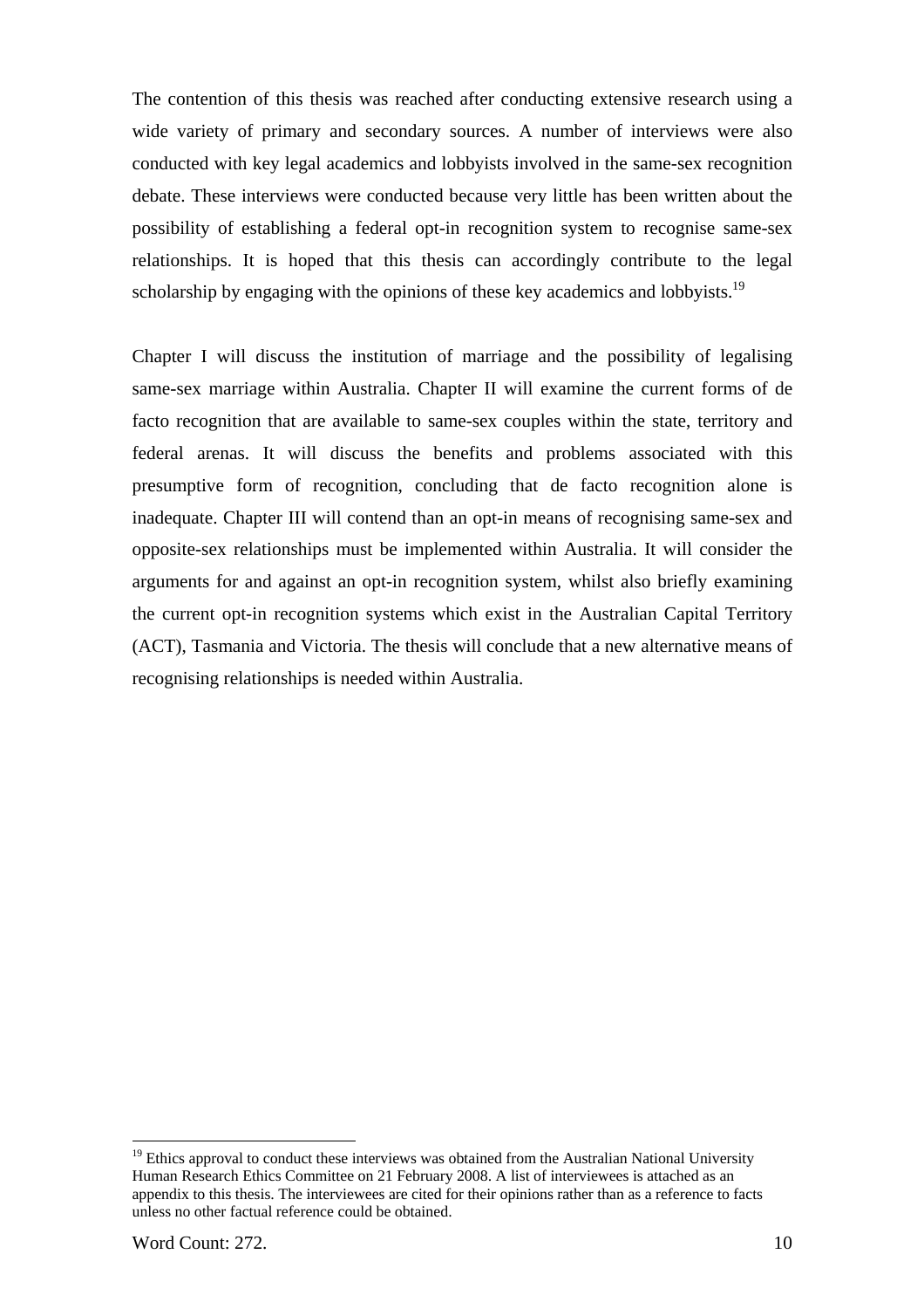The contention of this thesis was reached after conducting extensive research using a wide variety of primary and secondary sources. A number of interviews were also conducted with key legal academics and lobbyists involved in the same-sex recognition debate. These interviews were conducted because very little has been written about the possibility of establishing a federal opt-in recognition system to recognise same-sex relationships. It is hoped that this thesis can accordingly contribute to the legal scholarship by engaging with the opinions of these key academics and lobbyists.[19]

Chapter I will discuss the institution of marriage and the possibility of legalising same-sex marriage within Australia. Chapter II will examine the current forms of de facto recognition that are available to same-sex couples within the state, territory and federal arenas. It will discuss the benefits and problems associated with this presumptive form of recognition, concluding that de facto recognition alone is inadequate. Chapter III will contend than an opt-in means of recognising same-sex and opposite-sex relationships must be implemented within Australia. It will consider the arguments for and against an opt-in recognition system, whilst also briefly examining the current opt-in recognition systems which exist in the Australian Capital Territory (ACT), Tasmania and Victoria. The thesis will conclude that a new alternative means of recognising relationships is needed within Australia.

---

[19] Ethics approval to conduct these interviews was obtained from the Australian National University Human Research Ethics Committee on 21 February 2008. A list of interviewees is attached as an appendix to this thesis. The interviewees are cited for their opinions rather than as a reference to facts unless no other factual reference could be obtained.

Word Count: 272.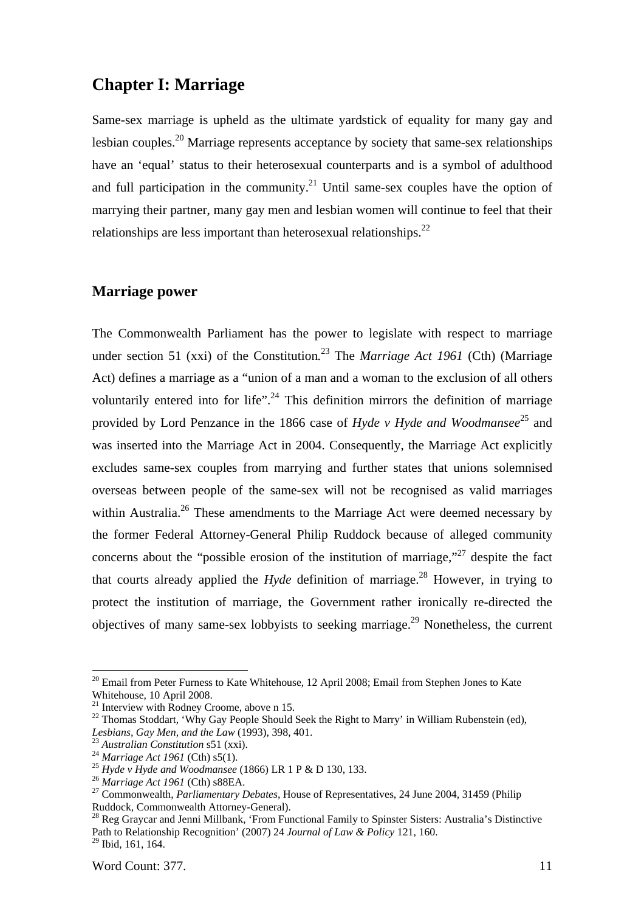## Chapter I: Marriage

Same-sex marriage is upheld as the ultimate yardstick of equality for many gay and lesbian couples.[20] Marriage represents acceptance by society that same-sex relationships have an 'equal' status to their heterosexual counterparts and is a symbol of adulthood and full participation in the community.[21] Until same-sex couples have the option of marrying their partner, many gay men and lesbian women will continue to feel that their relationships are less important than heterosexual relationships.[22]

### Marriage power

The Commonwealth Parliament has the power to legislate with respect to marriage under section 51 (xxi) of the Constitution.[23] The *Marriage Act 1961* (Cth) (Marriage Act) defines a marriage as a "union of a man and a woman to the exclusion of all others voluntarily entered into for life".[24] This definition mirrors the definition of marriage provided by Lord Penzance in the 1866 case of *Hyde v Hyde and Woodmansee*[25] and was inserted into the Marriage Act in 2004. Consequently, the Marriage Act explicitly excludes same-sex couples from marrying and further states that unions solemnised overseas between people of the same-sex will not be recognised as valid marriages within Australia.[26] These amendments to the Marriage Act were deemed necessary by the former Federal Attorney-General Philip Ruddock because of alleged community concerns about the "possible erosion of the institution of marriage,"[27] despite the fact that courts already applied the *Hyde* definition of marriage.[28] However, in trying to protect the institution of marriage, the Government rather ironically re-directed the objectives of many same-sex lobbyists to seeking marriage.[29] Nonetheless, the current

---

[20] Email from Peter Furness to Kate Whitehouse, 12 April 2008; Email from Stephen Jones to Kate Whitehouse, 10 April 2008.
[21] Interview with Rodney Croome, above n 15.
[22] Thomas Stoddart, 'Why Gay People Should Seek the Right to Marry' in William Rubenstein (ed), *Lesbians, Gay Men, and the Law* (1993), 398, 401.
[23] *Australian Constitution* s51 (xxi).
[24] *Marriage Act 1961* (Cth) s5(1).
[25] *Hyde v Hyde and Woodmansee* (1866) LR 1 P & D 130, 133.
[26] *Marriage Act 1961* (Cth) s88EA.
[27] Commonwealth, *Parliamentary Debates*, House of Representatives, 24 June 2004, 31459 (Philip Ruddock, Commonwealth Attorney-General).
[28] Reg Graycar and Jenni Millbank, 'From Functional Family to Spinster Sisters: Australia's Distinctive Path to Relationship Recognition' (2007) 24 *Journal of Law & Policy* 121, 160.
[29] Ibid, 161, 164.

Word Count: 377.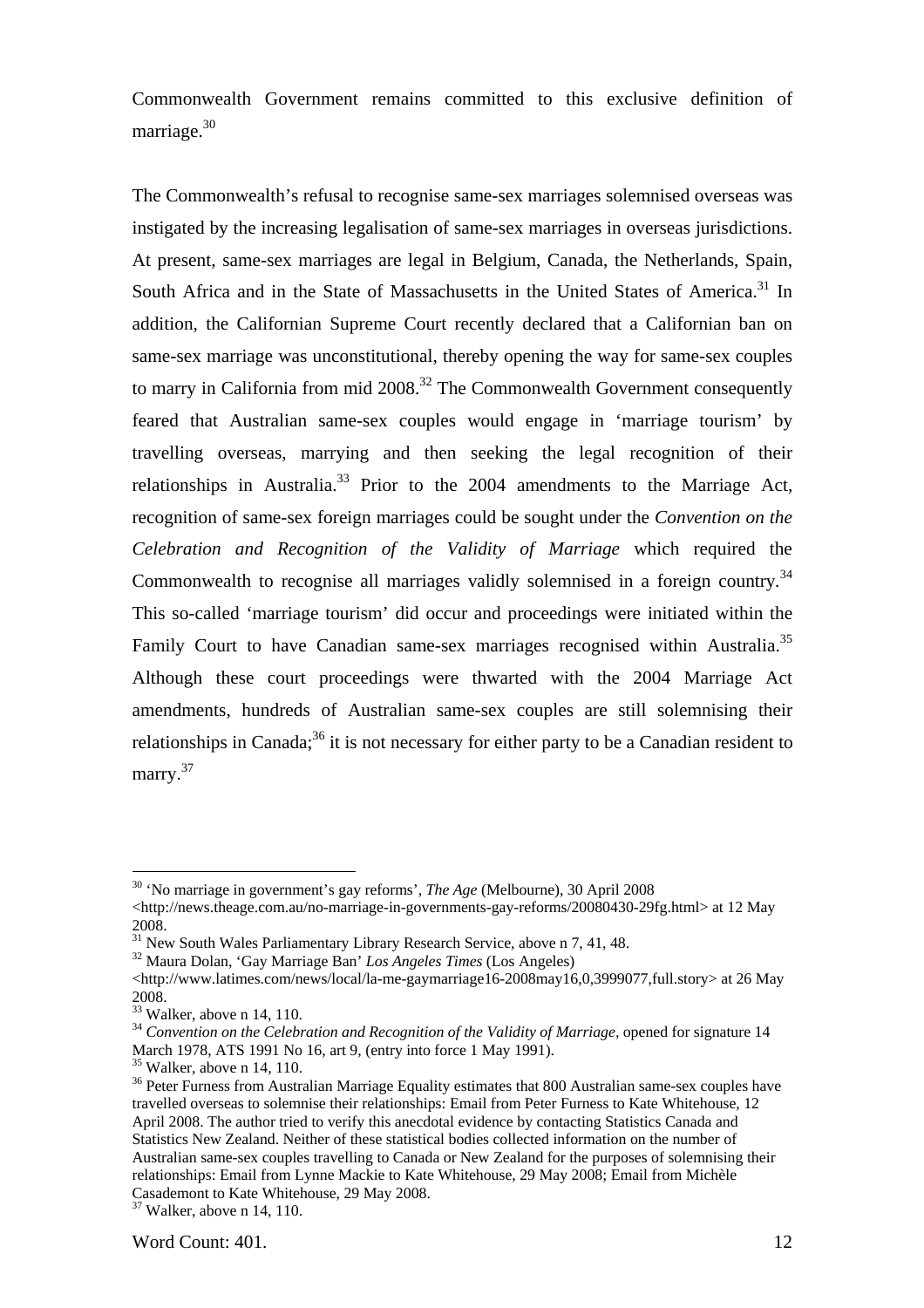Commonwealth Government remains committed to this exclusive definition of marriage.[30]

The Commonwealth's refusal to recognise same-sex marriages solemnised overseas was instigated by the increasing legalisation of same-sex marriages in overseas jurisdictions. At present, same-sex marriages are legal in Belgium, Canada, the Netherlands, Spain, South Africa and in the State of Massachusetts in the United States of America.[31] In addition, the Californian Supreme Court recently declared that a Californian ban on same-sex marriage was unconstitutional, thereby opening the way for same-sex couples to marry in California from mid 2008.[32] The Commonwealth Government consequently feared that Australian same-sex couples would engage in 'marriage tourism' by travelling overseas, marrying and then seeking the legal recognition of their relationships in Australia.[33] Prior to the 2004 amendments to the Marriage Act, recognition of same-sex foreign marriages could be sought under the *Convention on the Celebration and Recognition of the Validity of Marriage* which required the Commonwealth to recognise all marriages validly solemnised in a foreign country.[34] This so-called 'marriage tourism' did occur and proceedings were initiated within the Family Court to have Canadian same-sex marriages recognised within Australia.[35] Although these court proceedings were thwarted with the 2004 Marriage Act amendments, hundreds of Australian same-sex couples are still solemnising their relationships in Canada;[36] it is not necessary for either party to be a Canadian resident to marry.[37]

---

[30] 'No marriage in government's gay reforms', *The Age* (Melbourne), 30 April 2008 <http://news.theage.com.au/no-marriage-in-governments-gay-reforms/20080430-29fg.html> at 12 May 2008.

[31] New South Wales Parliamentary Library Research Service, above n 7, 41, 48.

[32] Maura Dolan, 'Gay Marriage Ban' *Los Angeles Times* (Los Angeles) <http://www.latimes.com/news/local/la-me-gaymarriage16-2008may16,0,3999077,full.story> at 26 May 2008.

[33] Walker, above n 14, 110.

[34] *Convention on the Celebration and Recognition of the Validity of Marriage*, opened for signature 14 March 1978, ATS 1991 No 16, art 9, (entry into force 1 May 1991).

[35] Walker, above n 14, 110.

[36] Peter Furness from Australian Marriage Equality estimates that 800 Australian same-sex couples have travelled overseas to solemnise their relationships: Email from Peter Furness to Kate Whitehouse, 12 April 2008. The author tried to verify this anecdotal evidence by contacting Statistics Canada and Statistics New Zealand. Neither of these statistical bodies collected information on the number of Australian same-sex couples travelling to Canada or New Zealand for the purposes of solemnising their relationships: Email from Lynne Mackie to Kate Whitehouse, 29 May 2008; Email from Michèle Casademont to Kate Whitehouse, 29 May 2008.

[37] Walker, above n 14, 110.

Word Count: 401.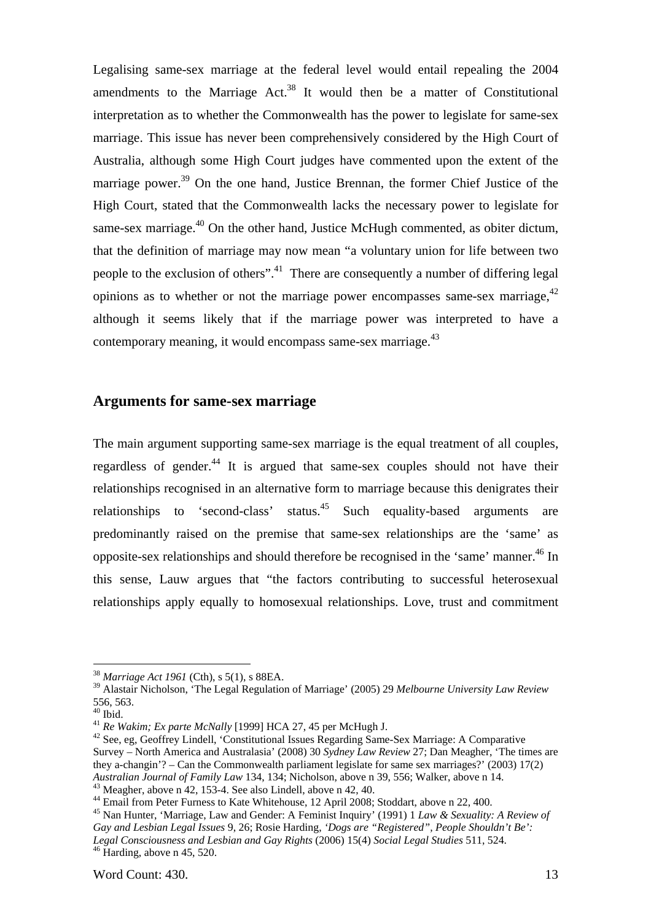Legalising same-sex marriage at the federal level would entail repealing the 2004 amendments to the Marriage Act.[38] It would then be a matter of Constitutional interpretation as to whether the Commonwealth has the power to legislate for same-sex marriage. This issue has never been comprehensively considered by the High Court of Australia, although some High Court judges have commented upon the extent of the marriage power.[39] On the one hand, Justice Brennan, the former Chief Justice of the High Court, stated that the Commonwealth lacks the necessary power to legislate for same-sex marriage.[40] On the other hand, Justice McHugh commented, as obiter dictum, that the definition of marriage may now mean "a voluntary union for life between two people to the exclusion of others".[41] There are consequently a number of differing legal opinions as to whether or not the marriage power encompasses same-sex marriage,[42] although it seems likely that if the marriage power was interpreted to have a contemporary meaning, it would encompass same-sex marriage.[43]

## Arguments for same-sex marriage

The main argument supporting same-sex marriage is the equal treatment of all couples, regardless of gender.[44] It is argued that same-sex couples should not have their relationships recognised in an alternative form to marriage because this denigrates their relationships to 'second-class' status.[45] Such equality-based arguments are predominantly raised on the premise that same-sex relationships are the 'same' as opposite-sex relationships and should therefore be recognised in the 'same' manner.[46] In this sense, Lauw argues that "the factors contributing to successful heterosexual relationships apply equally to homosexual relationships. Love, trust and commitment

---

[38] *Marriage Act 1961* (Cth), s 5(1), s 88EA.

[39] Alastair Nicholson, 'The Legal Regulation of Marriage' (2005) 29 *Melbourne University Law Review* 556, 563.

[40] Ibid.

[41] *Re Wakim; Ex parte McNally* [1999] HCA 27, 45 per McHugh J.

[42] See, eg, Geoffrey Lindell, 'Constitutional Issues Regarding Same-Sex Marriage: A Comparative Survey – North America and Australasia' (2008) 30 *Sydney Law Review* 27; Dan Meagher, 'The times are they a-changin'? – Can the Commonwealth parliament legislate for same sex marriages?' (2003) 17(2) *Australian Journal of Family Law* 134, 134; Nicholson, above n 39, 556; Walker, above n 14.

[43] Meagher, above n 42, 153-4. See also Lindell, above n 42, 40.

[44] Email from Peter Furness to Kate Whitehouse, 12 April 2008; Stoddart, above n 22, 400.

[45] Nan Hunter, 'Marriage, Law and Gender: A Feminist Inquiry' (1991) 1 *Law & Sexuality: A Review of Gay and Lesbian Legal Issues* 9, 26; Rosie Harding, *'Dogs are "Registered", People Shouldn't Be': Legal Consciousness and Lesbian and Gay Rights* (2006) 15(4) *Social Legal Studies* 511, 524.

[46] Harding, above n 45, 520.

Word Count: 430.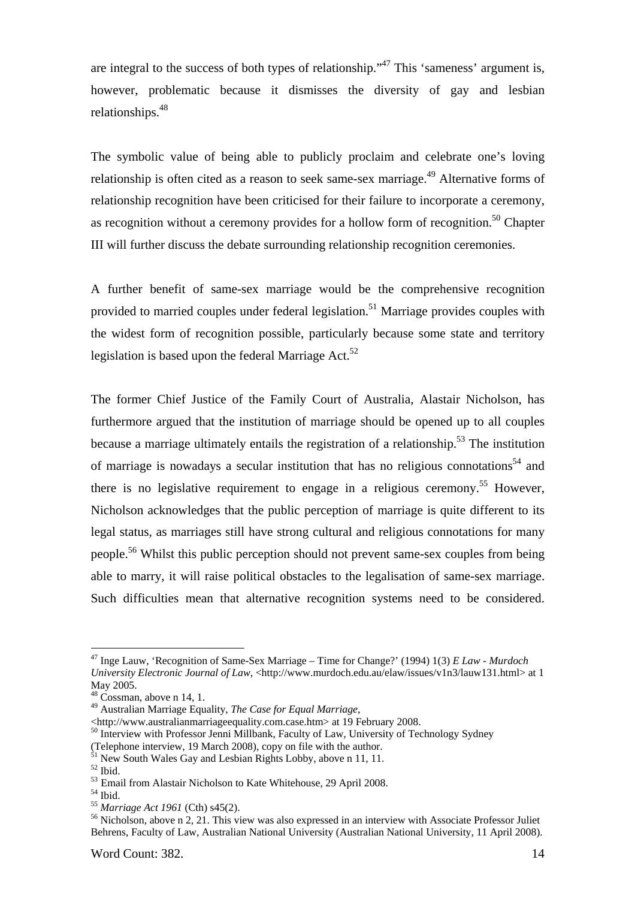are integral to the success of both types of relationship."[47] This 'sameness' argument is, however, problematic because it dismisses the diversity of gay and lesbian relationships.[48]

The symbolic value of being able to publicly proclaim and celebrate one's loving relationship is often cited as a reason to seek same-sex marriage.[49] Alternative forms of relationship recognition have been criticised for their failure to incorporate a ceremony, as recognition without a ceremony provides for a hollow form of recognition.[50] Chapter III will further discuss the debate surrounding relationship recognition ceremonies.

A further benefit of same-sex marriage would be the comprehensive recognition provided to married couples under federal legislation.[51] Marriage provides couples with the widest form of recognition possible, particularly because some state and territory legislation is based upon the federal Marriage Act.[52]

The former Chief Justice of the Family Court of Australia, Alastair Nicholson, has furthermore argued that the institution of marriage should be opened up to all couples because a marriage ultimately entails the registration of a relationship.[53] The institution of marriage is nowadays a secular institution that has no religious connotations[54] and there is no legislative requirement to engage in a religious ceremony.[55] However, Nicholson acknowledges that the public perception of marriage is quite different to its legal status, as marriages still have strong cultural and religious connotations for many people.[56] Whilst this public perception should not prevent same-sex couples from being able to marry, it will raise political obstacles to the legalisation of same-sex marriage. Such difficulties mean that alternative recognition systems need to be considered.

---

[47] Inge Lauw, 'Recognition of Same-Sex Marriage – Time for Change?' (1994) 1(3) *E Law - Murdoch University Electronic Journal of Law*, <http://www.murdoch.edu.au/elaw/issues/v1n3/lauw131.html> at 1 May 2005.

[48] Cossman, above n 14, 1.

[49] Australian Marriage Equality, *The Case for Equal Marriage*, <http://www.australianmarriageequality.com.case.htm> at 19 February 2008.

[50] Interview with Professor Jenni Millbank, Faculty of Law, University of Technology Sydney (Telephone interview, 19 March 2008), copy on file with the author.

[51] New South Wales Gay and Lesbian Rights Lobby, above n 11, 11.

[52] Ibid.

[53] Email from Alastair Nicholson to Kate Whitehouse, 29 April 2008.

[54] Ibid.

[55] *Marriage Act 1961* (Cth) s45(2).

[56] Nicholson, above n 2, 21. This view was also expressed in an interview with Associate Professor Juliet Behrens, Faculty of Law, Australian National University (Australian National University, 11 April 2008).

Word Count: 382.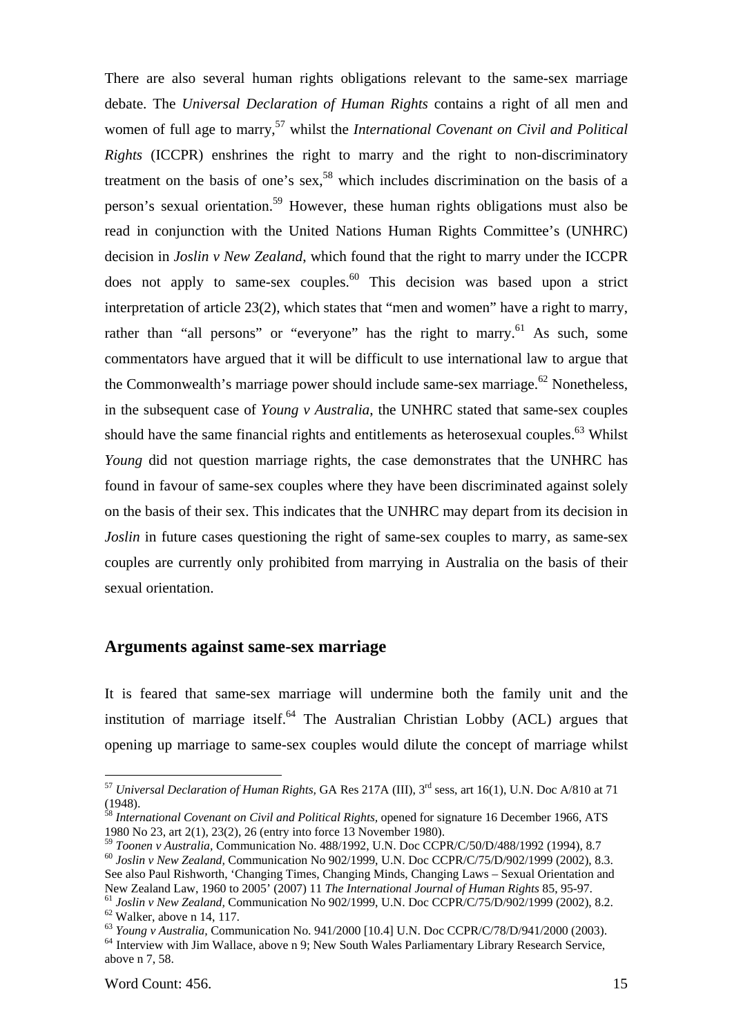There are also several human rights obligations relevant to the same-sex marriage debate. The *Universal Declaration of Human Rights* contains a right of all men and women of full age to marry,[57] whilst the *International Covenant on Civil and Political Rights* (ICCPR) enshrines the right to marry and the right to non-discriminatory treatment on the basis of one's sex,[58] which includes discrimination on the basis of a person's sexual orientation.[59] However, these human rights obligations must also be read in conjunction with the United Nations Human Rights Committee's (UNHRC) decision in *Joslin v New Zealand*, which found that the right to marry under the ICCPR does not apply to same-sex couples.[60] This decision was based upon a strict interpretation of article 23(2), which states that "men and women" have a right to marry, rather than "all persons" or "everyone" has the right to marry.[61] As such, some commentators have argued that it will be difficult to use international law to argue that the Commonwealth's marriage power should include same-sex marriage.[62] Nonetheless, in the subsequent case of *Young v Australia*, the UNHRC stated that same-sex couples should have the same financial rights and entitlements as heterosexual couples.[63] Whilst *Young* did not question marriage rights, the case demonstrates that the UNHRC has found in favour of same-sex couples where they have been discriminated against solely on the basis of their sex. This indicates that the UNHRC may depart from its decision in *Joslin* in future cases questioning the right of same-sex couples to marry, as same-sex couples are currently only prohibited from marrying in Australia on the basis of their sexual orientation.

## Arguments against same-sex marriage

It is feared that same-sex marriage will undermine both the family unit and the institution of marriage itself.[64] The Australian Christian Lobby (ACL) argues that opening up marriage to same-sex couples would dilute the concept of marriage whilst

---

[57] *Universal Declaration of Human Rights*, GA Res 217A (III), 3rd sess, art 16(1), U.N. Doc A/810 at 71 (1948).

[58] *International Covenant on Civil and Political Rights*, opened for signature 16 December 1966, ATS 1980 No 23, art 2(1), 23(2), 26 (entry into force 13 November 1980).

[59] *Toonen v Australia*, Communication No. 488/1992, U.N. Doc CCPR/C/50/D/488/1992 (1994), 8.7

[60] *Joslin v New Zealand*, Communication No 902/1999, U.N. Doc CCPR/C/75/D/902/1999 (2002), 8.3. See also Paul Rishworth, 'Changing Times, Changing Minds, Changing Laws – Sexual Orientation and New Zealand Law, 1960 to 2005' (2007) 11 *The International Journal of Human Rights* 85, 95-97.

[61] *Joslin v New Zealand*, Communication No 902/1999, U.N. Doc CCPR/C/75/D/902/1999 (2002), 8.2.

[62] Walker, above n 14, 117.

[63] *Young v Australia*, Communication No. 941/2000 [10.4] U.N. Doc CCPR/C/78/D/941/2000 (2003).

[64] Interview with Jim Wallace, above n 9; New South Wales Parliamentary Library Research Service, above n 7, 58.

Word Count: 456.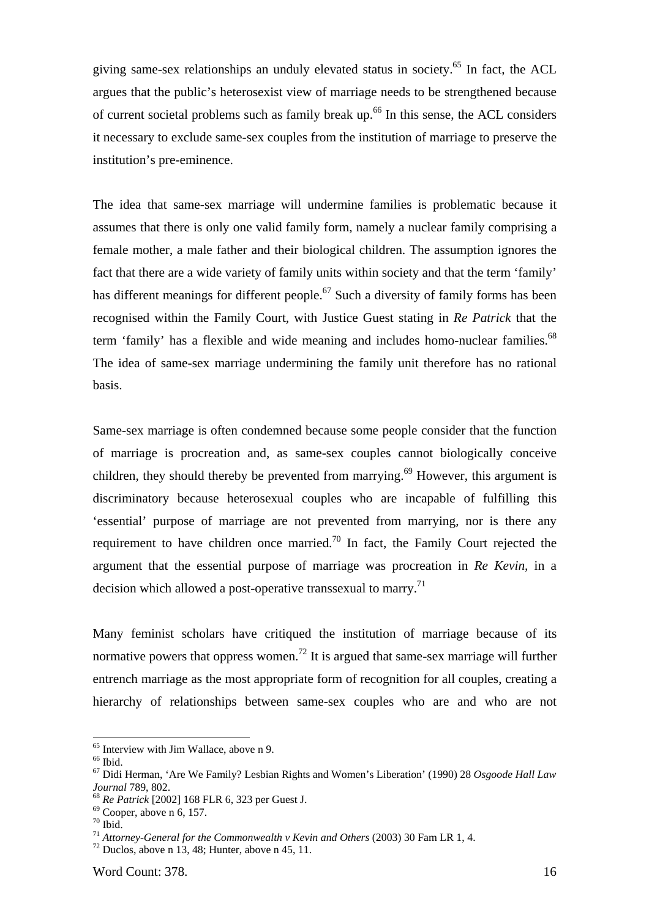giving same-sex relationships an unduly elevated status in society.[65] In fact, the ACL argues that the public's heterosexist view of marriage needs to be strengthened because of current societal problems such as family break up.[66] In this sense, the ACL considers it necessary to exclude same-sex couples from the institution of marriage to preserve the institution's pre-eminence.

The idea that same-sex marriage will undermine families is problematic because it assumes that there is only one valid family form, namely a nuclear family comprising a female mother, a male father and their biological children. The assumption ignores the fact that there are a wide variety of family units within society and that the term 'family' has different meanings for different people.[67] Such a diversity of family forms has been recognised within the Family Court, with Justice Guest stating in *Re Patrick* that the term 'family' has a flexible and wide meaning and includes homo-nuclear families.[68] The idea of same-sex marriage undermining the family unit therefore has no rational basis.

Same-sex marriage is often condemned because some people consider that the function of marriage is procreation and, as same-sex couples cannot biologically conceive children, they should thereby be prevented from marrying.[69] However, this argument is discriminatory because heterosexual couples who are incapable of fulfilling this 'essential' purpose of marriage are not prevented from marrying, nor is there any requirement to have children once married.[70] In fact, the Family Court rejected the argument that the essential purpose of marriage was procreation in *Re Kevin*, in a decision which allowed a post-operative transsexual to marry.[71]

Many feminist scholars have critiqued the institution of marriage because of its normative powers that oppress women.[72] It is argued that same-sex marriage will further entrench marriage as the most appropriate form of recognition for all couples, creating a hierarchy of relationships between same-sex couples who are and who are not

---

[65] Interview with Jim Wallace, above n 9.

[66] Ibid.

[67] Didi Herman, 'Are We Family? Lesbian Rights and Women's Liberation' (1990) 28 *Osgoode Hall Law Journal* 789, 802.

[68] *Re Patrick* [2002] 168 FLR 6, 323 per Guest J.

[69] Cooper, above n 6, 157.

[70] Ibid.

[71] *Attorney-General for the Commonwealth v Kevin and Others* (2003) 30 Fam LR 1, 4.

[72] Duclos, above n 13, 48; Hunter, above n 45, 11.

Word Count: 378.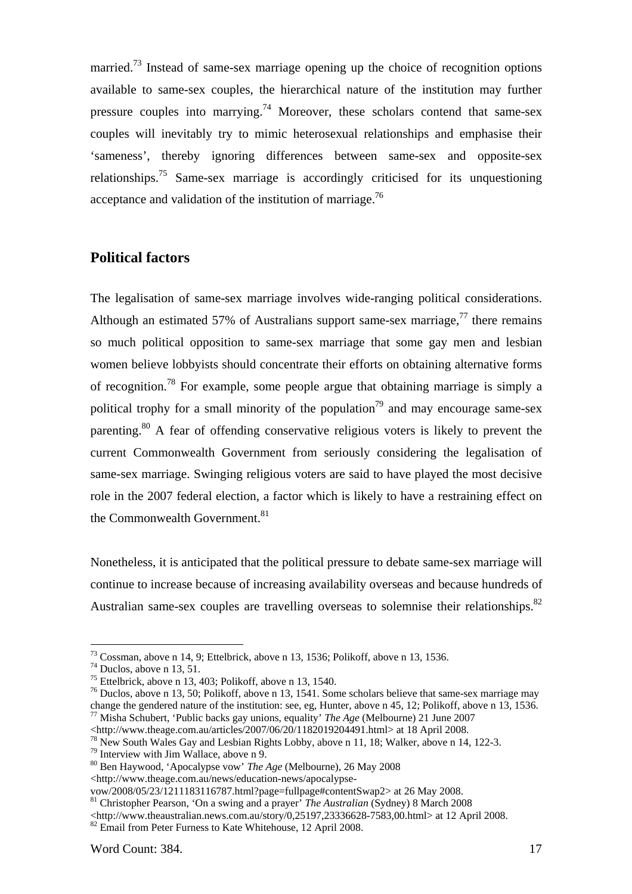married.[73] Instead of same-sex marriage opening up the choice of recognition options available to same-sex couples, the hierarchical nature of the institution may further pressure couples into marrying.[74] Moreover, these scholars contend that same-sex couples will inevitably try to mimic heterosexual relationships and emphasise their 'sameness', thereby ignoring differences between same-sex and opposite-sex relationships.[75] Same-sex marriage is accordingly criticised for its unquestioning acceptance and validation of the institution of marriage.[76]

## Political factors

The legalisation of same-sex marriage involves wide-ranging political considerations. Although an estimated 57% of Australians support same-sex marriage,[77] there remains so much political opposition to same-sex marriage that some gay men and lesbian women believe lobbyists should concentrate their efforts on obtaining alternative forms of recognition.[78] For example, some people argue that obtaining marriage is simply a political trophy for a small minority of the population[79] and may encourage same-sex parenting.[80] A fear of offending conservative religious voters is likely to prevent the current Commonwealth Government from seriously considering the legalisation of same-sex marriage. Swinging religious voters are said to have played the most decisive role in the 2007 federal election, a factor which is likely to have a restraining effect on the Commonwealth Government.[81]

Nonetheless, it is anticipated that the political pressure to debate same-sex marriage will continue to increase because of increasing availability overseas and because hundreds of Australian same-sex couples are travelling overseas to solemnise their relationships.[82]

---

[73] Cossman, above n 14, 9; Ettelbrick, above n 13, 1536; Polikoff, above n 13, 1536.
[74] Duclos, above n 13, 51.
[75] Ettelbrick, above n 13, 403; Polikoff, above n 13, 1540.
[76] Duclos, above n 13, 50; Polikoff, above n 13, 1541. Some scholars believe that same-sex marriage may change the gendered nature of the institution: see, eg, Hunter, above n 45, 12; Polikoff, above n 13, 1536.
[77] Misha Schubert, 'Public backs gay unions, equality' *The Age* (Melbourne) 21 June 2007 <http://www.theage.com.au/articles/2007/06/20/1182019204491.html> at 18 April 2008.
[78] New South Wales Gay and Lesbian Rights Lobby, above n 11, 18; Walker, above n 14, 122-3.
[79] Interview with Jim Wallace, above n 9.
[80] Ben Haywood, 'Apocalypse vow' *The Age* (Melbourne), 26 May 2008 <http://www.theage.com.au/news/education-news/apocalypse-vow/2008/05/23/1211183116787.html?page=fullpage#contentSwap2> at 26 May 2008.
[81] Christopher Pearson, 'On a swing and a prayer' *The Australian* (Sydney) 8 March 2008 <http://www.theaustralian.news.com.au/story/0,25197,23336628-7583,00.html> at 12 April 2008.
[82] Email from Peter Furness to Kate Whitehouse, 12 April 2008.

Word Count: 384.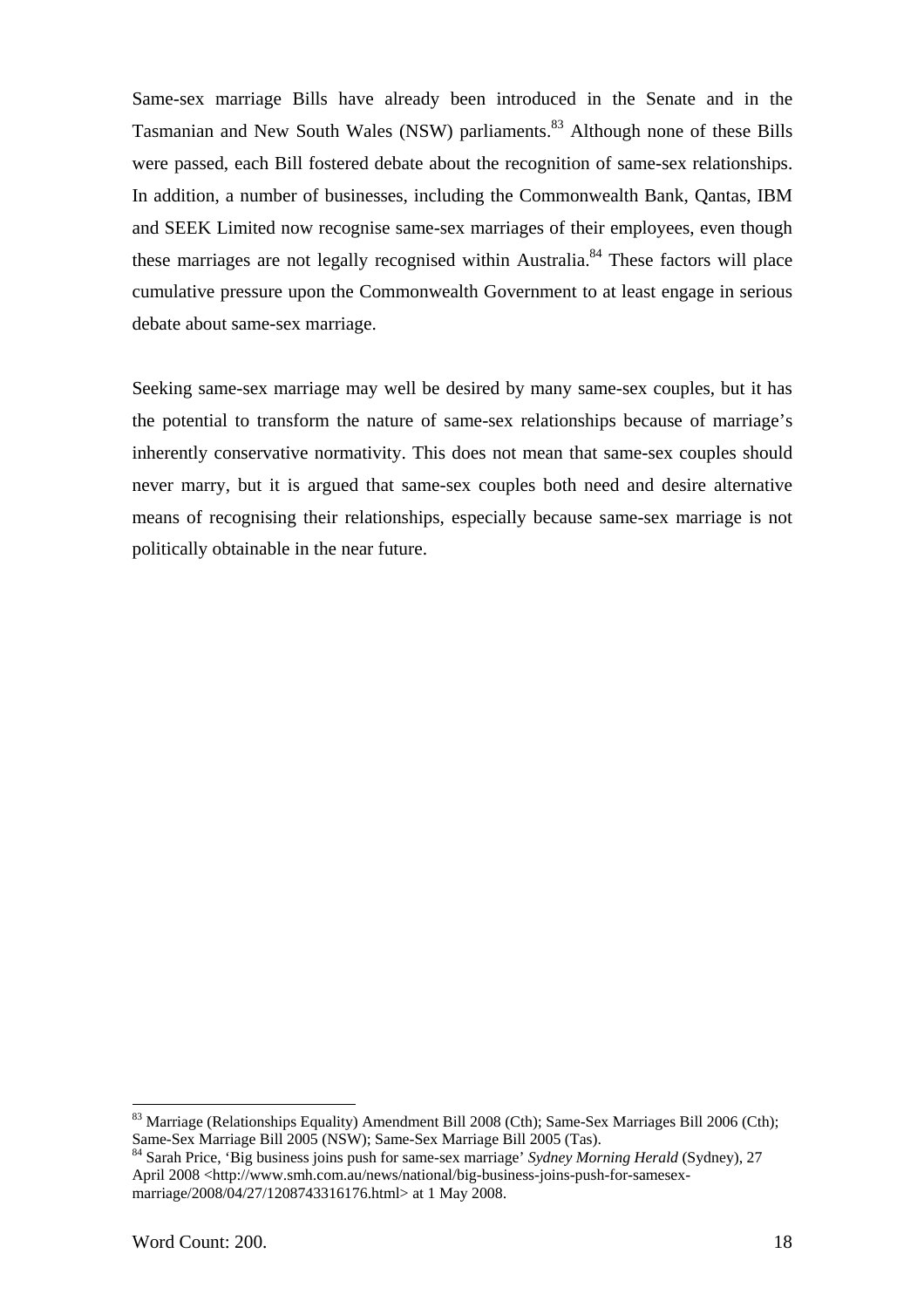Same-sex marriage Bills have already been introduced in the Senate and in the Tasmanian and New South Wales (NSW) parliaments.[83] Although none of these Bills were passed, each Bill fostered debate about the recognition of same-sex relationships. In addition, a number of businesses, including the Commonwealth Bank, Qantas, IBM and SEEK Limited now recognise same-sex marriages of their employees, even though these marriages are not legally recognised within Australia.[84] These factors will place cumulative pressure upon the Commonwealth Government to at least engage in serious debate about same-sex marriage.

Seeking same-sex marriage may well be desired by many same-sex couples, but it has the potential to transform the nature of same-sex relationships because of marriage's inherently conservative normativity. This does not mean that same-sex couples should never marry, but it is argued that same-sex couples both need and desire alternative means of recognising their relationships, especially because same-sex marriage is not politically obtainable in the near future.

---

[83] Marriage (Relationships Equality) Amendment Bill 2008 (Cth); Same-Sex Marriages Bill 2006 (Cth); Same-Sex Marriage Bill 2005 (NSW); Same-Sex Marriage Bill 2005 (Tas).

[84] Sarah Price, 'Big business joins push for same-sex marriage' *Sydney Morning Herald* (Sydney), 27 April 2008 <http://www.smh.com.au/news/national/big-business-joins-push-for-samesex-marriage/2008/04/27/1208743316176.html> at 1 May 2008.

Word Count: 200.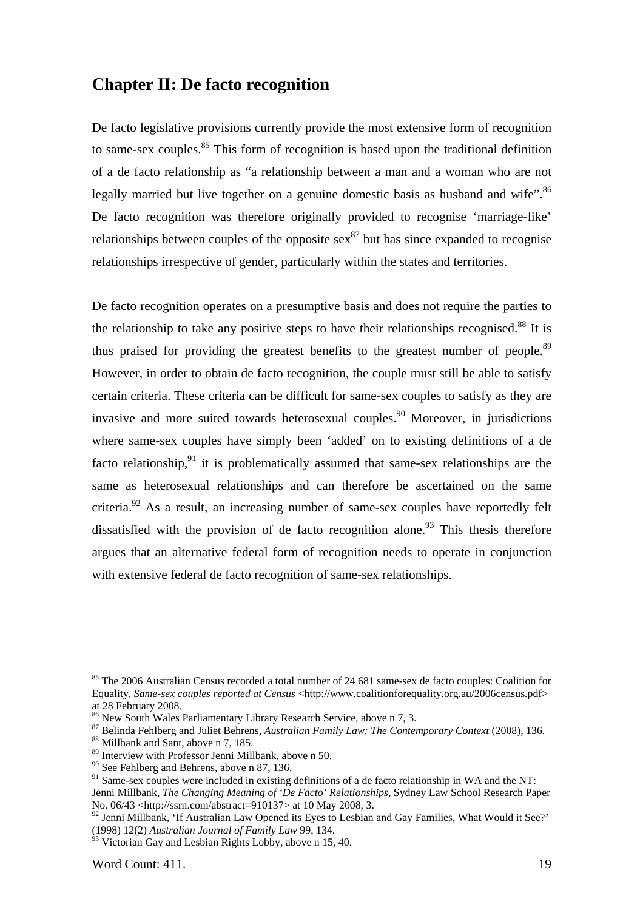## Chapter II: De facto recognition

De facto legislative provisions currently provide the most extensive form of recognition to same-sex couples.[85] This form of recognition is based upon the traditional definition of a de facto relationship as "a relationship between a man and a woman who are not legally married but live together on a genuine domestic basis as husband and wife".[86] De facto recognition was therefore originally provided to recognise 'marriage-like' relationships between couples of the opposite sex[87] but has since expanded to recognise relationships irrespective of gender, particularly within the states and territories.

De facto recognition operates on a presumptive basis and does not require the parties to the relationship to take any positive steps to have their relationships recognised.[88] It is thus praised for providing the greatest benefits to the greatest number of people.[89] However, in order to obtain de facto recognition, the couple must still be able to satisfy certain criteria. These criteria can be difficult for same-sex couples to satisfy as they are invasive and more suited towards heterosexual couples.[90] Moreover, in jurisdictions where same-sex couples have simply been 'added' on to existing definitions of a de facto relationship,[91] it is problematically assumed that same-sex relationships are the same as heterosexual relationships and can therefore be ascertained on the same criteria.[92] As a result, an increasing number of same-sex couples have reportedly felt dissatisfied with the provision of de facto recognition alone.[93] This thesis therefore argues that an alternative federal form of recognition needs to operate in conjunction with extensive federal de facto recognition of same-sex relationships.

---

[85] The 2006 Australian Census recorded a total number of 24 681 same-sex de facto couples: Coalition for Equality, *Same-sex couples reported at Census* <http://www.coalitionforequality.org.au/2006census.pdf> at 28 February 2008.

[86] New South Wales Parliamentary Library Research Service, above n 7, 3.

[87] Belinda Fehlberg and Juliet Behrens, *Australian Family Law: The Contemporary Context* (2008), 136.

[88] Millbank and Sant, above n 7, 185.

[89] Interview with Professor Jenni Millbank, above n 50.

[90] See Fehlberg and Behrens, above n 87, 136.

[91] Same-sex couples were included in existing definitions of a de facto relationship in WA and the NT: Jenni Millbank, *The Changing Meaning of 'De Facto' Relationships*, Sydney Law School Research Paper No. 06/43 <http://ssrn.com/abstract=910137> at 10 May 2008, 3.

[92] Jenni Millbank, 'If Australian Law Opened its Eyes to Lesbian and Gay Families, What Would it See?' (1998) 12(2) *Australian Journal of Family Law* 99, 134.

[93] Victorian Gay and Lesbian Rights Lobby, above n 15, 40.

Word Count: 411.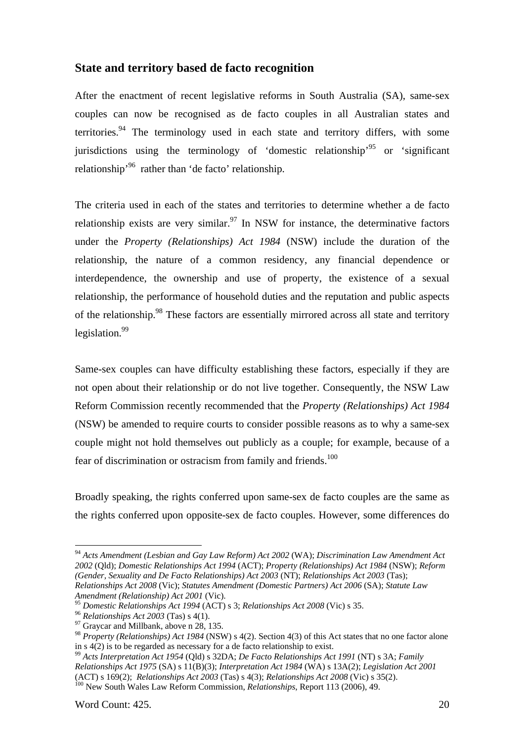## State and territory based de facto recognition

After the enactment of recent legislative reforms in South Australia (SA), same-sex couples can now be recognised as de facto couples in all Australian states and territories.[94] The terminology used in each state and territory differs, with some jurisdictions using the terminology of 'domestic relationship'[95] or 'significant relationship'[96] rather than 'de facto' relationship.

The criteria used in each of the states and territories to determine whether a de facto relationship exists are very similar.[97] In NSW for instance, the determinative factors under the *Property (Relationships) Act 1984* (NSW) include the duration of the relationship, the nature of a common residency, any financial dependence or interdependence, the ownership and use of property, the existence of a sexual relationship, the performance of household duties and the reputation and public aspects of the relationship.[98] These factors are essentially mirrored across all state and territory legislation.[99]

Same-sex couples can have difficulty establishing these factors, especially if they are not open about their relationship or do not live together. Consequently, the NSW Law Reform Commission recently recommended that the *Property (Relationships) Act 1984* (NSW) be amended to require courts to consider possible reasons as to why a same-sex couple might not hold themselves out publicly as a couple; for example, because of a fear of discrimination or ostracism from family and friends.[100]

Broadly speaking, the rights conferred upon same-sex de facto couples are the same as the rights conferred upon opposite-sex de facto couples. However, some differences do

---

[94] *Acts Amendment (Lesbian and Gay Law Reform) Act 2002* (WA); *Discrimination Law Amendment Act 2002* (Qld); *Domestic Relationships Act 1994* (ACT); *Property (Relationships) Act 1984* (NSW); *Reform (Gender, Sexuality and De Facto Relationships) Act 2003* (NT); *Relationships Act 2003* (Tas); *Relationships Act 2008* (Vic); *Statutes Amendment (Domestic Partners) Act 2006* (SA); *Statute Law Amendment (Relationship) Act 2001* (Vic).

[95] *Domestic Relationships Act 1994* (ACT) s 3; *Relationships Act 2008* (Vic) s 35.

[96] *Relationships Act 2003* (Tas) s 4(1).

[97] Graycar and Millbank, above n 28, 135.

[98] *Property (Relationships) Act 1984* (NSW) s 4(2). Section 4(3) of this Act states that no one factor alone in s 4(2) is to be regarded as necessary for a de facto relationship to exist.

[99] *Acts Interpretation Act 1954* (Qld) s 32DA; *De Facto Relationships Act 1991* (NT) s 3A; *Family Relationships Act 1975* (SA) s 11(B)(3); *Interpretation Act 1984* (WA) s 13A(2); *Legislation Act 2001* (ACT) s 169(2); *Relationships Act 2003* (Tas) s 4(3); *Relationships Act 2008* (Vic) s 35(2).

[100] New South Wales Law Reform Commission, *Relationships*, Report 113 (2006), 49.

Word Count: 425.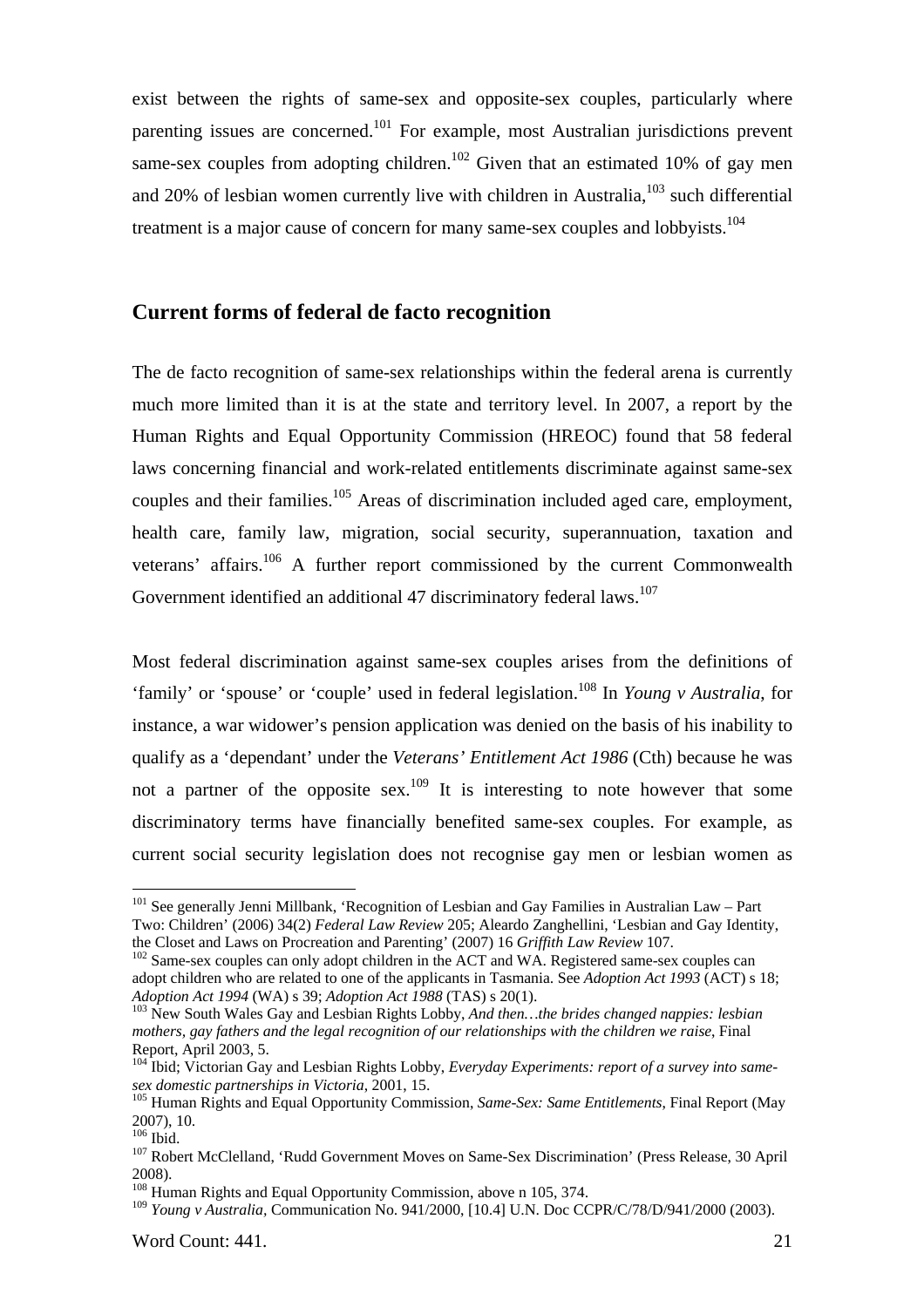exist between the rights of same-sex and opposite-sex couples, particularly where parenting issues are concerned.[101] For example, most Australian jurisdictions prevent same-sex couples from adopting children.[102] Given that an estimated 10% of gay men and 20% of lesbian women currently live with children in Australia,[103] such differential treatment is a major cause of concern for many same-sex couples and lobbyists.[104]

## Current forms of federal de facto recognition

The de facto recognition of same-sex relationships within the federal arena is currently much more limited than it is at the state and territory level. In 2007, a report by the Human Rights and Equal Opportunity Commission (HREOC) found that 58 federal laws concerning financial and work-related entitlements discriminate against same-sex couples and their families.[105] Areas of discrimination included aged care, employment, health care, family law, migration, social security, superannuation, taxation and veterans' affairs.[106] A further report commissioned by the current Commonwealth Government identified an additional 47 discriminatory federal laws.[107]

Most federal discrimination against same-sex couples arises from the definitions of 'family' or 'spouse' or 'couple' used in federal legislation.[108] In *Young v Australia*, for instance, a war widower's pension application was denied on the basis of his inability to qualify as a 'dependant' under the *Veterans' Entitlement Act 1986* (Cth) because he was not a partner of the opposite sex.[109] It is interesting to note however that some discriminatory terms have financially benefited same-sex couples. For example, as current social security legislation does not recognise gay men or lesbian women as

---

[101] See generally Jenni Millbank, 'Recognition of Lesbian and Gay Families in Australian Law – Part Two: Children' (2006) 34(2) *Federal Law Review* 205; Aleardo Zanghellini, 'Lesbian and Gay Identity, the Closet and Laws on Procreation and Parenting' (2007) 16 *Griffith Law Review* 107.

[102] Same-sex couples can only adopt children in the ACT and WA. Registered same-sex couples can adopt children who are related to one of the applicants in Tasmania. See *Adoption Act 1993* (ACT) s 18; *Adoption Act 1994* (WA) s 39; *Adoption Act 1988* (TAS) s 20(1).

[103] New South Wales Gay and Lesbian Rights Lobby, *And then…the brides changed nappies: lesbian mothers, gay fathers and the legal recognition of our relationships with the children we raise*, Final Report, April 2003, 5.

[104] Ibid; Victorian Gay and Lesbian Rights Lobby, *Everyday Experiments: report of a survey into same-sex domestic partnerships in Victoria*, 2001, 15.

[105] Human Rights and Equal Opportunity Commission, *Same-Sex: Same Entitlements*, Final Report (May 2007), 10.

[106] Ibid.

[107] Robert McClelland, 'Rudd Government Moves on Same-Sex Discrimination' (Press Release, 30 April 2008).

[108] Human Rights and Equal Opportunity Commission, above n 105, 374.

[109] *Young v Australia*, Communication No. 941/2000, [10.4] U.N. Doc CCPR/C/78/D/941/2000 (2003).

Word Count: 441.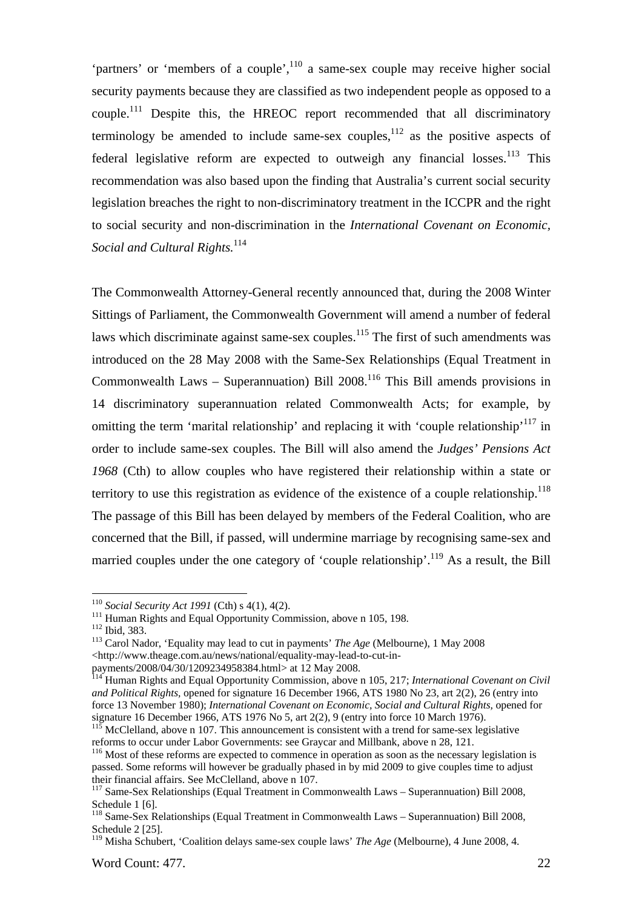'partners' or 'members of a couple',[110] a same-sex couple may receive higher social security payments because they are classified as two independent people as opposed to a couple.[111] Despite this, the HREOC report recommended that all discriminatory terminology be amended to include same-sex couples,[112] as the positive aspects of federal legislative reform are expected to outweigh any financial losses.[113] This recommendation was also based upon the finding that Australia's current social security legislation breaches the right to non-discriminatory treatment in the ICCPR and the right to social security and non-discrimination in the *International Covenant on Economic, Social and Cultural Rights.*[114]

The Commonwealth Attorney-General recently announced that, during the 2008 Winter Sittings of Parliament, the Commonwealth Government will amend a number of federal laws which discriminate against same-sex couples.[115] The first of such amendments was introduced on the 28 May 2008 with the Same-Sex Relationships (Equal Treatment in Commonwealth Laws – Superannuation) Bill 2008.[116] This Bill amends provisions in 14 discriminatory superannuation related Commonwealth Acts; for example, by omitting the term 'marital relationship' and replacing it with 'couple relationship'[117] in order to include same-sex couples. The Bill will also amend the *Judges' Pensions Act 1968* (Cth) to allow couples who have registered their relationship within a state or territory to use this registration as evidence of the existence of a couple relationship.[118] The passage of this Bill has been delayed by members of the Federal Coalition, who are concerned that the Bill, if passed, will undermine marriage by recognising same-sex and married couples under the one category of 'couple relationship'.[119] As a result, the Bill

---

[110] *Social Security Act 1991* (Cth) s 4(1), 4(2).

[111] Human Rights and Equal Opportunity Commission, above n 105, 198.

[112] Ibid, 383.

[113] Carol Nador, 'Equality may lead to cut in payments' *The Age* (Melbourne), 1 May 2008 <http://www.theage.com.au/news/national/equality-may-lead-to-cut-in-payments/2008/04/30/1209234958384.html> at 12 May 2008.

[114] Human Rights and Equal Opportunity Commission, above n 105, 217; *International Covenant on Civil and Political Rights*, opened for signature 16 December 1966, ATS 1980 No 23, art 2(2), 26 (entry into force 13 November 1980); *International Covenant on Economic, Social and Cultural Rights*, opened for signature 16 December 1966, ATS 1976 No 5, art 2(2), 9 (entry into force 10 March 1976).

[115] McClelland, above n 107. This announcement is consistent with a trend for same-sex legislative reforms to occur under Labor Governments: see Graycar and Millbank, above n 28, 121.

[116] Most of these reforms are expected to commence in operation as soon as the necessary legislation is passed. Some reforms will however be gradually phased in by mid 2009 to give couples time to adjust their financial affairs. See McClelland, above n 107.

[117] Same-Sex Relationships (Equal Treatment in Commonwealth Laws – Superannuation) Bill 2008, Schedule 1 [6].

[118] Same-Sex Relationships (Equal Treatment in Commonwealth Laws – Superannuation) Bill 2008, Schedule 2 [25].

[119] Misha Schubert, 'Coalition delays same-sex couple laws' *The Age* (Melbourne), 4 June 2008, 4.

Word Count: 477.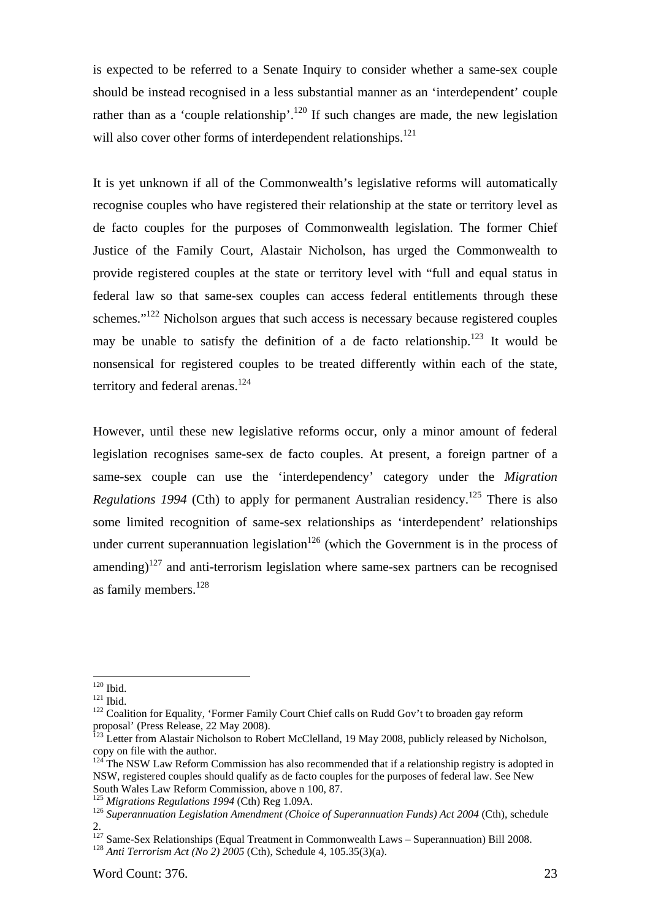is expected to be referred to a Senate Inquiry to consider whether a same-sex couple should be instead recognised in a less substantial manner as an 'interdependent' couple rather than as a 'couple relationship'.[120] If such changes are made, the new legislation will also cover other forms of interdependent relationships.[121]

It is yet unknown if all of the Commonwealth's legislative reforms will automatically recognise couples who have registered their relationship at the state or territory level as de facto couples for the purposes of Commonwealth legislation. The former Chief Justice of the Family Court, Alastair Nicholson, has urged the Commonwealth to provide registered couples at the state or territory level with "full and equal status in federal law so that same-sex couples can access federal entitlements through these schemes."[122] Nicholson argues that such access is necessary because registered couples may be unable to satisfy the definition of a de facto relationship.[123] It would be nonsensical for registered couples to be treated differently within each of the state, territory and federal arenas.[124]

However, until these new legislative reforms occur, only a minor amount of federal legislation recognises same-sex de facto couples. At present, a foreign partner of a same-sex couple can use the 'interdependency' category under the *Migration Regulations 1994* (Cth) to apply for permanent Australian residency.[125] There is also some limited recognition of same-sex relationships as 'interdependent' relationships under current superannuation legislation[126] (which the Government is in the process of amending)[127] and anti-terrorism legislation where same-sex partners can be recognised as family members.[128]

---

[120] Ibid.

[121] Ibid.

[122] Coalition for Equality, 'Former Family Court Chief calls on Rudd Gov't to broaden gay reform proposal' (Press Release, 22 May 2008).

[123] Letter from Alastair Nicholson to Robert McClelland, 19 May 2008, publicly released by Nicholson, copy on file with the author.

[124] The NSW Law Reform Commission has also recommended that if a relationship registry is adopted in NSW, registered couples should qualify as de facto couples for the purposes of federal law. See New South Wales Law Reform Commission, above n 100, 87.

[125] *Migrations Regulations 1994* (Cth) Reg 1.09A.

[126] *Superannuation Legislation Amendment (Choice of Superannuation Funds) Act 2004* (Cth), schedule 2.

[127] Same-Sex Relationships (Equal Treatment in Commonwealth Laws – Superannuation) Bill 2008.

[128] *Anti Terrorism Act (No 2) 2005* (Cth), Schedule 4, 105.35(3)(a).

Word Count: 376.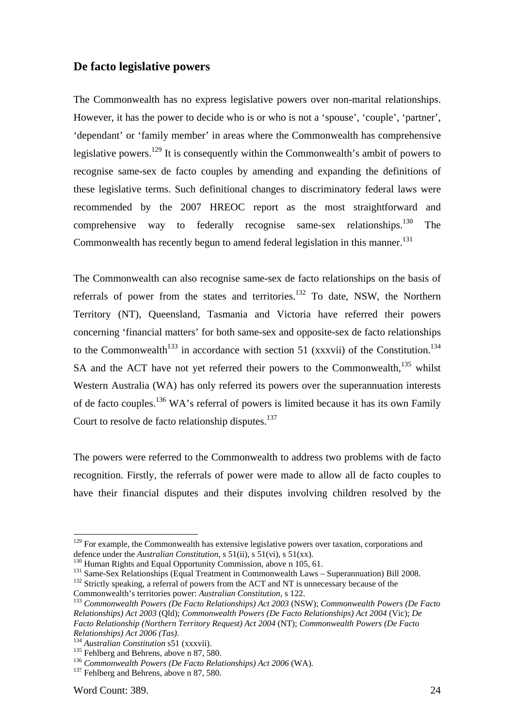## De facto legislative powers

The Commonwealth has no express legislative powers over non-marital relationships. However, it has the power to decide who is or who is not a 'spouse', 'couple', 'partner', 'dependant' or 'family member' in areas where the Commonwealth has comprehensive legislative powers.[129] It is consequently within the Commonwealth's ambit of powers to recognise same-sex de facto couples by amending and expanding the definitions of these legislative terms. Such definitional changes to discriminatory federal laws were recommended by the 2007 HREOC report as the most straightforward and comprehensive way to federally recognise same-sex relationships.[130] The Commonwealth has recently begun to amend federal legislation in this manner.[131]

The Commonwealth can also recognise same-sex de facto relationships on the basis of referrals of power from the states and territories.[132] To date, NSW, the Northern Territory (NT), Queensland, Tasmania and Victoria have referred their powers concerning 'financial matters' for both same-sex and opposite-sex de facto relationships to the Commonwealth[133] in accordance with section 51 (xxxvii) of the Constitution.[134] SA and the ACT have not yet referred their powers to the Commonwealth,[135] whilst Western Australia (WA) has only referred its powers over the superannuation interests of de facto couples.[136] WA's referral of powers is limited because it has its own Family Court to resolve de facto relationship disputes.[137]

The powers were referred to the Commonwealth to address two problems with de facto recognition. Firstly, the referrals of power were made to allow all de facto couples to have their financial disputes and their disputes involving children resolved by the

---

[129] For example, the Commonwealth has extensive legislative powers over taxation, corporations and defence under the *Australian Constitution*, s 51(ii), s 51(vi), s 51(xx).

[130] Human Rights and Equal Opportunity Commission, above n 105, 61.

[131] Same-Sex Relationships (Equal Treatment in Commonwealth Laws – Superannuation) Bill 2008.

[132] Strictly speaking, a referral of powers from the ACT and NT is unnecessary because of the Commonwealth's territories power: *Australian Constitution*, s 122.

[133] *Commonwealth Powers (De Facto Relationships) Act 2003* (NSW); *Commonwealth Powers (De Facto Relationships) Act 2003* (Qld); *Commonwealth Powers (De Facto Relationships) Act 2004* (Vic); *De Facto Relationship (Northern Territory Request) Act 2004* (NT); *Commonwealth Powers (De Facto Relationships) Act 2006 (Tas)*.

[134] *Australian Constitution* s51 (xxxvii).

[135] Fehlberg and Behrens, above n 87, 580.

[136] *Commonwealth Powers (De Facto Relationships) Act 2006* (WA).

[137] Fehlberg and Behrens, above n 87, 580.

Word Count: 389.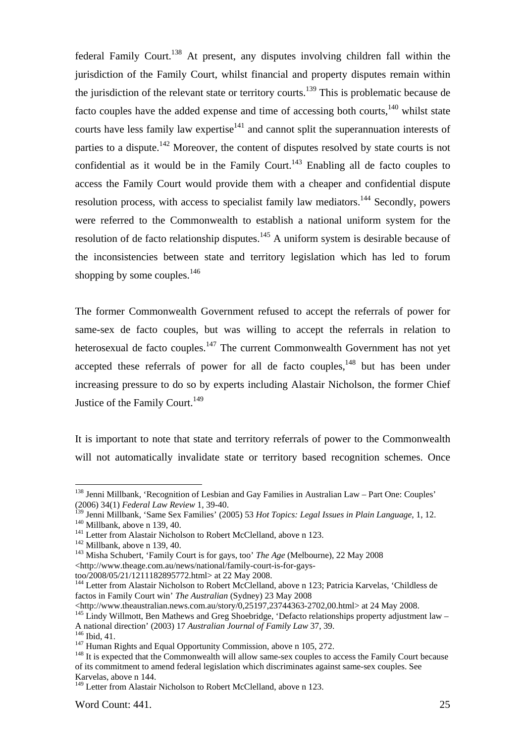federal Family Court.[138] At present, any disputes involving children fall within the jurisdiction of the Family Court, whilst financial and property disputes remain within the jurisdiction of the relevant state or territory courts.[139] This is problematic because de facto couples have the added expense and time of accessing both courts,[140] whilst state courts have less family law expertise[141] and cannot split the superannuation interests of parties to a dispute.[142] Moreover, the content of disputes resolved by state courts is not confidential as it would be in the Family Court.[143] Enabling all de facto couples to access the Family Court would provide them with a cheaper and confidential dispute resolution process, with access to specialist family law mediators.[144] Secondly, powers were referred to the Commonwealth to establish a national uniform system for the resolution of de facto relationship disputes.[145] A uniform system is desirable because of the inconsistencies between state and territory legislation which has led to forum shopping by some couples.[146]

The former Commonwealth Government refused to accept the referrals of power for same-sex de facto couples, but was willing to accept the referrals in relation to heterosexual de facto couples.[147] The current Commonwealth Government has not yet accepted these referrals of power for all de facto couples,[148] but has been under increasing pressure to do so by experts including Alastair Nicholson, the former Chief Justice of the Family Court.[149]

It is important to note that state and territory referrals of power to the Commonwealth will not automatically invalidate state or territory based recognition schemes. Once

---

[138] Jenni Millbank, 'Recognition of Lesbian and Gay Families in Australian Law – Part One: Couples' (2006) 34(1) *Federal Law Review* 1, 39-40.

[139] Jenni Millbank, 'Same Sex Families' (2005) 53 *Hot Topics: Legal Issues in Plain Language*, 1, 12.

[140] Millbank, above n 139, 40.

[141] Letter from Alastair Nicholson to Robert McClelland, above n 123.

[142] Millbank, above n 139, 40.

[143] Misha Schubert, 'Family Court is for gays, too' *The Age* (Melbourne), 22 May 2008 <http://www.theage.com.au/news/national/family-court-is-for-gays-too/2008/05/21/1211182895772.html> at 22 May 2008.

[144] Letter from Alastair Nicholson to Robert McClelland, above n 123; Patricia Karvelas, 'Childless de factos in Family Court win' *The Australian* (Sydney) 23 May 2008 <http://www.theaustralian.news.com.au/story/0,25197,23744363-2702,00.html> at 24 May 2008.

[145] Lindy Willmott, Ben Mathews and Greg Shoebridge, 'Defacto relationships property adjustment law – A national direction' (2003) 17 *Australian Journal of Family Law* 37, 39.

[146] Ibid, 41.

[147] Human Rights and Equal Opportunity Commission, above n 105, 272.

[148] It is expected that the Commonwealth will allow same-sex couples to access the Family Court because of its commitment to amend federal legislation which discriminates against same-sex couples. See Karvelas, above n 144.

[149] Letter from Alastair Nicholson to Robert McClelland, above n 123.

Word Count: 441.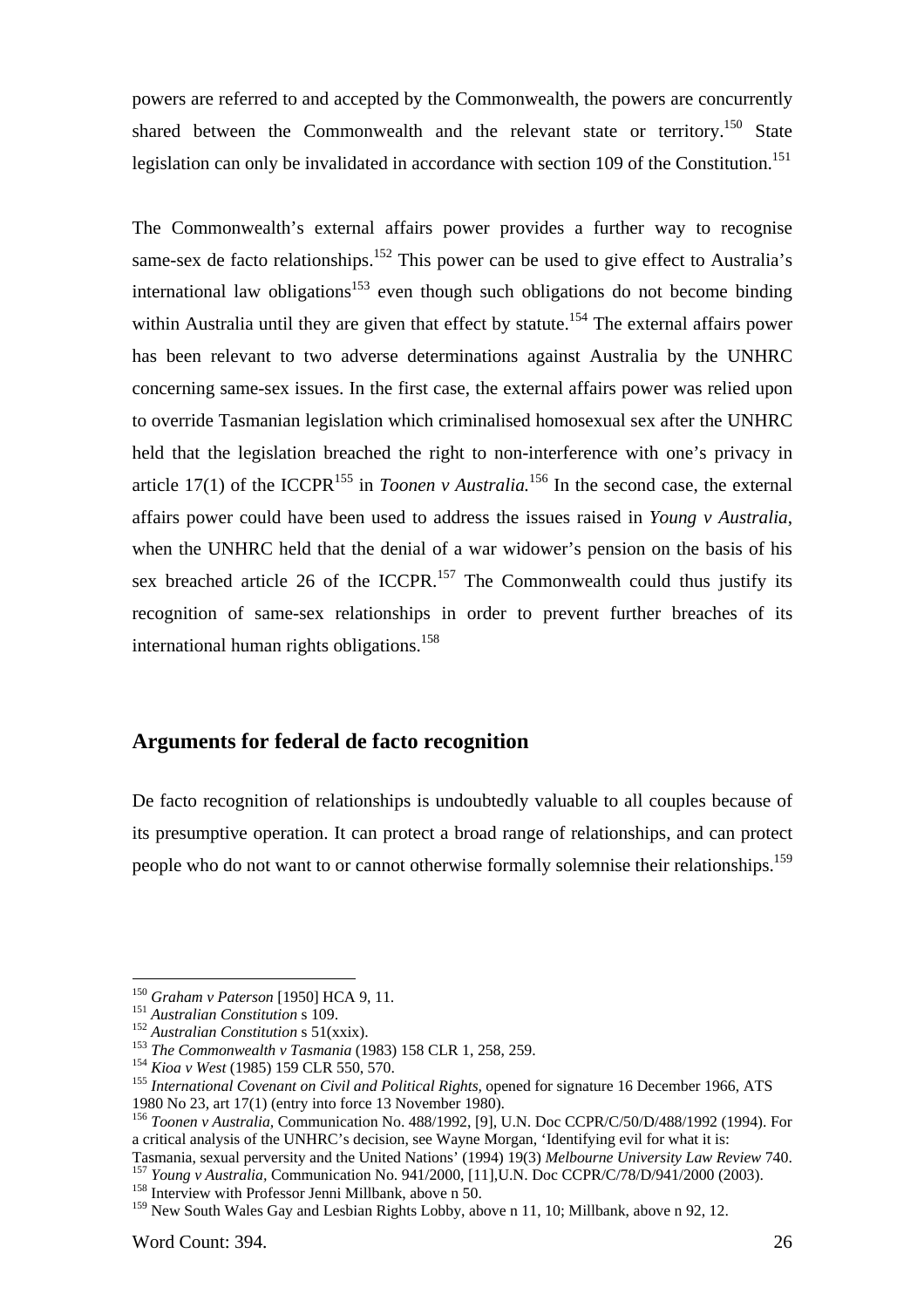powers are referred to and accepted by the Commonwealth, the powers are concurrently shared between the Commonwealth and the relevant state or territory.[150] State legislation can only be invalidated in accordance with section 109 of the Constitution.[151]

The Commonwealth's external affairs power provides a further way to recognise same-sex de facto relationships.[152] This power can be used to give effect to Australia's international law obligations[153] even though such obligations do not become binding within Australia until they are given that effect by statute.[154] The external affairs power has been relevant to two adverse determinations against Australia by the UNHRC concerning same-sex issues. In the first case, the external affairs power was relied upon to override Tasmanian legislation which criminalised homosexual sex after the UNHRC held that the legislation breached the right to non-interference with one's privacy in article 17(1) of the ICCPR[155] in *Toonen v Australia.*[156] In the second case, the external affairs power could have been used to address the issues raised in *Young v Australia*, when the UNHRC held that the denial of a war widower's pension on the basis of his sex breached article 26 of the ICCPR.[157] The Commonwealth could thus justify its recognition of same-sex relationships in order to prevent further breaches of its international human rights obligations.[158]

## Arguments for federal de facto recognition

De facto recognition of relationships is undoubtedly valuable to all couples because of its presumptive operation. It can protect a broad range of relationships, and can protect people who do not want to or cannot otherwise formally solemnise their relationships.[159]

---

[150] *Graham v Paterson* [1950] HCA 9, 11.
[151] *Australian Constitution* s 109.
[152] *Australian Constitution* s 51(xxix).
[153] *The Commonwealth v Tasmania* (1983) 158 CLR 1, 258, 259.
[154] *Kioa v West* (1985) 159 CLR 550, 570.
[155] *International Covenant on Civil and Political Rights,* opened for signature 16 December 1966, ATS 1980 No 23, art 17(1) (entry into force 13 November 1980).
[156] *Toonen v Australia,* Communication No. 488/1992, [9], U.N. Doc CCPR/C/50/D/488/1992 (1994). For a critical analysis of the UNHRC's decision, see Wayne Morgan, 'Identifying evil for what it is: Tasmania, sexual perversity and the United Nations' (1994) 19(3) *Melbourne University Law Review* 740.
[157] *Young v Australia,* Communication No. 941/2000, [11],U.N. Doc CCPR/C/78/D/941/2000 (2003).
[158] Interview with Professor Jenni Millbank, above n 50.
[159] New South Wales Gay and Lesbian Rights Lobby, above n 11, 10; Millbank, above n 92, 12.

Word Count: 394.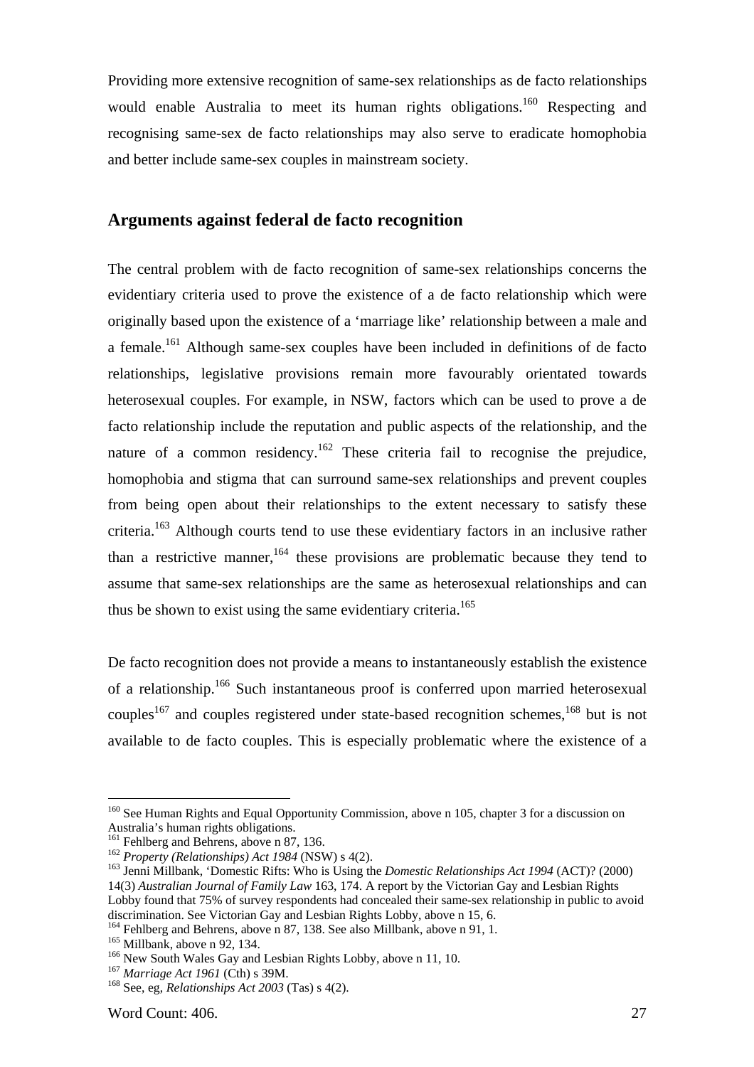Providing more extensive recognition of same-sex relationships as de facto relationships would enable Australia to meet its human rights obligations.[160] Respecting and recognising same-sex de facto relationships may also serve to eradicate homophobia and better include same-sex couples in mainstream society.

## Arguments against federal de facto recognition

The central problem with de facto recognition of same-sex relationships concerns the evidentiary criteria used to prove the existence of a de facto relationship which were originally based upon the existence of a 'marriage like' relationship between a male and a female.[161] Although same-sex couples have been included in definitions of de facto relationships, legislative provisions remain more favourably orientated towards heterosexual couples. For example, in NSW, factors which can be used to prove a de facto relationship include the reputation and public aspects of the relationship, and the nature of a common residency.[162] These criteria fail to recognise the prejudice, homophobia and stigma that can surround same-sex relationships and prevent couples from being open about their relationships to the extent necessary to satisfy these criteria.[163] Although courts tend to use these evidentiary factors in an inclusive rather than a restrictive manner,[164] these provisions are problematic because they tend to assume that same-sex relationships are the same as heterosexual relationships and can thus be shown to exist using the same evidentiary criteria.[165]

De facto recognition does not provide a means to instantaneously establish the existence of a relationship.[166] Such instantaneous proof is conferred upon married heterosexual couples[167] and couples registered under state-based recognition schemes,[168] but is not available to de facto couples. This is especially problematic where the existence of a

---

[160] See Human Rights and Equal Opportunity Commission, above n 105, chapter 3 for a discussion on Australia's human rights obligations.

[161] Fehlberg and Behrens, above n 87, 136.

[162] *Property (Relationships) Act 1984* (NSW) s 4(2).

[163] Jenni Millbank, 'Domestic Rifts: Who is Using the *Domestic Relationships Act 1994* (ACT)? (2000) 14(3) *Australian Journal of Family Law* 163, 174. A report by the Victorian Gay and Lesbian Rights Lobby found that 75% of survey respondents had concealed their same-sex relationship in public to avoid discrimination. See Victorian Gay and Lesbian Rights Lobby, above n 15, 6.

[164] Fehlberg and Behrens, above n 87, 138. See also Millbank, above n 91, 1.

[165] Millbank, above n 92, 134.

[166] New South Wales Gay and Lesbian Rights Lobby, above n 11, 10.

[167] *Marriage Act 1961* (Cth) s 39M.

[168] See, eg, *Relationships Act 2003* (Tas) s 4(2).

Word Count: 406.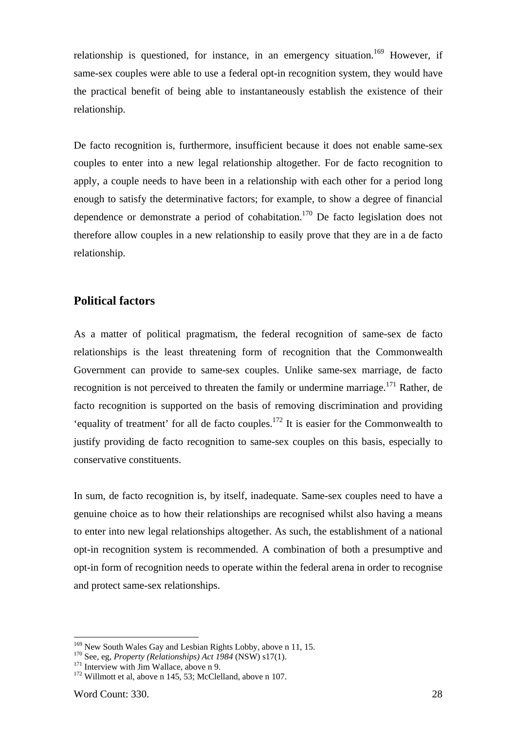relationship is questioned, for instance, in an emergency situation.[169] However, if same-sex couples were able to use a federal opt-in recognition system, they would have the practical benefit of being able to instantaneously establish the existence of their relationship.

De facto recognition is, furthermore, insufficient because it does not enable same-sex couples to enter into a new legal relationship altogether. For de facto recognition to apply, a couple needs to have been in a relationship with each other for a period long enough to satisfy the determinative factors; for example, to show a degree of financial dependence or demonstrate a period of cohabitation.[170] De facto legislation does not therefore allow couples in a new relationship to easily prove that they are in a de facto relationship.

## Political factors

As a matter of political pragmatism, the federal recognition of same-sex de facto relationships is the least threatening form of recognition that the Commonwealth Government can provide to same-sex couples. Unlike same-sex marriage, de facto recognition is not perceived to threaten the family or undermine marriage.[171] Rather, de facto recognition is supported on the basis of removing discrimination and providing 'equality of treatment' for all de facto couples.[172] It is easier for the Commonwealth to justify providing de facto recognition to same-sex couples on this basis, especially to conservative constituents.

In sum, de facto recognition is, by itself, inadequate. Same-sex couples need to have a genuine choice as to how their relationships are recognised whilst also having a means to enter into new legal relationships altogether. As such, the establishment of a national opt-in recognition system is recommended. A combination of both a presumptive and opt-in form of recognition needs to operate within the federal arena in order to recognise and protect same-sex relationships.

---

[169] New South Wales Gay and Lesbian Rights Lobby, above n 11, 15.
[170] See, eg, *Property (Relationships) Act 1984* (NSW) s17(1).
[171] Interview with Jim Wallace, above n 9.
[172] Willmott et al, above n 145, 53; McClelland, above n 107.

Word Count: 330.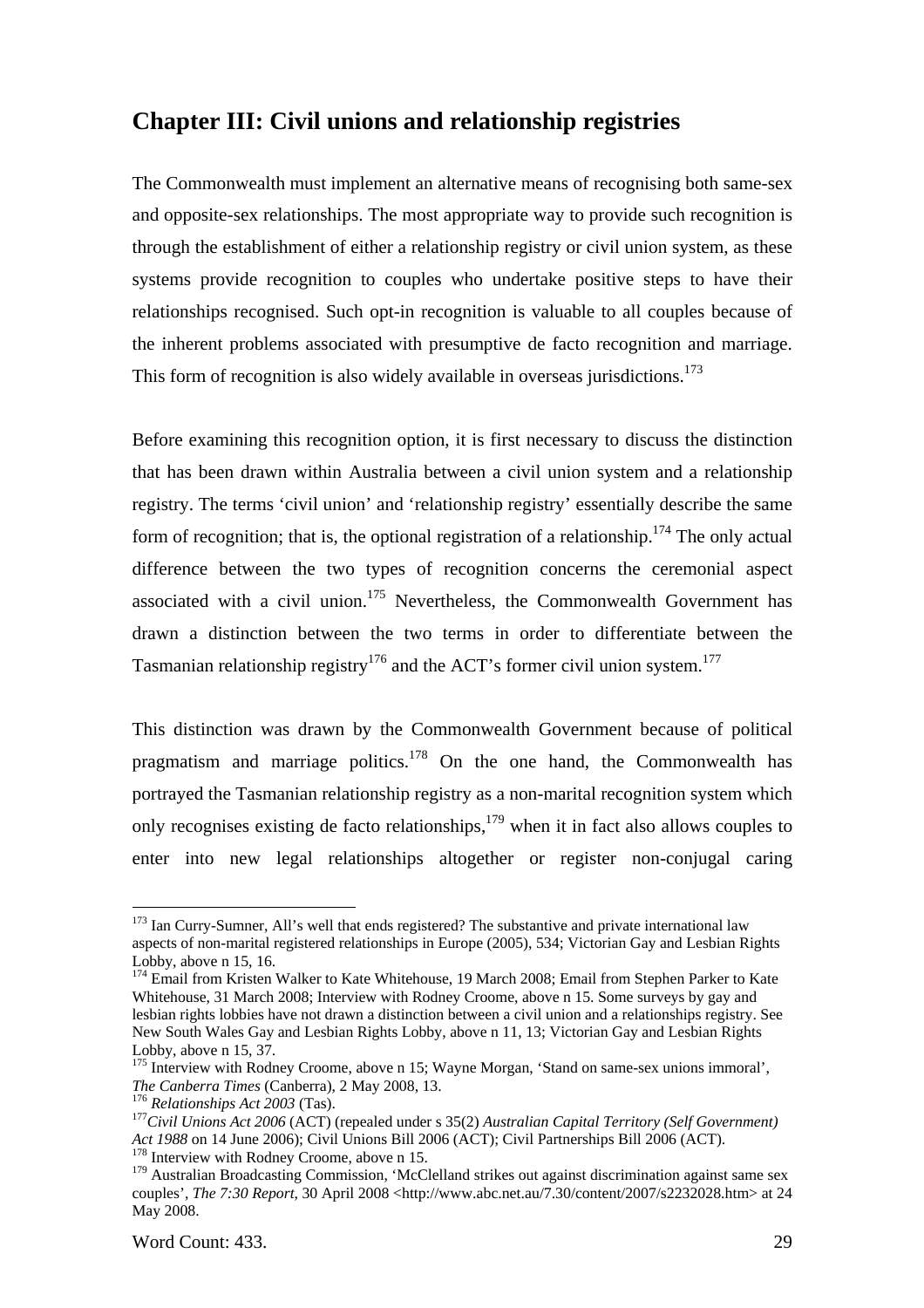## Chapter III: Civil unions and relationship registries

The Commonwealth must implement an alternative means of recognising both same-sex and opposite-sex relationships. The most appropriate way to provide such recognition is through the establishment of either a relationship registry or civil union system, as these systems provide recognition to couples who undertake positive steps to have their relationships recognised. Such opt-in recognition is valuable to all couples because of the inherent problems associated with presumptive de facto recognition and marriage. This form of recognition is also widely available in overseas jurisdictions.[173]

Before examining this recognition option, it is first necessary to discuss the distinction that has been drawn within Australia between a civil union system and a relationship registry. The terms 'civil union' and 'relationship registry' essentially describe the same form of recognition; that is, the optional registration of a relationship.[174] The only actual difference between the two types of recognition concerns the ceremonial aspect associated with a civil union.[175] Nevertheless, the Commonwealth Government has drawn a distinction between the two terms in order to differentiate between the Tasmanian relationship registry[176] and the ACT's former civil union system.[177]

This distinction was drawn by the Commonwealth Government because of political pragmatism and marriage politics.[178] On the one hand, the Commonwealth has portrayed the Tasmanian relationship registry as a non-marital recognition system which only recognises existing de facto relationships,[179] when it in fact also allows couples to enter into new legal relationships altogether or register non-conjugal caring

---

[173] Ian Curry-Sumner, All's well that ends registered? The substantive and private international law aspects of non-marital registered relationships in Europe (2005), 534; Victorian Gay and Lesbian Rights Lobby, above n 15, 16.

[174] Email from Kristen Walker to Kate Whitehouse, 19 March 2008; Email from Stephen Parker to Kate Whitehouse, 31 March 2008; Interview with Rodney Croome, above n 15. Some surveys by gay and lesbian rights lobbies have not drawn a distinction between a civil union and a relationships registry. See New South Wales Gay and Lesbian Rights Lobby, above n 11, 13; Victorian Gay and Lesbian Rights Lobby, above n 15, 37.

[175] Interview with Rodney Croome, above n 15; Wayne Morgan, 'Stand on same-sex unions immoral', *The Canberra Times* (Canberra), 2 May 2008, 13.

[176] *Relationships Act 2003* (Tas).

[177] *Civil Unions Act 2006* (ACT) (repealed under s 35(2) *Australian Capital Territory (Self Government) Act 1988* on 14 June 2006); Civil Unions Bill 2006 (ACT); Civil Partnerships Bill 2006 (ACT).

[178] Interview with Rodney Croome, above n 15.

[179] Australian Broadcasting Commission, 'McClelland strikes out against discrimination against same sex couples', *The 7:30 Report*, 30 April 2008 <http://www.abc.net.au/7.30/content/2007/s2232028.htm> at 24 May 2008.

Word Count: 433.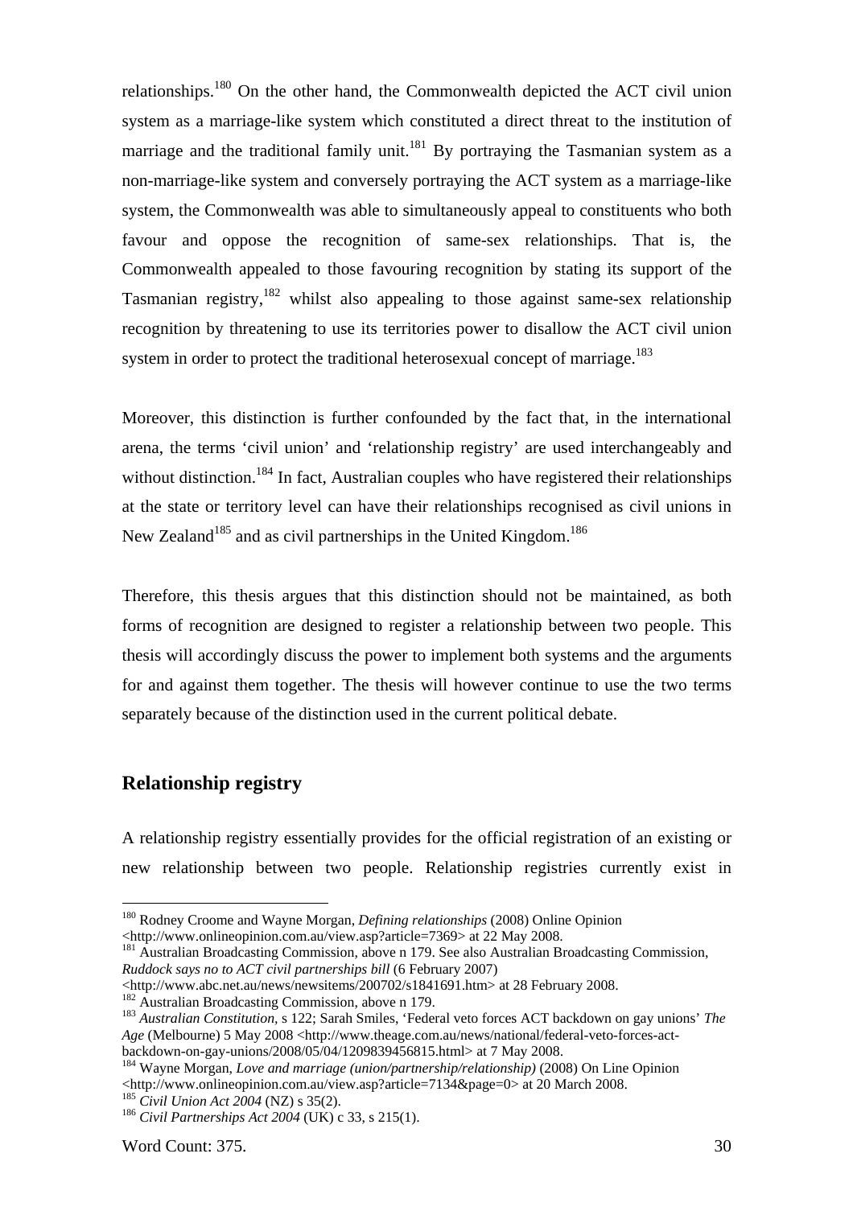relationships.[180] On the other hand, the Commonwealth depicted the ACT civil union system as a marriage-like system which constituted a direct threat to the institution of marriage and the traditional family unit.[181] By portraying the Tasmanian system as a non-marriage-like system and conversely portraying the ACT system as a marriage-like system, the Commonwealth was able to simultaneously appeal to constituents who both favour and oppose the recognition of same-sex relationships. That is, the Commonwealth appealed to those favouring recognition by stating its support of the Tasmanian registry,[182] whilst also appealing to those against same-sex relationship recognition by threatening to use its territories power to disallow the ACT civil union system in order to protect the traditional heterosexual concept of marriage.[183]

Moreover, this distinction is further confounded by the fact that, in the international arena, the terms 'civil union' and 'relationship registry' are used interchangeably and without distinction.[184] In fact, Australian couples who have registered their relationships at the state or territory level can have their relationships recognised as civil unions in New Zealand[185] and as civil partnerships in the United Kingdom.[186]

Therefore, this thesis argues that this distinction should not be maintained, as both forms of recognition are designed to register a relationship between two people. This thesis will accordingly discuss the power to implement both systems and the arguments for and against them together. The thesis will however continue to use the two terms separately because of the distinction used in the current political debate.

## Relationship registry

A relationship registry essentially provides for the official registration of an existing or new relationship between two people. Relationship registries currently exist in

---

[180] Rodney Croome and Wayne Morgan, *Defining relationships* (2008) Online Opinion <http://www.onlineopinion.com.au/view.asp?article=7369> at 22 May 2008.

[181] Australian Broadcasting Commission, above n 179. See also Australian Broadcasting Commission, *Ruddock says no to ACT civil partnerships bill* (6 February 2007) <http://www.abc.net.au/news/newsitems/200702/s1841691.htm> at 28 February 2008.

[182] Australian Broadcasting Commission, above n 179.

[183] *Australian Constitution*, s 122; Sarah Smiles, 'Federal veto forces ACT backdown on gay unions' *The Age* (Melbourne) 5 May 2008 <http://www.theage.com.au/news/national/federal-veto-forces-act-backdown-on-gay-unions/2008/05/04/1209839456815.html> at 7 May 2008.

[184] Wayne Morgan, *Love and marriage (union/partnership/relationship)* (2008) On Line Opinion <http://www.onlineopinion.com.au/view.asp?article=7134&page=0> at 20 March 2008.

[185] *Civil Union Act 2004* (NZ) s 35(2).

[186] *Civil Partnerships Act 2004* (UK) c 33, s 215(1).

Word Count: 375.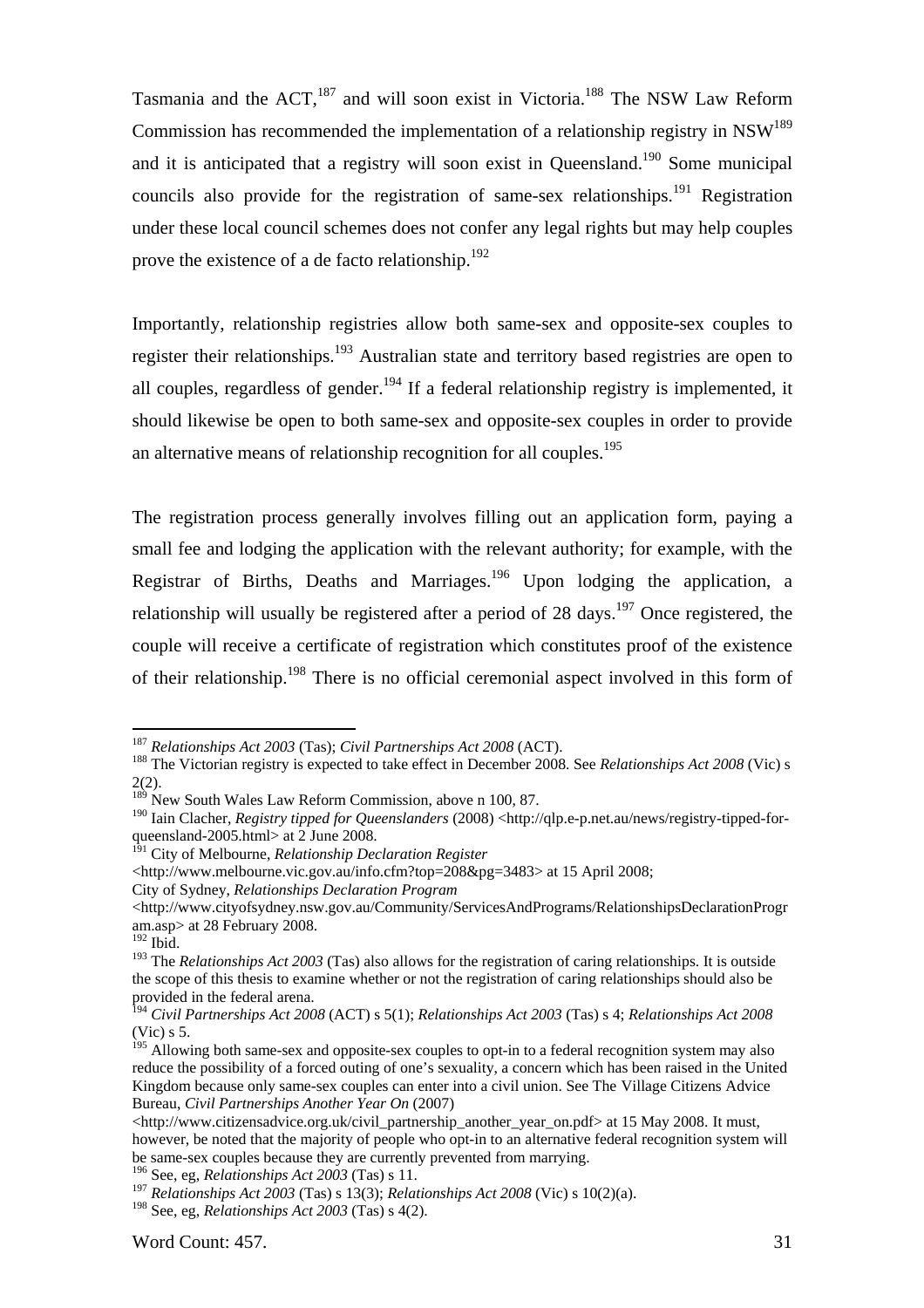Tasmania and the ACT,[187] and will soon exist in Victoria.[188] The NSW Law Reform Commission has recommended the implementation of a relationship registry in NSW[189] and it is anticipated that a registry will soon exist in Queensland.[190] Some municipal councils also provide for the registration of same-sex relationships.[191] Registration under these local council schemes does not confer any legal rights but may help couples prove the existence of a de facto relationship.[192]

Importantly, relationship registries allow both same-sex and opposite-sex couples to register their relationships.[193] Australian state and territory based registries are open to all couples, regardless of gender.[194] If a federal relationship registry is implemented, it should likewise be open to both same-sex and opposite-sex couples in order to provide an alternative means of relationship recognition for all couples.[195]

The registration process generally involves filling out an application form, paying a small fee and lodging the application with the relevant authority; for example, with the Registrar of Births, Deaths and Marriages.[196] Upon lodging the application, a relationship will usually be registered after a period of 28 days.[197] Once registered, the couple will receive a certificate of registration which constitutes proof of the existence of their relationship.[198] There is no official ceremonial aspect involved in this form of

---

[187] *Relationships Act 2003* (Tas); *Civil Partnerships Act 2008* (ACT).

[188] The Victorian registry is expected to take effect in December 2008. See *Relationships Act 2008* (Vic) s 2(2).

[189] New South Wales Law Reform Commission, above n 100, 87.

[190] Iain Clacher, *Registry tipped for Queenslanders* (2008) <http://qlp.e-p.net.au/news/registry-tipped-for-queensland-2005.html> at 2 June 2008.

[191] City of Melbourne, *Relationship Declaration Register* <http://www.melbourne.vic.gov.au/info.cfm?top=208&pg=3483> at 15 April 2008; City of Sydney, *Relationships Declaration Program* <http://www.cityofsydney.nsw.gov.au/Community/ServicesAndPrograms/RelationshipsDeclarationProgram.asp> at 28 February 2008.

[192] Ibid.

[193] The *Relationships Act 2003* (Tas) also allows for the registration of caring relationships. It is outside the scope of this thesis to examine whether or not the registration of caring relationships should also be provided in the federal arena.

[194] *Civil Partnerships Act 2008* (ACT) s 5(1); *Relationships Act 2003* (Tas) s 4; *Relationships Act 2008* (Vic) s 5.

[195] Allowing both same-sex and opposite-sex couples to opt-in to a federal recognition system may also reduce the possibility of a forced outing of one's sexuality, a concern which has been raised in the United Kingdom because only same-sex couples can enter into a civil union. See The Village Citizens Advice Bureau, *Civil Partnerships Another Year On* (2007) <http://www.citizensadvice.org.uk/civil_partnership_another_year_on.pdf> at 15 May 2008. It must, however, be noted that the majority of people who opt-in to an alternative federal recognition system will be same-sex couples because they are currently prevented from marrying.

[196] See, eg, *Relationships Act 2003* (Tas) s 11.

[197] *Relationships Act 2003* (Tas) s 13(3); *Relationships Act 2008* (Vic) s 10(2)(a).

[198] See, eg, *Relationships Act 2003* (Tas) s 4(2).

Word Count: 457.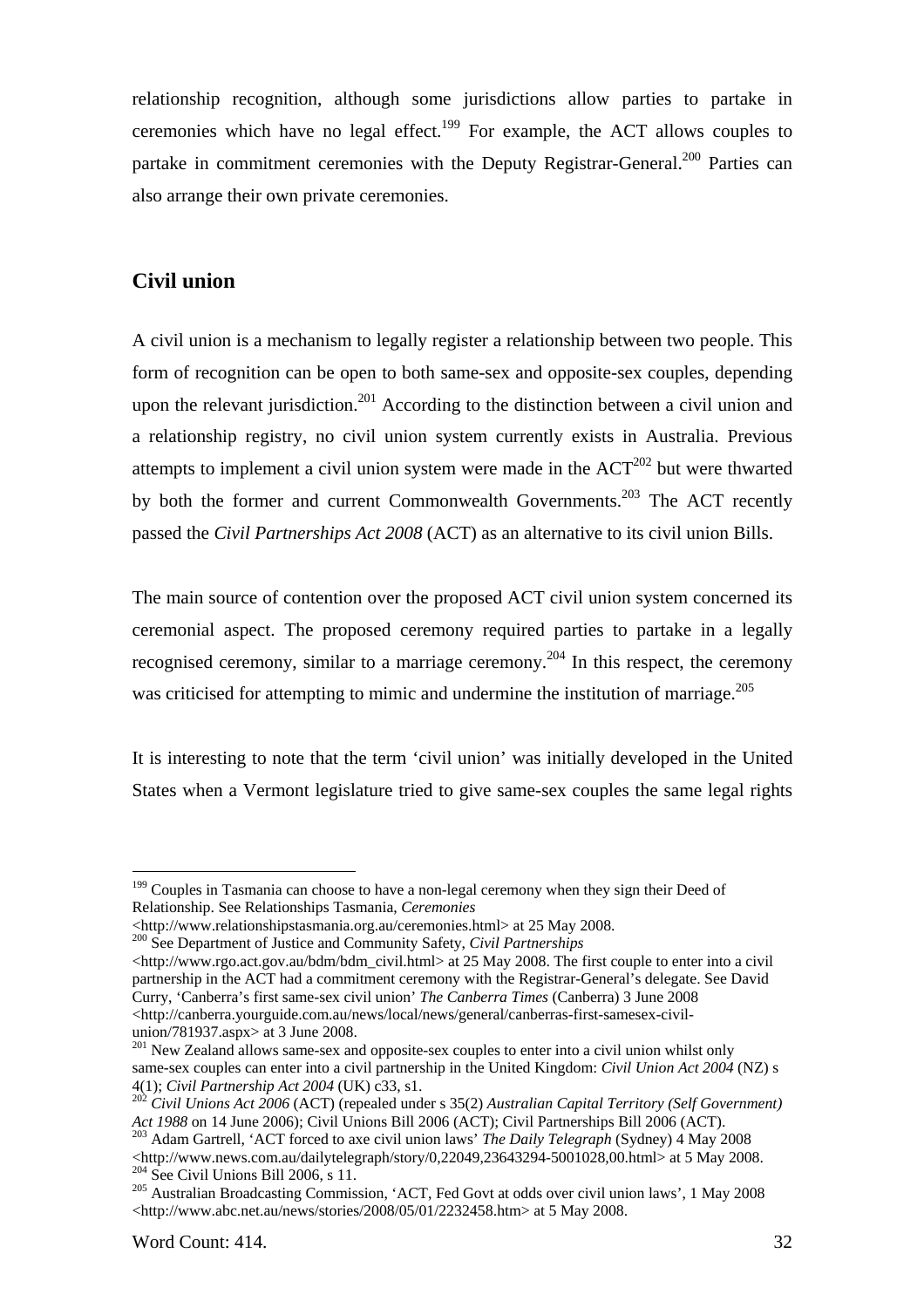relationship recognition, although some jurisdictions allow parties to partake in ceremonies which have no legal effect.[199] For example, the ACT allows couples to partake in commitment ceremonies with the Deputy Registrar-General.[200] Parties can also arrange their own private ceremonies.

## Civil union

A civil union is a mechanism to legally register a relationship between two people. This form of recognition can be open to both same-sex and opposite-sex couples, depending upon the relevant jurisdiction.[201] According to the distinction between a civil union and a relationship registry, no civil union system currently exists in Australia. Previous attempts to implement a civil union system were made in the ACT[202] but were thwarted by both the former and current Commonwealth Governments.[203] The ACT recently passed the *Civil Partnerships Act 2008* (ACT) as an alternative to its civil union Bills.

The main source of contention over the proposed ACT civil union system concerned its ceremonial aspect. The proposed ceremony required parties to partake in a legally recognised ceremony, similar to a marriage ceremony.[204] In this respect, the ceremony was criticised for attempting to mimic and undermine the institution of marriage.[205]

It is interesting to note that the term 'civil union' was initially developed in the United States when a Vermont legislature tried to give same-sex couples the same legal rights

---

[199] Couples in Tasmania can choose to have a non-legal ceremony when they sign their Deed of Relationship. See Relationships Tasmania, *Ceremonies* <http://www.relationshipstasmania.org.au/ceremonies.html> at 25 May 2008.

[200] See Department of Justice and Community Safety, *Civil Partnerships* <http://www.rgo.act.gov.au/bdm/bdm_civil.html> at 25 May 2008. The first couple to enter into a civil partnership in the ACT had a commitment ceremony with the Registrar-General's delegate. See David Curry, 'Canberra's first same-sex civil union' *The Canberra Times* (Canberra) 3 June 2008 <http://canberra.yourguide.com.au/news/local/news/general/canberras-first-samesex-civil-union/781937.aspx> at 3 June 2008.

[201] New Zealand allows same-sex and opposite-sex couples to enter into a civil union whilst only same-sex couples can enter into a civil partnership in the United Kingdom: *Civil Union Act 2004* (NZ) s 4(1); *Civil Partnership Act 2004* (UK) c33, s1.

[202] *Civil Unions Act 2006* (ACT) (repealed under s 35(2) *Australian Capital Territory (Self Government) Act 1988* on 14 June 2006); Civil Unions Bill 2006 (ACT); Civil Partnerships Bill 2006 (ACT).

[203] Adam Gartrell, 'ACT forced to axe civil union laws' *The Daily Telegraph* (Sydney) 4 May 2008 <http://www.news.com.au/dailytelegraph/story/0,22049,23643294-5001028,00.html> at 5 May 2008.

[204] See Civil Unions Bill 2006, s 11.

[205] Australian Broadcasting Commission, 'ACT, Fed Govt at odds over civil union laws', 1 May 2008 <http://www.abc.net.au/news/stories/2008/05/01/2232458.htm> at 5 May 2008.

Word Count: 414.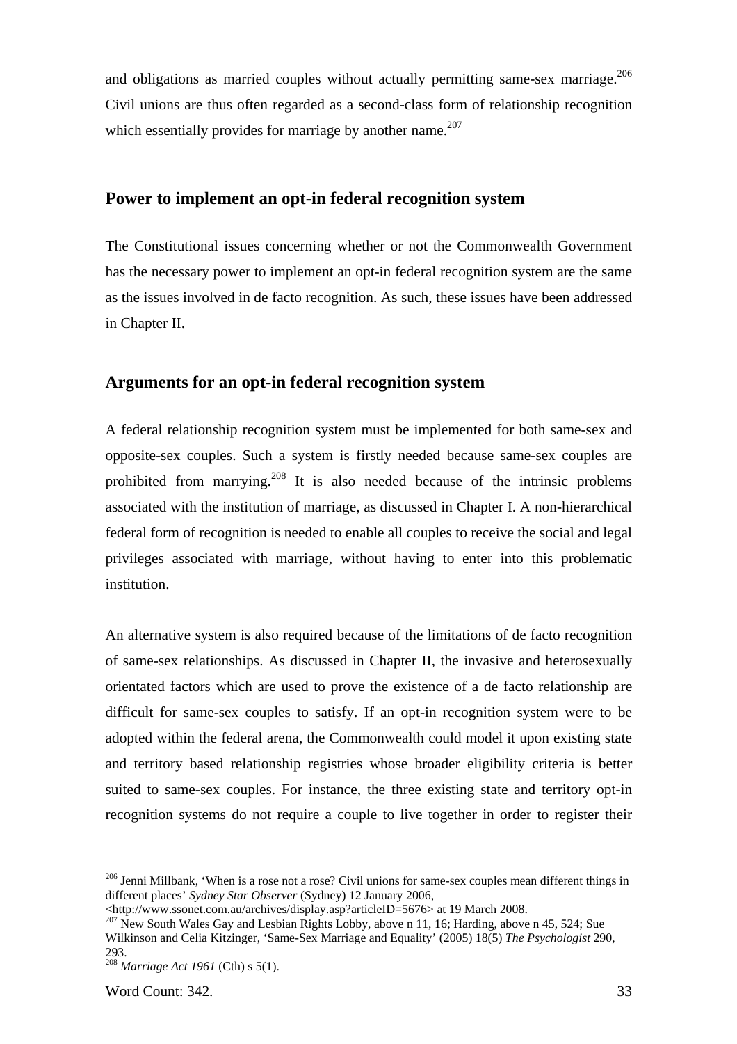and obligations as married couples without actually permitting same-sex marriage.[206] Civil unions are thus often regarded as a second-class form of relationship recognition which essentially provides for marriage by another name.[207]

## Power to implement an opt-in federal recognition system

The Constitutional issues concerning whether or not the Commonwealth Government has the necessary power to implement an opt-in federal recognition system are the same as the issues involved in de facto recognition. As such, these issues have been addressed in Chapter II.

## Arguments for an opt-in federal recognition system

A federal relationship recognition system must be implemented for both same-sex and opposite-sex couples. Such a system is firstly needed because same-sex couples are prohibited from marrying.[208] It is also needed because of the intrinsic problems associated with the institution of marriage, as discussed in Chapter I. A non-hierarchical federal form of recognition is needed to enable all couples to receive the social and legal privileges associated with marriage, without having to enter into this problematic institution.

An alternative system is also required because of the limitations of de facto recognition of same-sex relationships. As discussed in Chapter II, the invasive and heterosexually orientated factors which are used to prove the existence of a de facto relationship are difficult for same-sex couples to satisfy. If an opt-in recognition system were to be adopted within the federal arena, the Commonwealth could model it upon existing state and territory based relationship registries whose broader eligibility criteria is better suited to same-sex couples. For instance, the three existing state and territory opt-in recognition systems do not require a couple to live together in order to register their

---

[206] Jenni Millbank, 'When is a rose not a rose? Civil unions for same-sex couples mean different things in different places' *Sydney Star Observer* (Sydney) 12 January 2006, <http://www.ssonet.com.au/archives/display.asp?articleID=5676> at 19 March 2008.

[207] New South Wales Gay and Lesbian Rights Lobby, above n 11, 16; Harding, above n 45, 524; Sue Wilkinson and Celia Kitzinger, 'Same-Sex Marriage and Equality' (2005) 18(5) *The Psychologist* 290, 293.

[208] *Marriage Act 1961* (Cth) s 5(1).

Word Count: 342.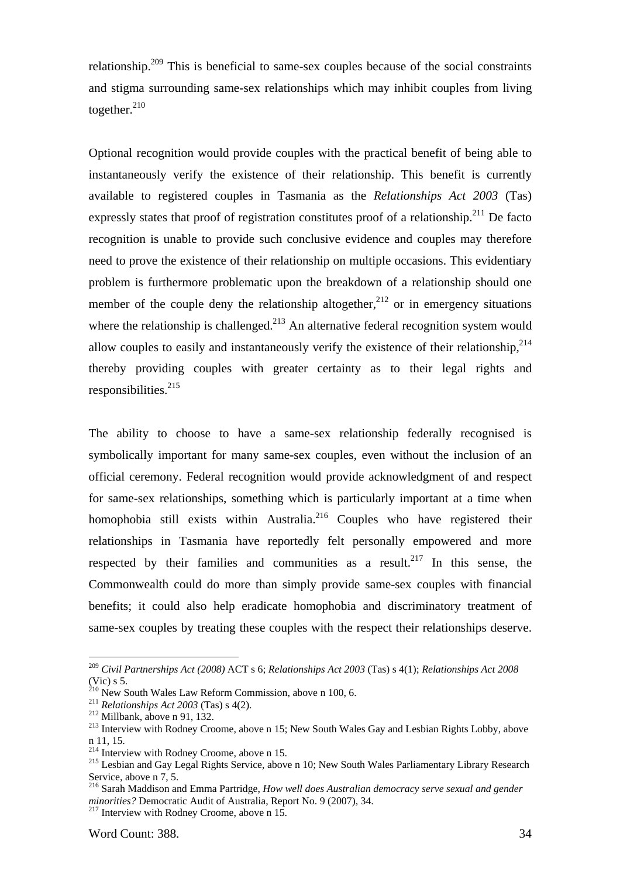relationship.[209] This is beneficial to same-sex couples because of the social constraints and stigma surrounding same-sex relationships which may inhibit couples from living together.[210]

Optional recognition would provide couples with the practical benefit of being able to instantaneously verify the existence of their relationship. This benefit is currently available to registered couples in Tasmania as the *Relationships Act 2003* (Tas) expressly states that proof of registration constitutes proof of a relationship.[211] De facto recognition is unable to provide such conclusive evidence and couples may therefore need to prove the existence of their relationship on multiple occasions. This evidentiary problem is furthermore problematic upon the breakdown of a relationship should one member of the couple deny the relationship altogether,[212] or in emergency situations where the relationship is challenged.[213] An alternative federal recognition system would allow couples to easily and instantaneously verify the existence of their relationship,[214] thereby providing couples with greater certainty as to their legal rights and responsibilities.[215]

The ability to choose to have a same-sex relationship federally recognised is symbolically important for many same-sex couples, even without the inclusion of an official ceremony. Federal recognition would provide acknowledgment of and respect for same-sex relationships, something which is particularly important at a time when homophobia still exists within Australia.[216] Couples who have registered their relationships in Tasmania have reportedly felt personally empowered and more respected by their families and communities as a result.[217] In this sense, the Commonwealth could do more than simply provide same-sex couples with financial benefits; it could also help eradicate homophobia and discriminatory treatment of same-sex couples by treating these couples with the respect their relationships deserve.

---

[209] *Civil Partnerships Act (2008)* ACT s 6; *Relationships Act 2003* (Tas) s 4(1); *Relationships Act 2008* (Vic) s 5.

[210] New South Wales Law Reform Commission, above n 100, 6.

[211] *Relationships Act 2003* (Tas) s 4(2).

[212] Millbank, above n 91, 132.

[213] Interview with Rodney Croome, above n 15; New South Wales Gay and Lesbian Rights Lobby, above n 11, 15.

[214] Interview with Rodney Croome, above n 15.

[215] Lesbian and Gay Legal Rights Service, above n 10; New South Wales Parliamentary Library Research Service, above n 7, 5.

[216] Sarah Maddison and Emma Partridge, *How well does Australian democracy serve sexual and gender minorities?* Democratic Audit of Australia, Report No. 9 (2007), 34.

[217] Interview with Rodney Croome, above n 15.

Word Count: 388.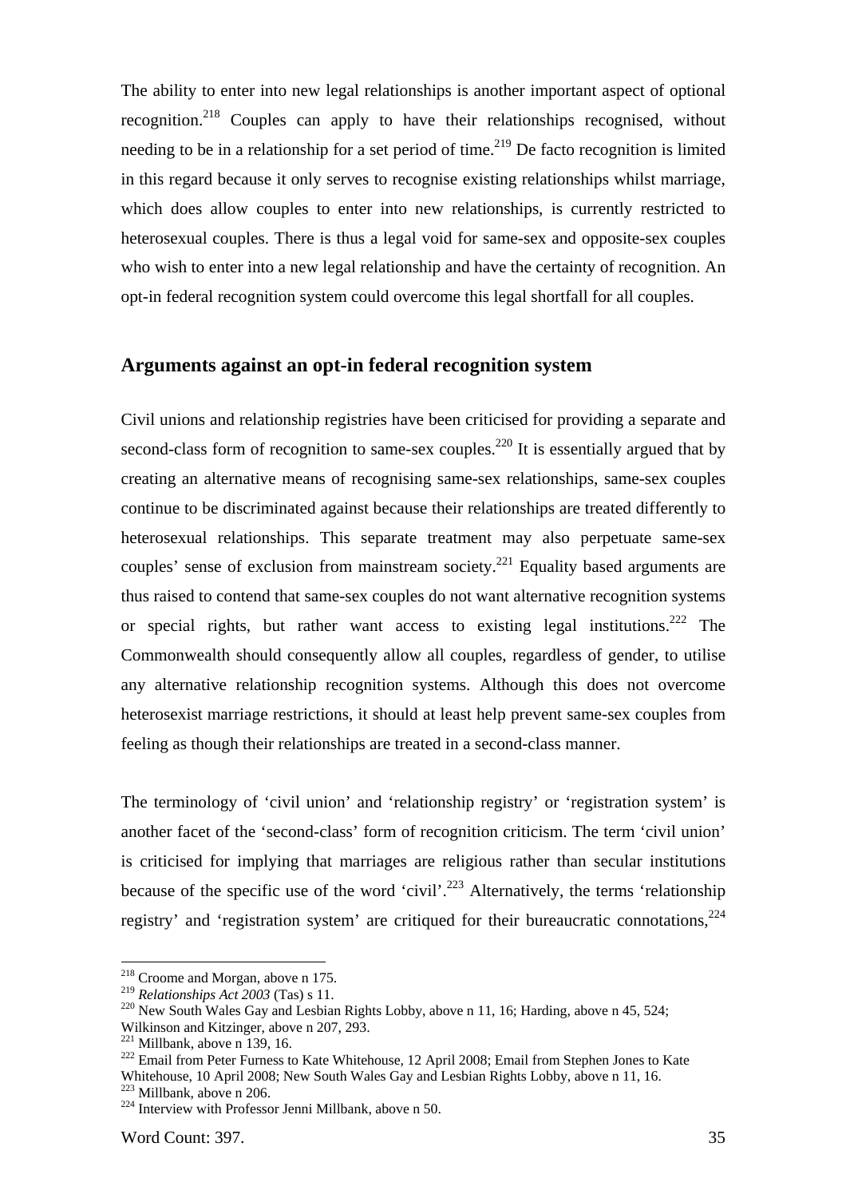The ability to enter into new legal relationships is another important aspect of optional recognition.[218] Couples can apply to have their relationships recognised, without needing to be in a relationship for a set period of time.[219] De facto recognition is limited in this regard because it only serves to recognise existing relationships whilst marriage, which does allow couples to enter into new relationships, is currently restricted to heterosexual couples. There is thus a legal void for same-sex and opposite-sex couples who wish to enter into a new legal relationship and have the certainty of recognition. An opt-in federal recognition system could overcome this legal shortfall for all couples.

## Arguments against an opt-in federal recognition system

Civil unions and relationship registries have been criticised for providing a separate and second-class form of recognition to same-sex couples.[220] It is essentially argued that by creating an alternative means of recognising same-sex relationships, same-sex couples continue to be discriminated against because their relationships are treated differently to heterosexual relationships. This separate treatment may also perpetuate same-sex couples' sense of exclusion from mainstream society.[221] Equality based arguments are thus raised to contend that same-sex couples do not want alternative recognition systems or special rights, but rather want access to existing legal institutions.[222] The Commonwealth should consequently allow all couples, regardless of gender, to utilise any alternative relationship recognition systems. Although this does not overcome heterosexist marriage restrictions, it should at least help prevent same-sex couples from feeling as though their relationships are treated in a second-class manner.

The terminology of 'civil union' and 'relationship registry' or 'registration system' is another facet of the 'second-class' form of recognition criticism. The term 'civil union' is criticised for implying that marriages are religious rather than secular institutions because of the specific use of the word 'civil'.[223] Alternatively, the terms 'relationship registry' and 'registration system' are critiqued for their bureaucratic connotations,[224]

---

[218] Croome and Morgan, above n 175.

[219] *Relationships Act 2003* (Tas) s 11.

[220] New South Wales Gay and Lesbian Rights Lobby, above n 11, 16; Harding, above n 45, 524; Wilkinson and Kitzinger, above n 207, 293.

[221] Millbank, above n 139, 16.

[222] Email from Peter Furness to Kate Whitehouse, 12 April 2008; Email from Stephen Jones to Kate Whitehouse, 10 April 2008; New South Wales Gay and Lesbian Rights Lobby, above n 11, 16.

[223] Millbank, above n 206.

[224] Interview with Professor Jenni Millbank, above n 50.

Word Count: 397.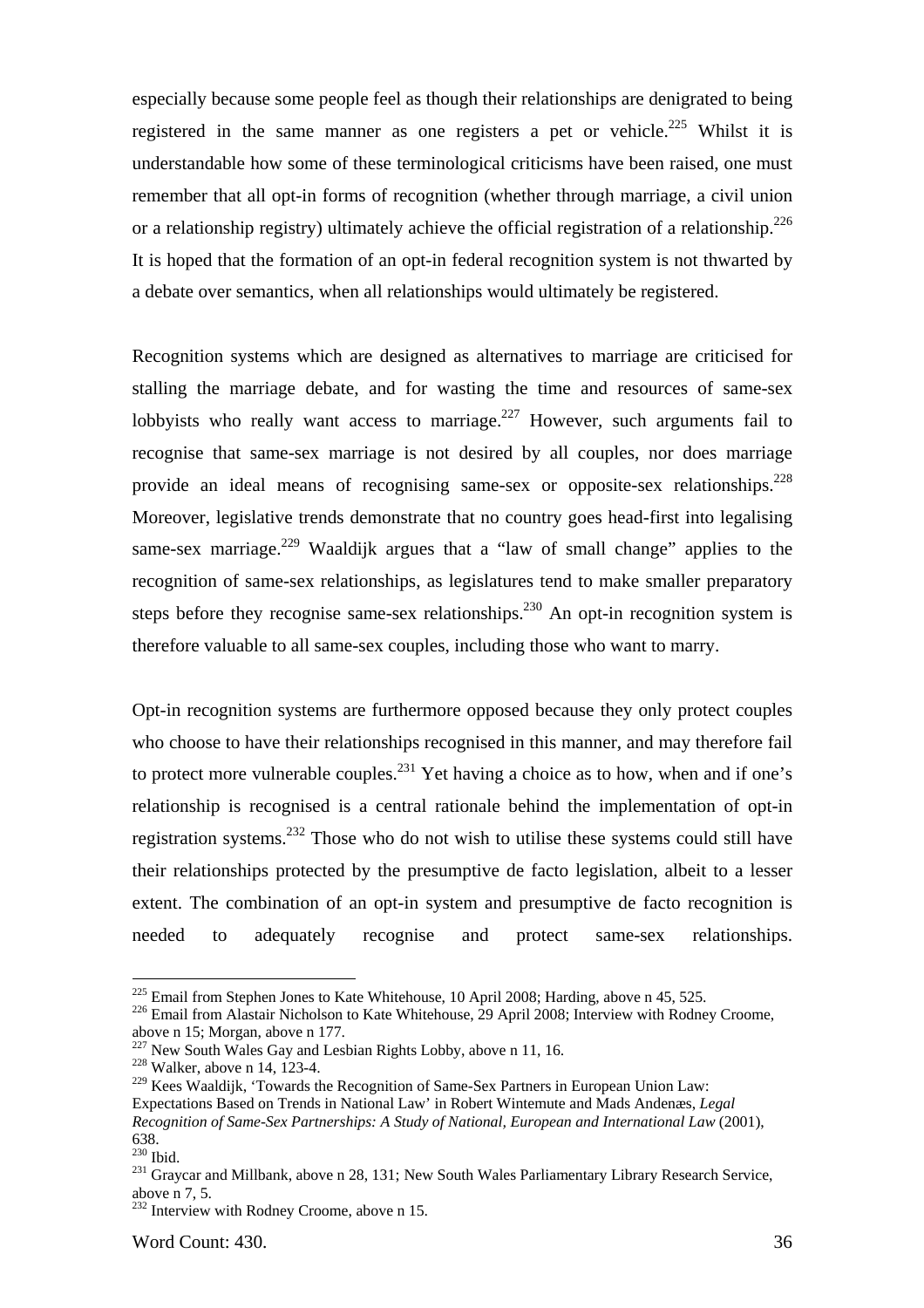especially because some people feel as though their relationships are denigrated to being registered in the same manner as one registers a pet or vehicle.[225] Whilst it is understandable how some of these terminological criticisms have been raised, one must remember that all opt-in forms of recognition (whether through marriage, a civil union or a relationship registry) ultimately achieve the official registration of a relationship.[226] It is hoped that the formation of an opt-in federal recognition system is not thwarted by a debate over semantics, when all relationships would ultimately be registered.

Recognition systems which are designed as alternatives to marriage are criticised for stalling the marriage debate, and for wasting the time and resources of same-sex lobbyists who really want access to marriage.[227] However, such arguments fail to recognise that same-sex marriage is not desired by all couples, nor does marriage provide an ideal means of recognising same-sex or opposite-sex relationships.[228] Moreover, legislative trends demonstrate that no country goes head-first into legalising same-sex marriage.[229] Waaldijk argues that a "law of small change" applies to the recognition of same-sex relationships, as legislatures tend to make smaller preparatory steps before they recognise same-sex relationships.[230] An opt-in recognition system is therefore valuable to all same-sex couples, including those who want to marry.

Opt-in recognition systems are furthermore opposed because they only protect couples who choose to have their relationships recognised in this manner, and may therefore fail to protect more vulnerable couples.[231] Yet having a choice as to how, when and if one's relationship is recognised is a central rationale behind the implementation of opt-in registration systems.[232] Those who do not wish to utilise these systems could still have their relationships protected by the presumptive de facto legislation, albeit to a lesser extent. The combination of an opt-in system and presumptive de facto recognition is needed to adequately recognise and protect same-sex relationships.

---

[225] Email from Stephen Jones to Kate Whitehouse, 10 April 2008; Harding, above n 45, 525.

[226] Email from Alastair Nicholson to Kate Whitehouse, 29 April 2008; Interview with Rodney Croome, above n 15; Morgan, above n 177.

[227] New South Wales Gay and Lesbian Rights Lobby, above n 11, 16.

[228] Walker, above n 14, 123-4.

[229] Kees Waaldijk, 'Towards the Recognition of Same-Sex Partners in European Union Law: Expectations Based on Trends in National Law' in Robert Wintemute and Mads Andenæs, *Legal Recognition of Same-Sex Partnerships: A Study of National, European and International Law* (2001), 638.

[230] Ibid.

[231] Graycar and Millbank, above n 28, 131; New South Wales Parliamentary Library Research Service, above n 7, 5.

[232] Interview with Rodney Croome, above n 15.

Word Count: 430.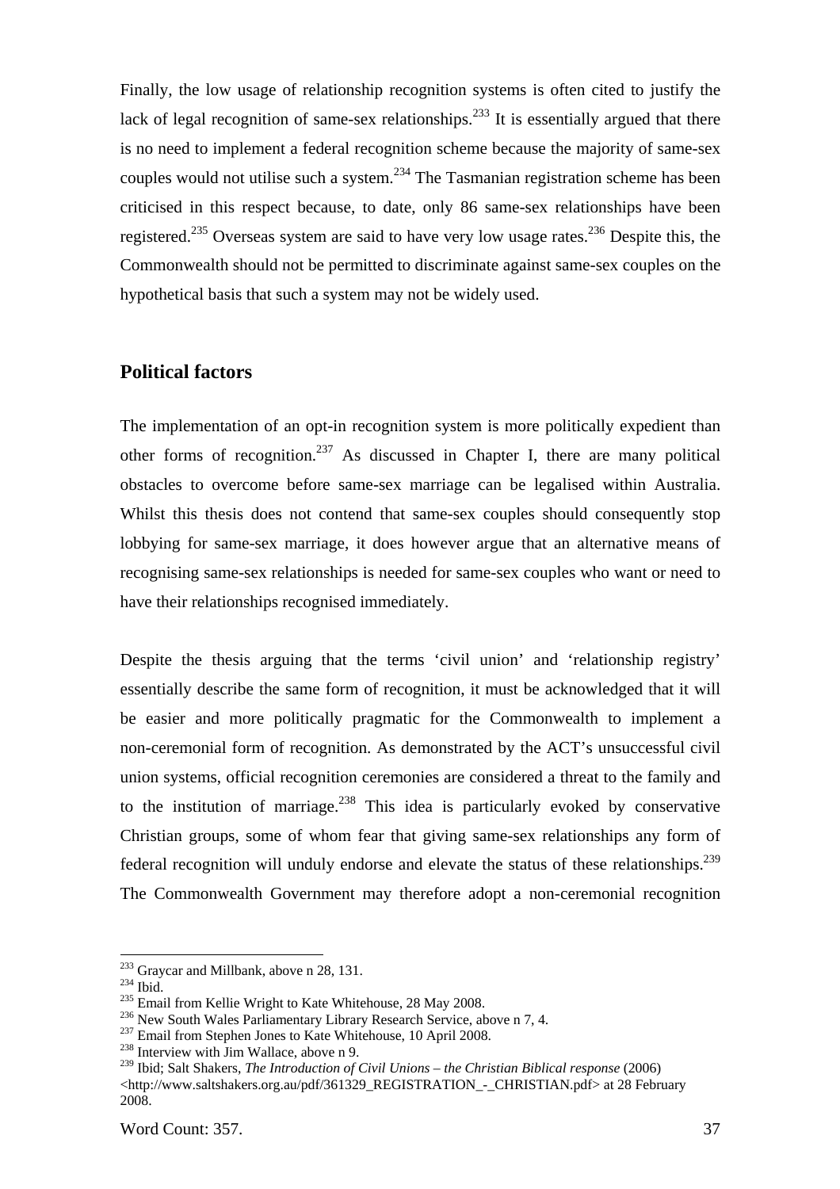Finally, the low usage of relationship recognition systems is often cited to justify the lack of legal recognition of same-sex relationships.[233] It is essentially argued that there is no need to implement a federal recognition scheme because the majority of same-sex couples would not utilise such a system.[234] The Tasmanian registration scheme has been criticised in this respect because, to date, only 86 same-sex relationships have been registered.[235] Overseas system are said to have very low usage rates.[236] Despite this, the Commonwealth should not be permitted to discriminate against same-sex couples on the hypothetical basis that such a system may not be widely used.

## Political factors

The implementation of an opt-in recognition system is more politically expedient than other forms of recognition.[237] As discussed in Chapter I, there are many political obstacles to overcome before same-sex marriage can be legalised within Australia. Whilst this thesis does not contend that same-sex couples should consequently stop lobbying for same-sex marriage, it does however argue that an alternative means of recognising same-sex relationships is needed for same-sex couples who want or need to have their relationships recognised immediately.

Despite the thesis arguing that the terms 'civil union' and 'relationship registry' essentially describe the same form of recognition, it must be acknowledged that it will be easier and more politically pragmatic for the Commonwealth to implement a non-ceremonial form of recognition. As demonstrated by the ACT's unsuccessful civil union systems, official recognition ceremonies are considered a threat to the family and to the institution of marriage.[238] This idea is particularly evoked by conservative Christian groups, some of whom fear that giving same-sex relationships any form of federal recognition will unduly endorse and elevate the status of these relationships.[239] The Commonwealth Government may therefore adopt a non-ceremonial recognition

---

[233] Graycar and Millbank, above n 28, 131.
[234] Ibid.
[235] Email from Kellie Wright to Kate Whitehouse, 28 May 2008.
[236] New South Wales Parliamentary Library Research Service, above n 7, 4.
[237] Email from Stephen Jones to Kate Whitehouse, 10 April 2008.
[238] Interview with Jim Wallace, above n 9.
[239] Ibid; Salt Shakers, *The Introduction of Civil Unions – the Christian Biblical response* (2006) <http://www.saltshakers.org.au/pdf/361329_REGISTRATION_-_CHRISTIAN.pdf> at 28 February 2008.

Word Count: 357.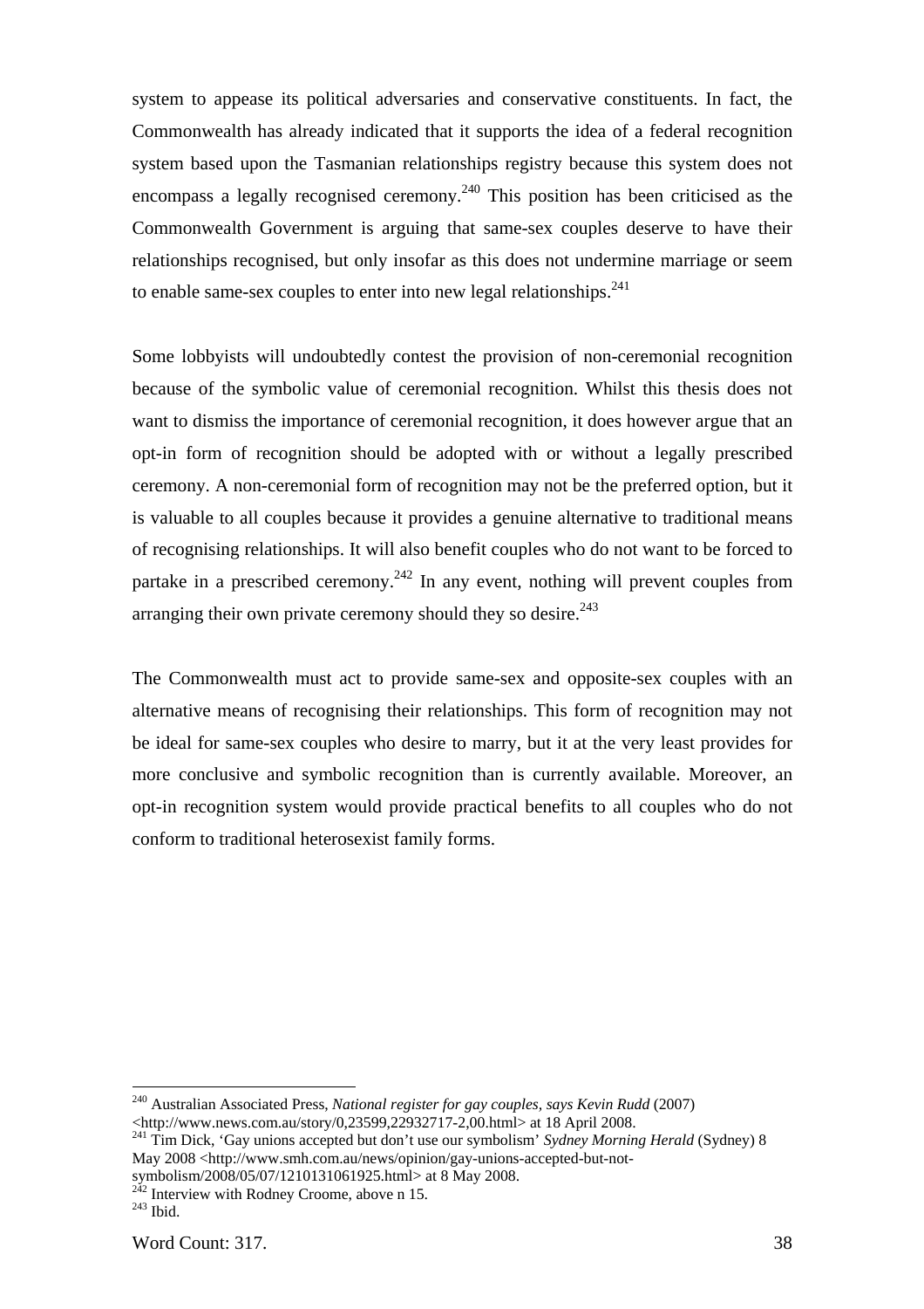system to appease its political adversaries and conservative constituents. In fact, the Commonwealth has already indicated that it supports the idea of a federal recognition system based upon the Tasmanian relationships registry because this system does not encompass a legally recognised ceremony.[240] This position has been criticised as the Commonwealth Government is arguing that same-sex couples deserve to have their relationships recognised, but only insofar as this does not undermine marriage or seem to enable same-sex couples to enter into new legal relationships.[241]

Some lobbyists will undoubtedly contest the provision of non-ceremonial recognition because of the symbolic value of ceremonial recognition. Whilst this thesis does not want to dismiss the importance of ceremonial recognition, it does however argue that an opt-in form of recognition should be adopted with or without a legally prescribed ceremony. A non-ceremonial form of recognition may not be the preferred option, but it is valuable to all couples because it provides a genuine alternative to traditional means of recognising relationships. It will also benefit couples who do not want to be forced to partake in a prescribed ceremony.[242] In any event, nothing will prevent couples from arranging their own private ceremony should they so desire.[243]

The Commonwealth must act to provide same-sex and opposite-sex couples with an alternative means of recognising their relationships. This form of recognition may not be ideal for same-sex couples who desire to marry, but it at the very least provides for more conclusive and symbolic recognition than is currently available. Moreover, an opt-in recognition system would provide practical benefits to all couples who do not conform to traditional heterosexist family forms.

---

[240] Australian Associated Press, *National register for gay couples, says Kevin Rudd* (2007) <http://www.news.com.au/story/0,23599,22932717-2,00.html> at 18 April 2008.

[241] Tim Dick, 'Gay unions accepted but don't use our symbolism' *Sydney Morning Herald* (Sydney) 8 May 2008 <http://www.smh.com.au/news/opinion/gay-unions-accepted-but-not-symbolism/2008/05/07/1210131061925.html> at 8 May 2008.

[242] Interview with Rodney Croome, above n 15.

[243] Ibid.

Word Count: 317.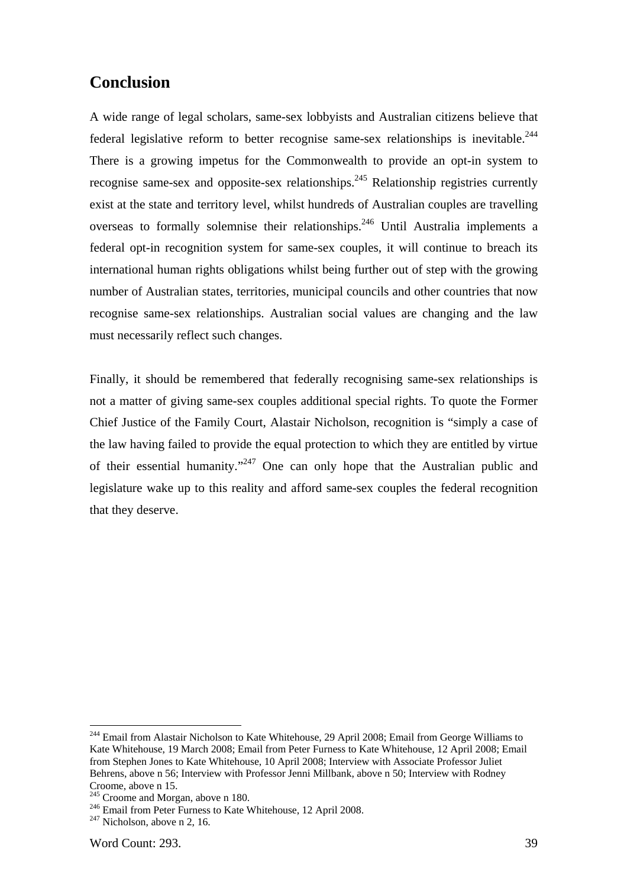## Conclusion

A wide range of legal scholars, same-sex lobbyists and Australian citizens believe that federal legislative reform to better recognise same-sex relationships is inevitable.[244] There is a growing impetus for the Commonwealth to provide an opt-in system to recognise same-sex and opposite-sex relationships.[245] Relationship registries currently exist at the state and territory level, whilst hundreds of Australian couples are travelling overseas to formally solemnise their relationships.[246] Until Australia implements a federal opt-in recognition system for same-sex couples, it will continue to breach its international human rights obligations whilst being further out of step with the growing number of Australian states, territories, municipal councils and other countries that now recognise same-sex relationships. Australian social values are changing and the law must necessarily reflect such changes.

Finally, it should be remembered that federally recognising same-sex relationships is not a matter of giving same-sex couples additional special rights. To quote the Former Chief Justice of the Family Court, Alastair Nicholson, recognition is "simply a case of the law having failed to provide the equal protection to which they are entitled by virtue of their essential humanity."[247] One can only hope that the Australian public and legislature wake up to this reality and afford same-sex couples the federal recognition that they deserve.

---

[244] Email from Alastair Nicholson to Kate Whitehouse, 29 April 2008; Email from George Williams to Kate Whitehouse, 19 March 2008; Email from Peter Furness to Kate Whitehouse, 12 April 2008; Email from Stephen Jones to Kate Whitehouse, 10 April 2008; Interview with Associate Professor Juliet Behrens, above n 56; Interview with Professor Jenni Millbank, above n 50; Interview with Rodney Croome, above n 15.

[245] Croome and Morgan, above n 180.

[246] Email from Peter Furness to Kate Whitehouse, 12 April 2008.

[247] Nicholson, above n 2, 16.

Word Count: 293.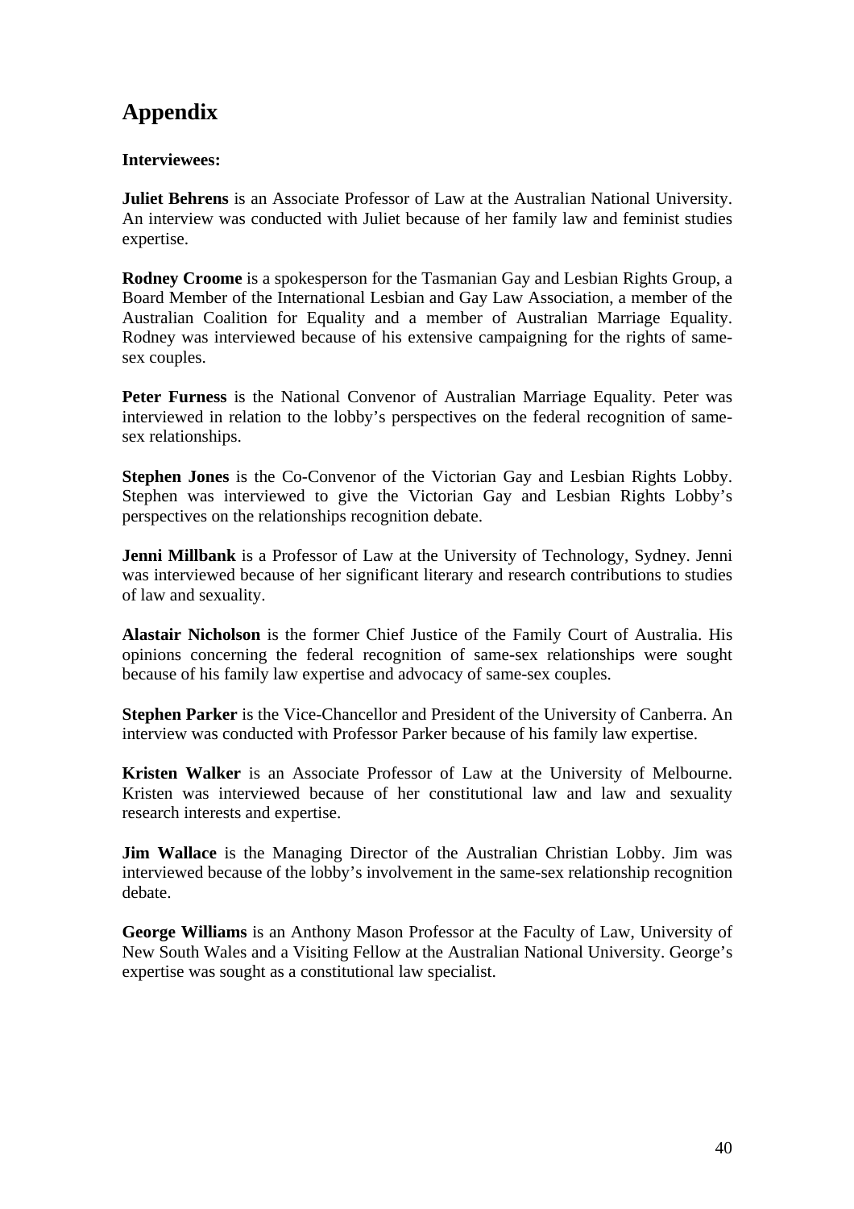# Appendix

**Interviewees:**

**Juliet Behrens** is an Associate Professor of Law at the Australian National University. An interview was conducted with Juliet because of her family law and feminist studies expertise.

**Rodney Croome** is a spokesperson for the Tasmanian Gay and Lesbian Rights Group, a Board Member of the International Lesbian and Gay Law Association, a member of the Australian Coalition for Equality and a member of Australian Marriage Equality. Rodney was interviewed because of his extensive campaigning for the rights of same-sex couples.

**Peter Furness** is the National Convenor of Australian Marriage Equality. Peter was interviewed in relation to the lobby's perspectives on the federal recognition of same-sex relationships.

**Stephen Jones** is the Co-Convenor of the Victorian Gay and Lesbian Rights Lobby. Stephen was interviewed to give the Victorian Gay and Lesbian Rights Lobby's perspectives on the relationships recognition debate.

**Jenni Millbank** is a Professor of Law at the University of Technology, Sydney. Jenni was interviewed because of her significant literary and research contributions to studies of law and sexuality.

**Alastair Nicholson** is the former Chief Justice of the Family Court of Australia. His opinions concerning the federal recognition of same-sex relationships were sought because of his family law expertise and advocacy of same-sex couples.

**Stephen Parker** is the Vice-Chancellor and President of the University of Canberra. An interview was conducted with Professor Parker because of his family law expertise.

**Kristen Walker** is an Associate Professor of Law at the University of Melbourne. Kristen was interviewed because of her constitutional law and law and sexuality research interests and expertise.

**Jim Wallace** is the Managing Director of the Australian Christian Lobby. Jim was interviewed because of the lobby's involvement in the same-sex relationship recognition debate.

**George Williams** is an Anthony Mason Professor at the Faculty of Law, University of New South Wales and a Visiting Fellow at the Australian National University. George's expertise was sought as a constitutional law specialist.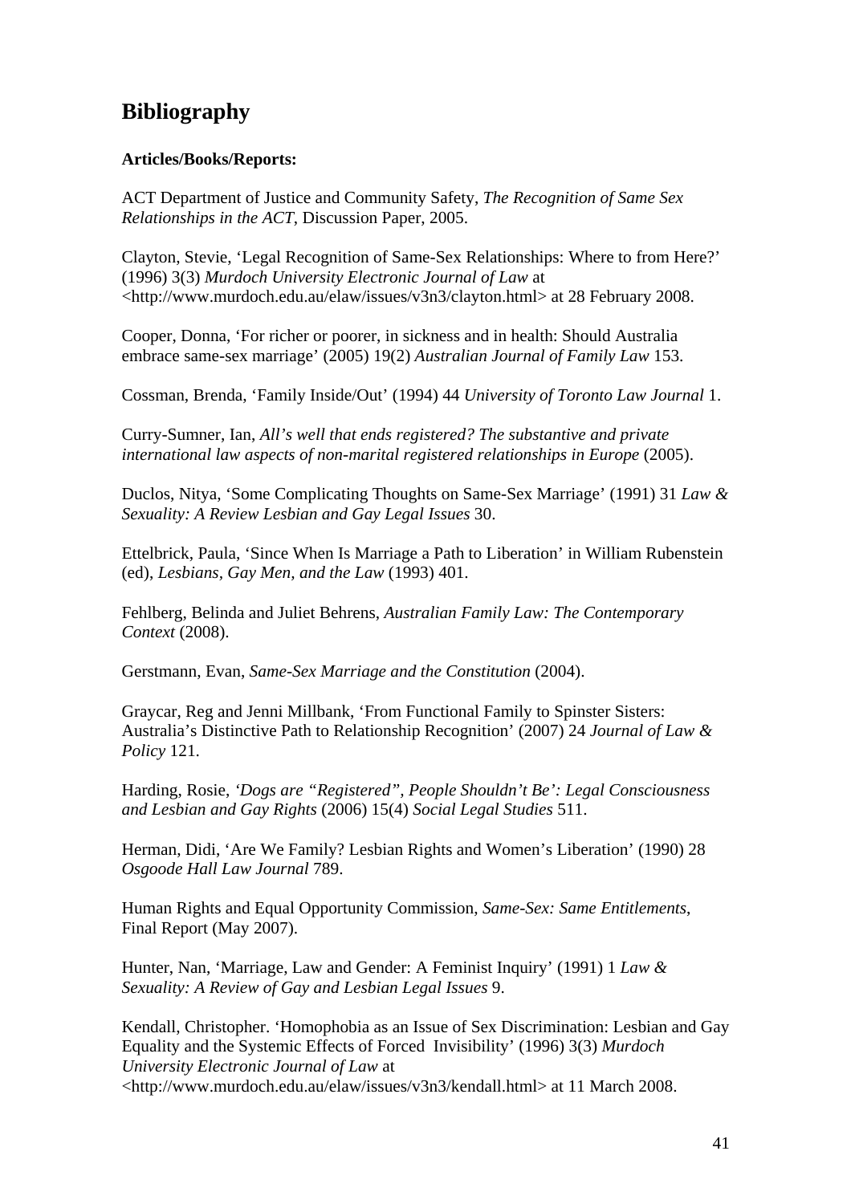# Bibliography

**Articles/Books/Reports:**

ACT Department of Justice and Community Safety, *The Recognition of Same Sex Relationships in the ACT*, Discussion Paper, 2005.

Clayton, Stevie, 'Legal Recognition of Same-Sex Relationships: Where to from Here?' (1996) 3(3) *Murdoch University Electronic Journal of Law* at <http://www.murdoch.edu.au/elaw/issues/v3n3/clayton.html> at 28 February 2008.

Cooper, Donna, 'For richer or poorer, in sickness and in health: Should Australia embrace same-sex marriage' (2005) 19(2) *Australian Journal of Family Law* 153.

Cossman, Brenda, 'Family Inside/Out' (1994) 44 *University of Toronto Law Journal* 1.

Curry-Sumner, Ian, *All's well that ends registered? The substantive and private international law aspects of non-marital registered relationships in Europe* (2005).

Duclos, Nitya, 'Some Complicating Thoughts on Same-Sex Marriage' (1991) 31 *Law & Sexuality: A Review Lesbian and Gay Legal Issues* 30.

Ettelbrick, Paula, 'Since When Is Marriage a Path to Liberation' in William Rubenstein (ed), *Lesbians, Gay Men, and the Law* (1993) 401.

Fehlberg, Belinda and Juliet Behrens, *Australian Family Law: The Contemporary Context* (2008).

Gerstmann, Evan, *Same-Sex Marriage and the Constitution* (2004).

Graycar, Reg and Jenni Millbank, 'From Functional Family to Spinster Sisters: Australia's Distinctive Path to Relationship Recognition' (2007) 24 *Journal of Law & Policy* 121.

Harding, Rosie, *'Dogs are "Registered", People Shouldn't Be': Legal Consciousness and Lesbian and Gay Rights* (2006) 15(4) *Social Legal Studies* 511.

Herman, Didi, 'Are We Family? Lesbian Rights and Women's Liberation' (1990) 28 *Osgoode Hall Law Journal* 789.

Human Rights and Equal Opportunity Commission, *Same-Sex: Same Entitlements*, Final Report (May 2007).

Hunter, Nan, 'Marriage, Law and Gender: A Feminist Inquiry' (1991) 1 *Law & Sexuality: A Review of Gay and Lesbian Legal Issues* 9.

Kendall, Christopher. 'Homophobia as an Issue of Sex Discrimination: Lesbian and Gay Equality and the Systemic Effects of Forced Invisibility' (1996) 3(3) *Murdoch University Electronic Journal of Law* at <http://www.murdoch.edu.au/elaw/issues/v3n3/kendall.html> at 11 March 2008.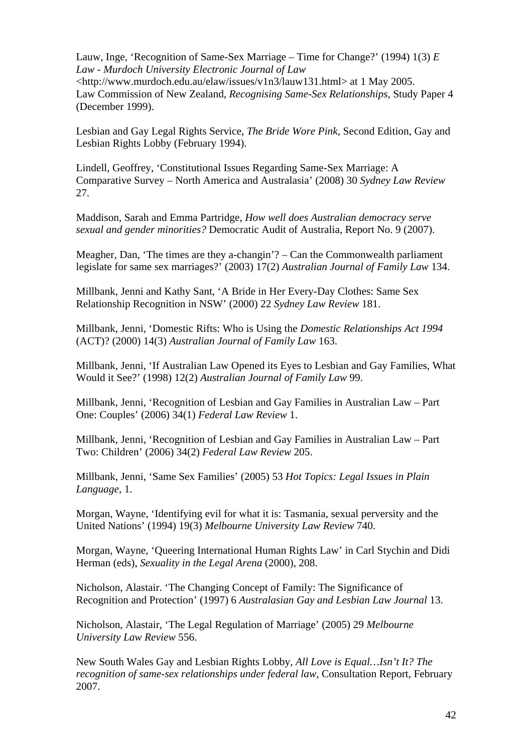Lauw, Inge, 'Recognition of Same-Sex Marriage – Time for Change?' (1994) 1(3) *E Law - Murdoch University Electronic Journal of Law* <http://www.murdoch.edu.au/elaw/issues/v1n3/lauw131.html> at 1 May 2005.
Law Commission of New Zealand, *Recognising Same-Sex Relationships*, Study Paper 4 (December 1999).

Lesbian and Gay Legal Rights Service, *The Bride Wore Pink*, Second Edition, Gay and Lesbian Rights Lobby (February 1994).

Lindell, Geoffrey, 'Constitutional Issues Regarding Same-Sex Marriage: A Comparative Survey – North America and Australasia' (2008) 30 *Sydney Law Review* 27.

Maddison, Sarah and Emma Partridge, *How well does Australian democracy serve sexual and gender minorities?* Democratic Audit of Australia, Report No. 9 (2007).

Meagher, Dan, 'The times are they a-changin'? – Can the Commonwealth parliament legislate for same sex marriages?' (2003) 17(2) *Australian Journal of Family Law* 134.

Millbank, Jenni and Kathy Sant, 'A Bride in Her Every-Day Clothes: Same Sex Relationship Recognition in NSW' (2000) 22 *Sydney Law Review* 181.

Millbank, Jenni, 'Domestic Rifts: Who is Using the *Domestic Relationships Act 1994* (ACT)? (2000) 14(3) *Australian Journal of Family Law* 163.

Millbank, Jenni, 'If Australian Law Opened its Eyes to Lesbian and Gay Families, What Would it See?' (1998) 12(2) *Australian Journal of Family Law* 99.

Millbank, Jenni, 'Recognition of Lesbian and Gay Families in Australian Law – Part One: Couples' (2006) 34(1) *Federal Law Review* 1.

Millbank, Jenni, 'Recognition of Lesbian and Gay Families in Australian Law – Part Two: Children' (2006) 34(2) *Federal Law Review* 205.

Millbank, Jenni, 'Same Sex Families' (2005) 53 *Hot Topics: Legal Issues in Plain Language*, 1.

Morgan, Wayne, 'Identifying evil for what it is: Tasmania, sexual perversity and the United Nations' (1994) 19(3) *Melbourne University Law Review* 740.

Morgan, Wayne, 'Queering International Human Rights Law' in Carl Stychin and Didi Herman (eds), *Sexuality in the Legal Arena* (2000), 208.

Nicholson, Alastair. 'The Changing Concept of Family: The Significance of Recognition and Protection' (1997) 6 *Australasian Gay and Lesbian Law Journal* 13.

Nicholson, Alastair, 'The Legal Regulation of Marriage' (2005) 29 *Melbourne University Law Review* 556.

New South Wales Gay and Lesbian Rights Lobby, *All Love is Equal…Isn't It? The recognition of same-sex relationships under federal law,* Consultation Report, February 2007.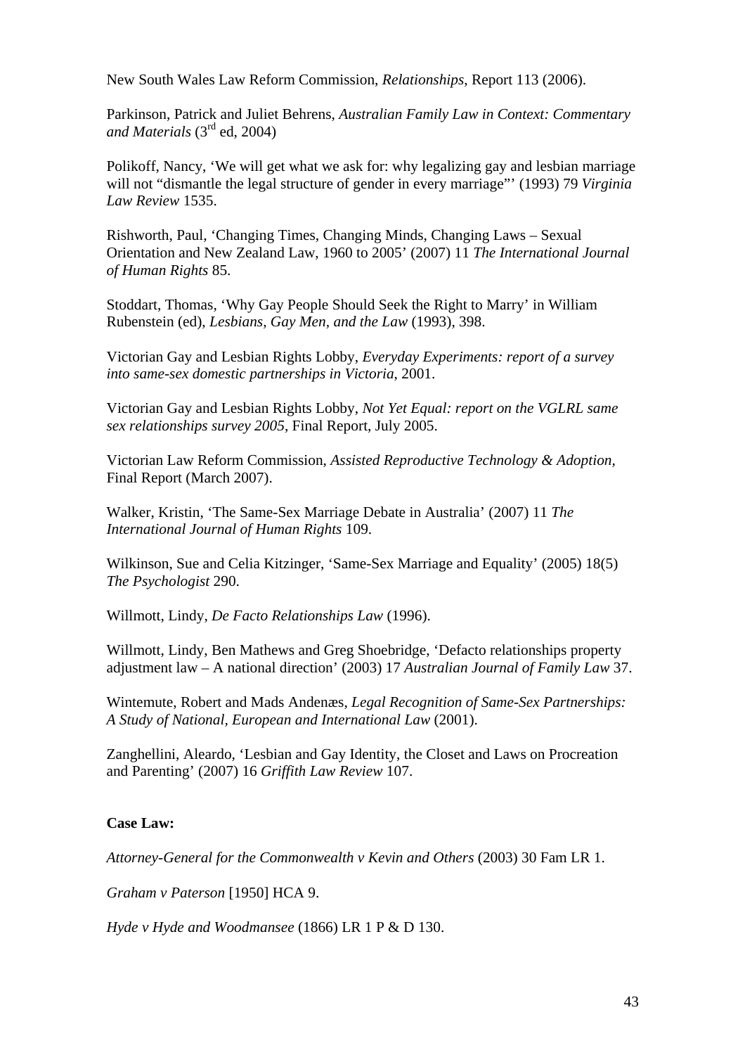New South Wales Law Reform Commission, *Relationships*, Report 113 (2006).

Parkinson, Patrick and Juliet Behrens, *Australian Family Law in Context: Commentary and Materials* (3rd ed, 2004)

Polikoff, Nancy, 'We will get what we ask for: why legalizing gay and lesbian marriage will not "dismantle the legal structure of gender in every marriage"' (1993) 79 *Virginia Law Review* 1535.

Rishworth, Paul, 'Changing Times, Changing Minds, Changing Laws – Sexual Orientation and New Zealand Law, 1960 to 2005' (2007) 11 *The International Journal of Human Rights* 85.

Stoddart, Thomas, 'Why Gay People Should Seek the Right to Marry' in William Rubenstein (ed), *Lesbians, Gay Men, and the Law* (1993), 398.

Victorian Gay and Lesbian Rights Lobby, *Everyday Experiments: report of a survey into same-sex domestic partnerships in Victoria*, 2001.

Victorian Gay and Lesbian Rights Lobby, *Not Yet Equal: report on the VGLRL same sex relationships survey 2005*, Final Report, July 2005.

Victorian Law Reform Commission, *Assisted Reproductive Technology & Adoption*, Final Report (March 2007).

Walker, Kristin, 'The Same-Sex Marriage Debate in Australia' (2007) 11 *The International Journal of Human Rights* 109.

Wilkinson, Sue and Celia Kitzinger, 'Same-Sex Marriage and Equality' (2005) 18(5) *The Psychologist* 290.

Willmott, Lindy, *De Facto Relationships Law* (1996).

Willmott, Lindy, Ben Mathews and Greg Shoebridge, 'Defacto relationships property adjustment law – A national direction' (2003) 17 *Australian Journal of Family Law* 37.

Wintemute, Robert and Mads Andenæs, *Legal Recognition of Same-Sex Partnerships: A Study of National, European and International Law* (2001).

Zanghellini, Aleardo, 'Lesbian and Gay Identity, the Closet and Laws on Procreation and Parenting' (2007) 16 *Griffith Law Review* 107.

**Case Law:**

*Attorney-General for the Commonwealth v Kevin and Others* (2003) 30 Fam LR 1.

*Graham v Paterson* [1950] HCA 9.

*Hyde v Hyde and Woodmansee* (1866) LR 1 P & D 130.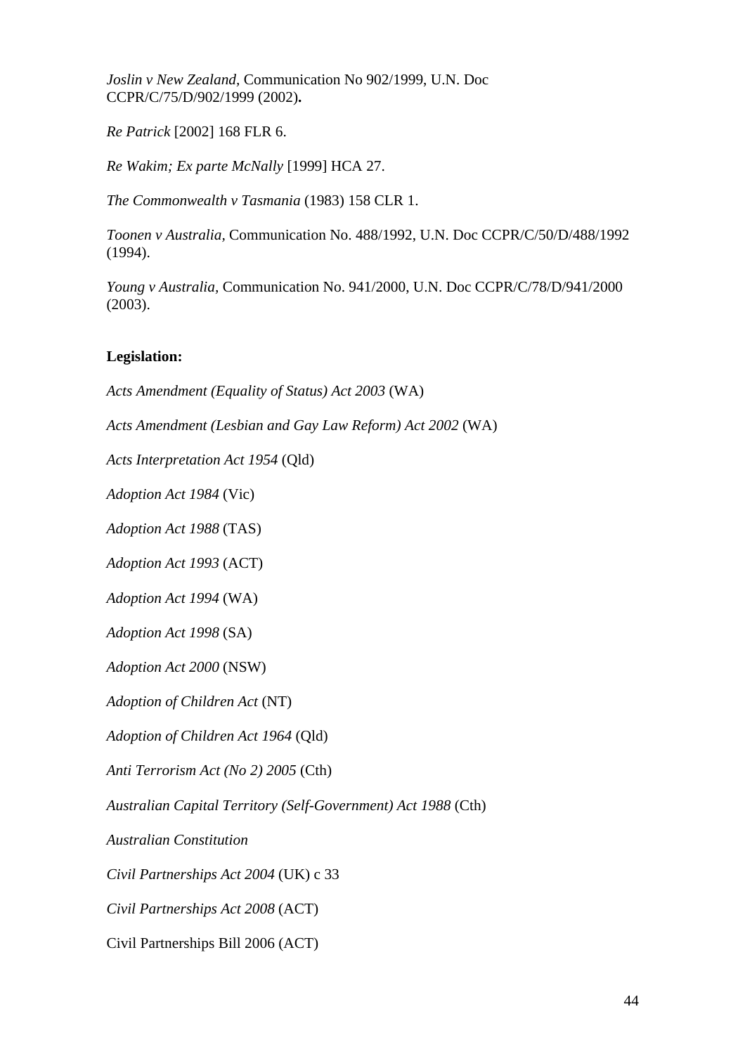*Joslin v New Zealand*, Communication No 902/1999, U.N. Doc CCPR/C/75/D/902/1999 (2002)**.**

*Re Patrick* [2002] 168 FLR 6.

*Re Wakim; Ex parte McNally* [1999] HCA 27.

*The Commonwealth v Tasmania* (1983) 158 CLR 1.

*Toonen v Australia,* Communication No. 488/1992, U.N. Doc CCPR/C/50/D/488/1992 (1994).

*Young v Australia,* Communication No. 941/2000, U.N. Doc CCPR/C/78/D/941/2000 (2003).

**Legislation:**

*Acts Amendment (Equality of Status) Act 2003* (WA)

*Acts Amendment (Lesbian and Gay Law Reform) Act 2002* (WA)

*Acts Interpretation Act 1954* (Qld)

*Adoption Act 1984* (Vic)

*Adoption Act 1988* (TAS)

*Adoption Act 1993* (ACT)

*Adoption Act 1994* (WA)

*Adoption Act 1998* (SA)

*Adoption Act 2000* (NSW)

*Adoption of Children Act* (NT)

*Adoption of Children Act 1964* (Qld)

*Anti Terrorism Act (No 2) 2005* (Cth)

*Australian Capital Territory (Self-Government) Act 1988* (Cth)

*Australian Constitution*

*Civil Partnerships Act 2004* (UK) c 33

*Civil Partnerships Act 2008* (ACT)

Civil Partnerships Bill 2006 (ACT)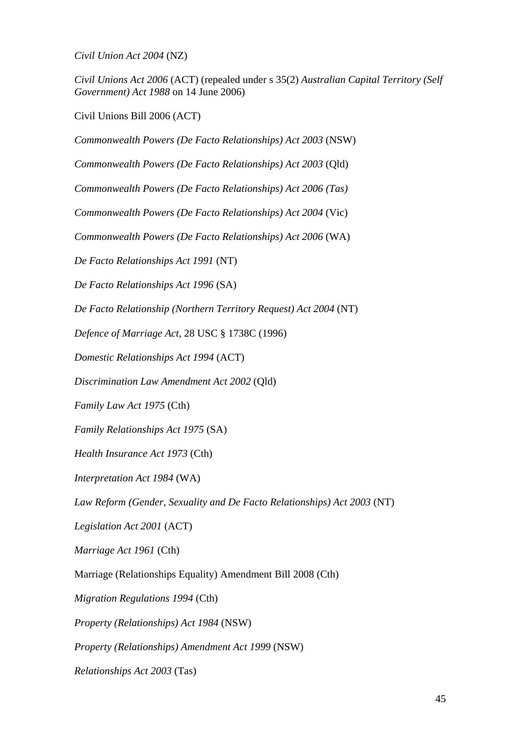*Civil Union Act 2004* (NZ)

*Civil Unions Act 2006* (ACT) (repealed under s 35(2) *Australian Capital Territory (Self Government) Act 1988* on 14 June 2006)

Civil Unions Bill 2006 (ACT)

*Commonwealth Powers (De Facto Relationships) Act 2003* (NSW)

*Commonwealth Powers (De Facto Relationships) Act 2003* (Qld)

*Commonwealth Powers (De Facto Relationships) Act 2006 (Tas)*

*Commonwealth Powers (De Facto Relationships) Act 2004* (Vic)

*Commonwealth Powers (De Facto Relationships) Act 2006* (WA)

*De Facto Relationships Act 1991* (NT)

*De Facto Relationships Act 1996* (SA)

*De Facto Relationship (Northern Territory Request) Act 2004* (NT)

*Defence of Marriage Act*, 28 USC § 1738C (1996)

*Domestic Relationships Act 1994* (ACT)

*Discrimination Law Amendment Act 2002* (Qld)

*Family Law Act 1975* (Cth)

*Family Relationships Act 1975* (SA)

*Health Insurance Act 1973* (Cth)

*Interpretation Act 1984* (WA)

*Law Reform (Gender, Sexuality and De Facto Relationships) Act 2003* (NT)

*Legislation Act 2001* (ACT)

*Marriage Act 1961* (Cth)

Marriage (Relationships Equality) Amendment Bill 2008 (Cth)

*Migration Regulations 1994* (Cth)

*Property (Relationships) Act 1984* (NSW)

*Property (Relationships) Amendment Act 1999* (NSW)

*Relationships Act 2003* (Tas)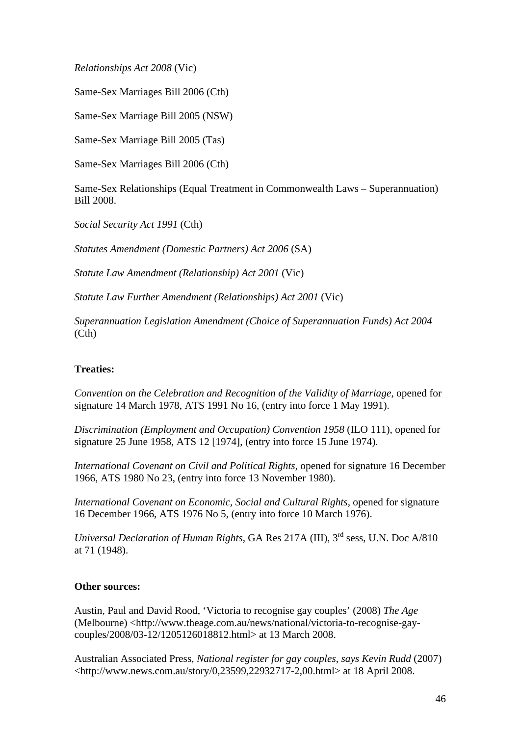*Relationships Act 2008* (Vic)

Same-Sex Marriages Bill 2006 (Cth)

Same-Sex Marriage Bill 2005 (NSW)

Same-Sex Marriage Bill 2005 (Tas)

Same-Sex Marriages Bill 2006 (Cth)

Same-Sex Relationships (Equal Treatment in Commonwealth Laws – Superannuation) Bill 2008.

*Social Security Act 1991* (Cth)

*Statutes Amendment (Domestic Partners) Act 2006* (SA)

*Statute Law Amendment (Relationship) Act 2001* (Vic)

*Statute Law Further Amendment (Relationships) Act 2001* (Vic)

*Superannuation Legislation Amendment (Choice of Superannuation Funds) Act 2004* (Cth)

**Treaties:**

*Convention on the Celebration and Recognition of the Validity of Marriage*, opened for signature 14 March 1978, ATS 1991 No 16, (entry into force 1 May 1991).

*Discrimination (Employment and Occupation) Convention 1958* (ILO 111), opened for signature 25 June 1958, ATS 12 [1974], (entry into force 15 June 1974).

*International Covenant on Civil and Political Rights,* opened for signature 16 December 1966, ATS 1980 No 23, (entry into force 13 November 1980).

*International Covenant on Economic, Social and Cultural Rights*, opened for signature 16 December 1966, ATS 1976 No 5, (entry into force 10 March 1976).

*Universal Declaration of Human Rights,* GA Res 217A (III), 3rd sess, U.N. Doc A/810 at 71 (1948).

**Other sources:**

Austin, Paul and David Rood, 'Victoria to recognise gay couples' (2008) *The Age* (Melbourne) <http://www.theage.com.au/news/national/victoria-to-recognise-gay-couples/2008/03-12/1205126018812.html> at 13 March 2008.

Australian Associated Press, *National register for gay couples, says Kevin Rudd* (2007) <http://www.news.com.au/story/0,23599,22932717-2,00.html> at 18 April 2008.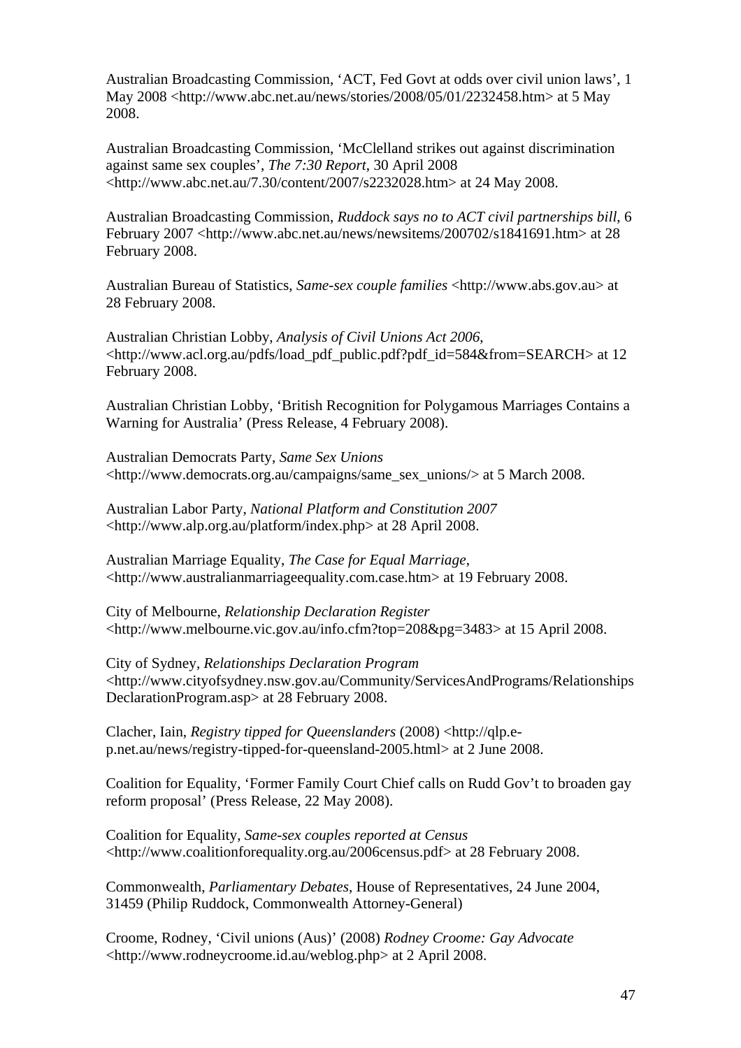Australian Broadcasting Commission, 'ACT, Fed Govt at odds over civil union laws', 1 May 2008 <http://www.abc.net.au/news/stories/2008/05/01/2232458.htm> at 5 May 2008.

Australian Broadcasting Commission, 'McClelland strikes out against discrimination against same sex couples', *The 7:30 Report*, 30 April 2008 <http://www.abc.net.au/7.30/content/2007/s2232028.htm> at 24 May 2008.

Australian Broadcasting Commission, *Ruddock says no to ACT civil partnerships bill*, 6 February 2007 <http://www.abc.net.au/news/newsitems/200702/s1841691.htm> at 28 February 2008.

Australian Bureau of Statistics, *Same-sex couple families* <http://www.abs.gov.au> at 28 February 2008.

Australian Christian Lobby, *Analysis of Civil Unions Act 2006*, <http://www.acl.org.au/pdfs/load_pdf_public.pdf?pdf_id=584&from=SEARCH> at 12 February 2008.

Australian Christian Lobby, 'British Recognition for Polygamous Marriages Contains a Warning for Australia' (Press Release, 4 February 2008).

Australian Democrats Party, *Same Sex Unions* <http://www.democrats.org.au/campaigns/same_sex_unions/> at 5 March 2008.

Australian Labor Party, *National Platform and Constitution 2007* <http://www.alp.org.au/platform/index.php> at 28 April 2008.

Australian Marriage Equality, *The Case for Equal Marriage*, <http://www.australianmarriageequality.com.case.htm> at 19 February 2008.

City of Melbourne, *Relationship Declaration Register* <http://www.melbourne.vic.gov.au/info.cfm?top=208&pg=3483> at 15 April 2008.

City of Sydney, *Relationships Declaration Program* <http://www.cityofsydney.nsw.gov.au/Community/ServicesAndPrograms/RelationshipsDeclarationProgram.asp> at 28 February 2008.

Clacher, Iain, *Registry tipped for Queenslanders* (2008) <http://qlp.e-p.net.au/news/registry-tipped-for-queensland-2005.html> at 2 June 2008.

Coalition for Equality, 'Former Family Court Chief calls on Rudd Gov't to broaden gay reform proposal' (Press Release, 22 May 2008).

Coalition for Equality, *Same-sex couples reported at Census* <http://www.coalitionforequality.org.au/2006census.pdf> at 28 February 2008.

Commonwealth, *Parliamentary Debates*, House of Representatives, 24 June 2004, 31459 (Philip Ruddock, Commonwealth Attorney-General)

Croome, Rodney, 'Civil unions (Aus)' (2008) *Rodney Croome: Gay Advocate* <http://www.rodneycroome.id.au/weblog.php> at 2 April 2008.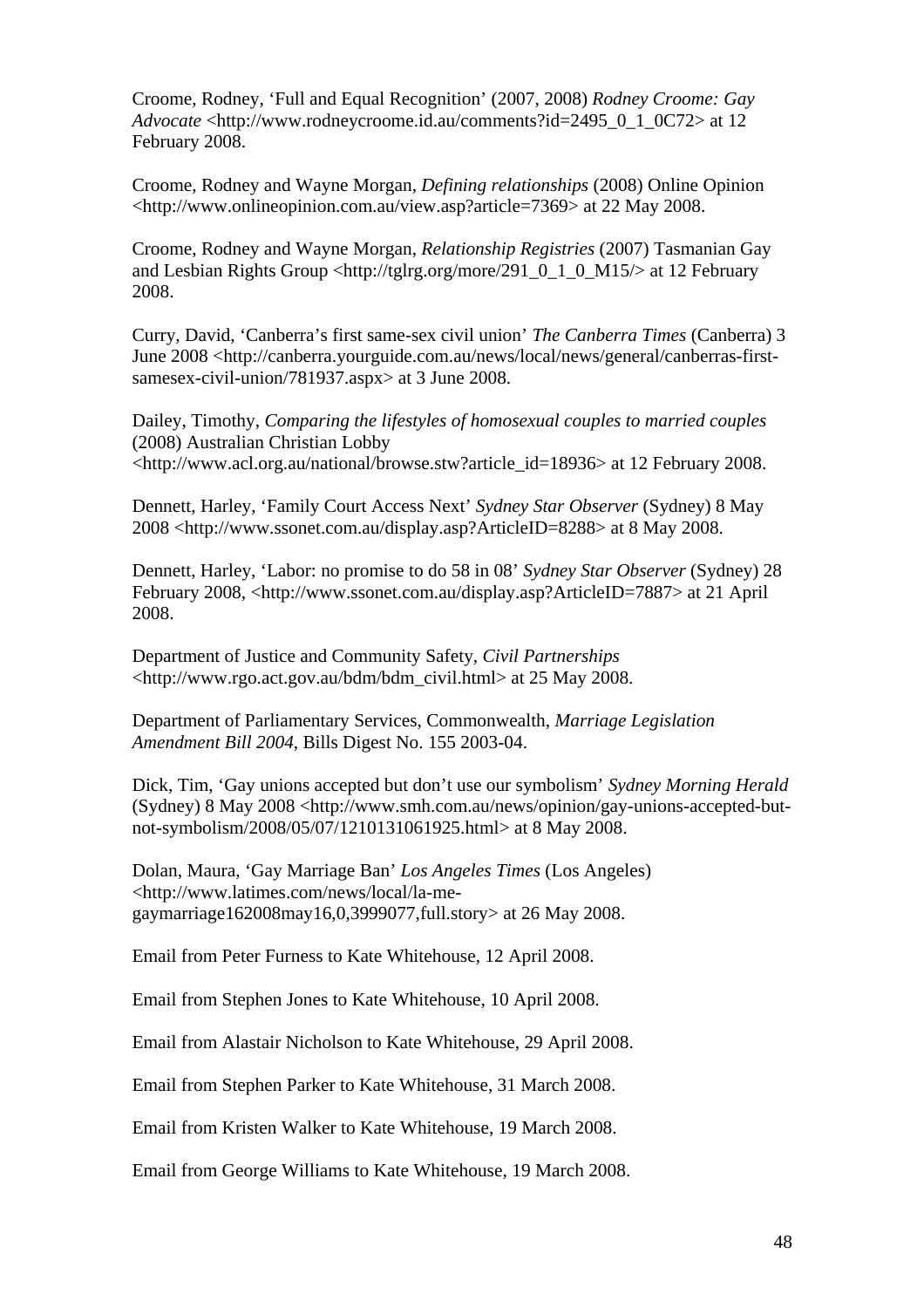Croome, Rodney, 'Full and Equal Recognition' (2007, 2008) *Rodney Croome: Gay Advocate* <http://www.rodneycroome.id.au/comments?id=2495_0_1_0C72> at 12 February 2008.

Croome, Rodney and Wayne Morgan, *Defining relationships* (2008) Online Opinion <http://www.onlineopinion.com.au/view.asp?article=7369> at 22 May 2008.

Croome, Rodney and Wayne Morgan, *Relationship Registries* (2007) Tasmanian Gay and Lesbian Rights Group <http://tglrg.org/more/291_0_1_0_M15/> at 12 February 2008.

Curry, David, 'Canberra's first same-sex civil union' *The Canberra Times* (Canberra) 3 June 2008 <http://canberra.yourguide.com.au/news/local/news/general/canberras-first-samesex-civil-union/781937.aspx> at 3 June 2008.

Dailey, Timothy, *Comparing the lifestyles of homosexual couples to married couples* (2008) Australian Christian Lobby <http://www.acl.org.au/national/browse.stw?article_id=18936> at 12 February 2008.

Dennett, Harley, 'Family Court Access Next' *Sydney Star Observer* (Sydney) 8 May 2008 <http://www.ssonet.com.au/display.asp?ArticleID=8288> at 8 May 2008.

Dennett, Harley, 'Labor: no promise to do 58 in 08' *Sydney Star Observer* (Sydney) 28 February 2008, <http://www.ssonet.com.au/display.asp?ArticleID=7887> at 21 April 2008.

Department of Justice and Community Safety, *Civil Partnerships* <http://www.rgo.act.gov.au/bdm/bdm_civil.html> at 25 May 2008.

Department of Parliamentary Services, Commonwealth, *Marriage Legislation Amendment Bill 2004*, Bills Digest No. 155 2003-04.

Dick, Tim, 'Gay unions accepted but don't use our symbolism' *Sydney Morning Herald* (Sydney) 8 May 2008 <http://www.smh.com.au/news/opinion/gay-unions-accepted-but-not-symbolism/2008/05/07/1210131061925.html> at 8 May 2008.

Dolan, Maura, 'Gay Marriage Ban' *Los Angeles Times* (Los Angeles) <http://www.latimes.com/news/local/la-me-gaymarriage162008may16,0,3999077,full.story> at 26 May 2008.

Email from Peter Furness to Kate Whitehouse, 12 April 2008.

Email from Stephen Jones to Kate Whitehouse, 10 April 2008.

Email from Alastair Nicholson to Kate Whitehouse, 29 April 2008.

Email from Stephen Parker to Kate Whitehouse, 31 March 2008.

Email from Kristen Walker to Kate Whitehouse, 19 March 2008.

Email from George Williams to Kate Whitehouse, 19 March 2008.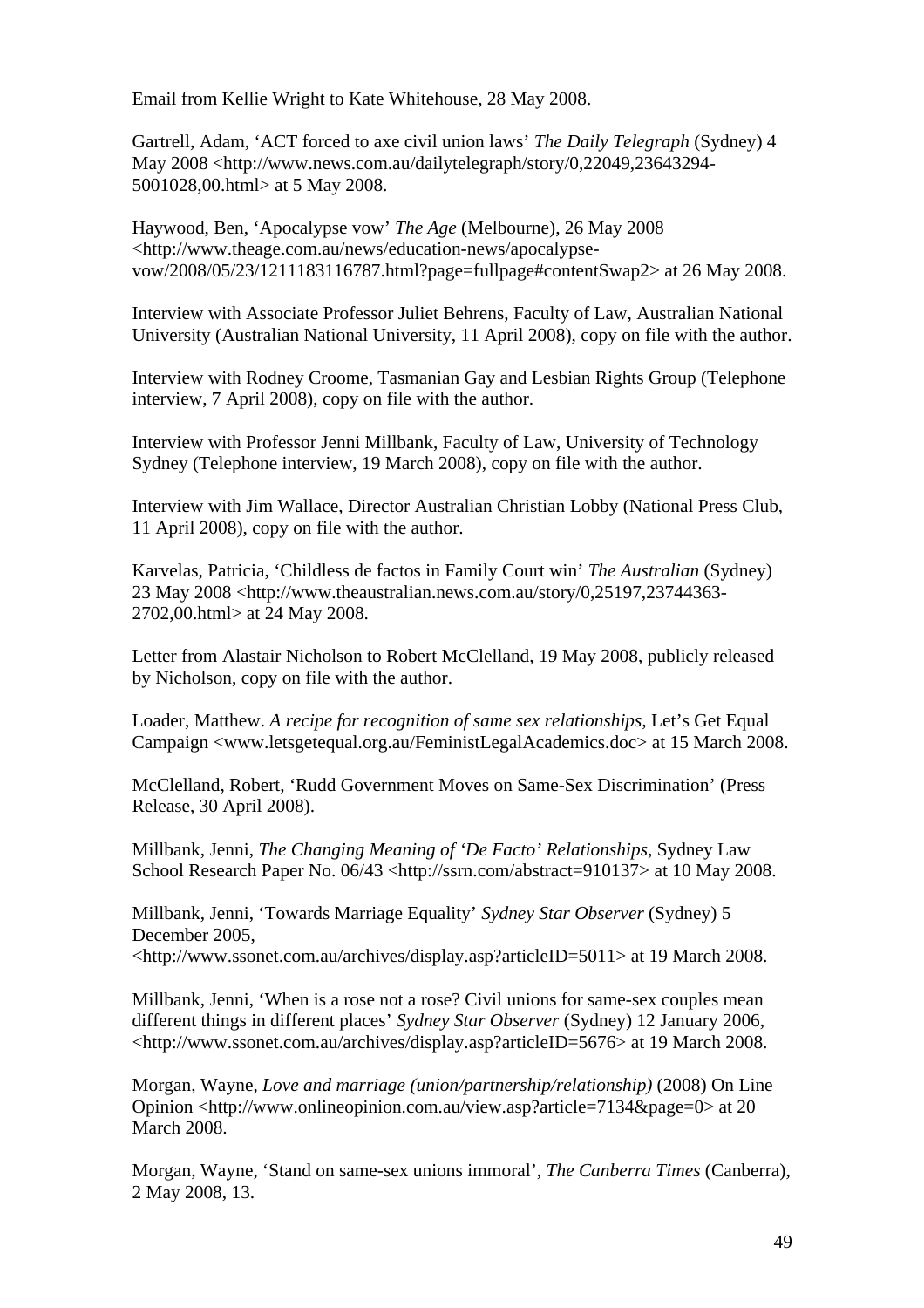Email from Kellie Wright to Kate Whitehouse, 28 May 2008.

Gartrell, Adam, 'ACT forced to axe civil union laws' *The Daily Telegraph* (Sydney) 4 May 2008 <http://www.news.com.au/dailytelegraph/story/0,22049,23643294-5001028,00.html> at 5 May 2008.

Haywood, Ben, 'Apocalypse vow' *The Age* (Melbourne), 26 May 2008 <http://www.theage.com.au/news/education-news/apocalypse-vow/2008/05/23/1211183116787.html?page=fullpage#contentSwap2> at 26 May 2008.

Interview with Associate Professor Juliet Behrens, Faculty of Law, Australian National University (Australian National University, 11 April 2008), copy on file with the author.

Interview with Rodney Croome, Tasmanian Gay and Lesbian Rights Group (Telephone interview, 7 April 2008), copy on file with the author.

Interview with Professor Jenni Millbank, Faculty of Law, University of Technology Sydney (Telephone interview, 19 March 2008), copy on file with the author.

Interview with Jim Wallace, Director Australian Christian Lobby (National Press Club, 11 April 2008), copy on file with the author.

Karvelas, Patricia, 'Childless de factos in Family Court win' *The Australian* (Sydney) 23 May 2008 <http://www.theaustralian.news.com.au/story/0,25197,23744363-2702,00.html> at 24 May 2008.

Letter from Alastair Nicholson to Robert McClelland, 19 May 2008, publicly released by Nicholson, copy on file with the author.

Loader, Matthew. *A recipe for recognition of same sex relationships*, Let's Get Equal Campaign <www.letsgetequal.org.au/FeministLegalAcademics.doc> at 15 March 2008.

McClelland, Robert, 'Rudd Government Moves on Same-Sex Discrimination' (Press Release, 30 April 2008).

Millbank, Jenni, *The Changing Meaning of 'De Facto' Relationships*, Sydney Law School Research Paper No. 06/43 <http://ssrn.com/abstract=910137> at 10 May 2008.

Millbank, Jenni, 'Towards Marriage Equality' *Sydney Star Observer* (Sydney) 5 December 2005, <http://www.ssonet.com.au/archives/display.asp?articleID=5011> at 19 March 2008.

Millbank, Jenni, 'When is a rose not a rose? Civil unions for same-sex couples mean different things in different places' *Sydney Star Observer* (Sydney) 12 January 2006, <http://www.ssonet.com.au/archives/display.asp?articleID=5676> at 19 March 2008.

Morgan, Wayne, *Love and marriage (union/partnership/relationship)* (2008) On Line Opinion <http://www.onlineopinion.com.au/view.asp?article=7134&page=0> at 20 March 2008.

Morgan, Wayne, 'Stand on same-sex unions immoral', *The Canberra Times* (Canberra), 2 May 2008, 13.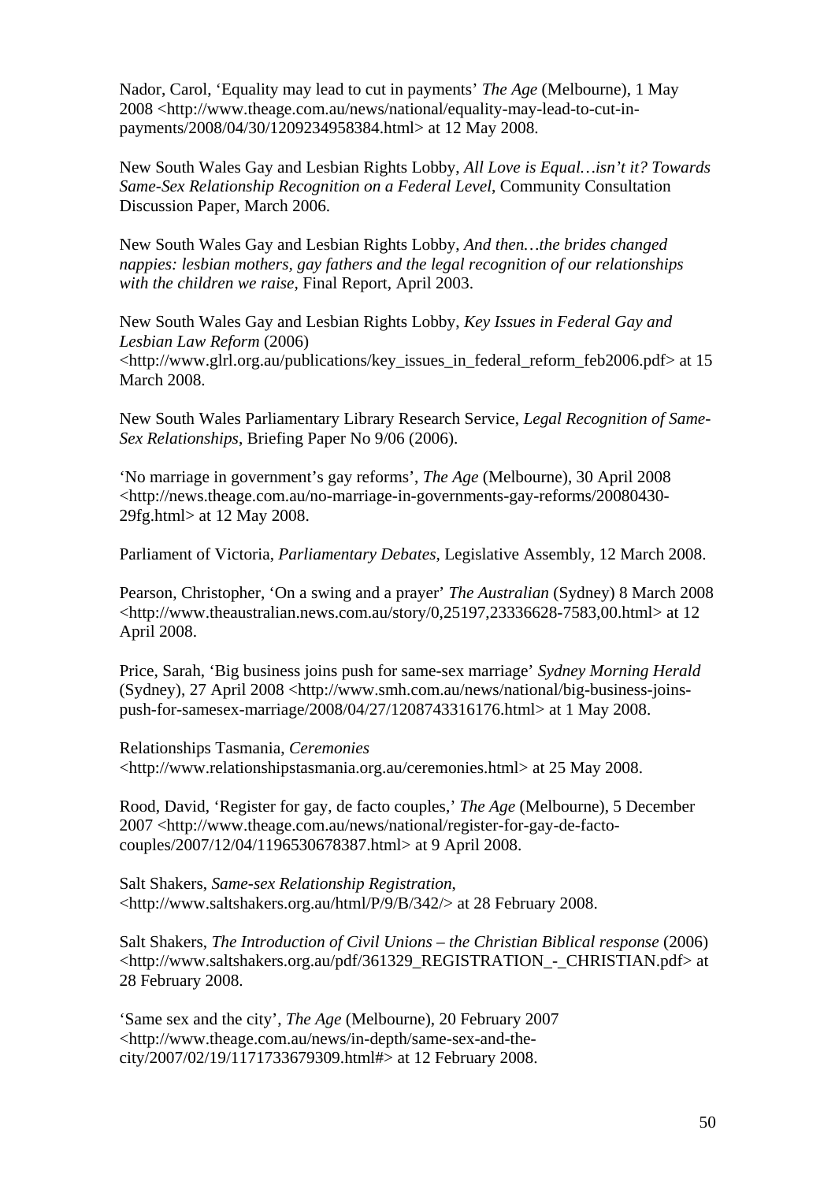Nador, Carol, 'Equality may lead to cut in payments' *The Age* (Melbourne), 1 May 2008 <http://www.theage.com.au/news/national/equality-may-lead-to-cut-in-payments/2008/04/30/1209234958384.html> at 12 May 2008.

New South Wales Gay and Lesbian Rights Lobby, *All Love is Equal…isn't it? Towards Same-Sex Relationship Recognition on a Federal Level*, Community Consultation Discussion Paper, March 2006.

New South Wales Gay and Lesbian Rights Lobby, *And then…the brides changed nappies: lesbian mothers, gay fathers and the legal recognition of our relationships with the children we raise*, Final Report, April 2003.

New South Wales Gay and Lesbian Rights Lobby, *Key Issues in Federal Gay and Lesbian Law Reform* (2006) <http://www.glrl.org.au/publications/key_issues_in_federal_reform_feb2006.pdf> at 15 March 2008.

New South Wales Parliamentary Library Research Service, *Legal Recognition of Same-Sex Relationships*, Briefing Paper No 9/06 (2006).

'No marriage in government's gay reforms', *The Age* (Melbourne), 30 April 2008 <http://news.theage.com.au/no-marriage-in-governments-gay-reforms/20080430-29fg.html> at 12 May 2008.

Parliament of Victoria, *Parliamentary Debates*, Legislative Assembly, 12 March 2008.

Pearson, Christopher, 'On a swing and a prayer' *The Australian* (Sydney) 8 March 2008 <http://www.theaustralian.news.com.au/story/0,25197,23336628-7583,00.html> at 12 April 2008.

Price, Sarah, 'Big business joins push for same-sex marriage' *Sydney Morning Herald* (Sydney), 27 April 2008 <http://www.smh.com.au/news/national/big-business-joins-push-for-samesex-marriage/2008/04/27/1208743316176.html> at 1 May 2008.

Relationships Tasmania, *Ceremonies* <http://www.relationshipstasmania.org.au/ceremonies.html> at 25 May 2008.

Rood, David, 'Register for gay, de facto couples,' *The Age* (Melbourne), 5 December 2007 <http://www.theage.com.au/news/national/register-for-gay-de-facto-couples/2007/12/04/1196530678387.html> at 9 April 2008.

Salt Shakers, *Same-sex Relationship Registration*, <http://www.saltshakers.org.au/html/P/9/B/342/> at 28 February 2008.

Salt Shakers, *The Introduction of Civil Unions – the Christian Biblical response* (2006) <http://www.saltshakers.org.au/pdf/361329_REGISTRATION_-_CHRISTIAN.pdf> at 28 February 2008.

'Same sex and the city', *The Age* (Melbourne), 20 February 2007 <http://www.theage.com.au/news/in-depth/same-sex-and-the-city/2007/02/19/1171733679309.html#> at 12 February 2008.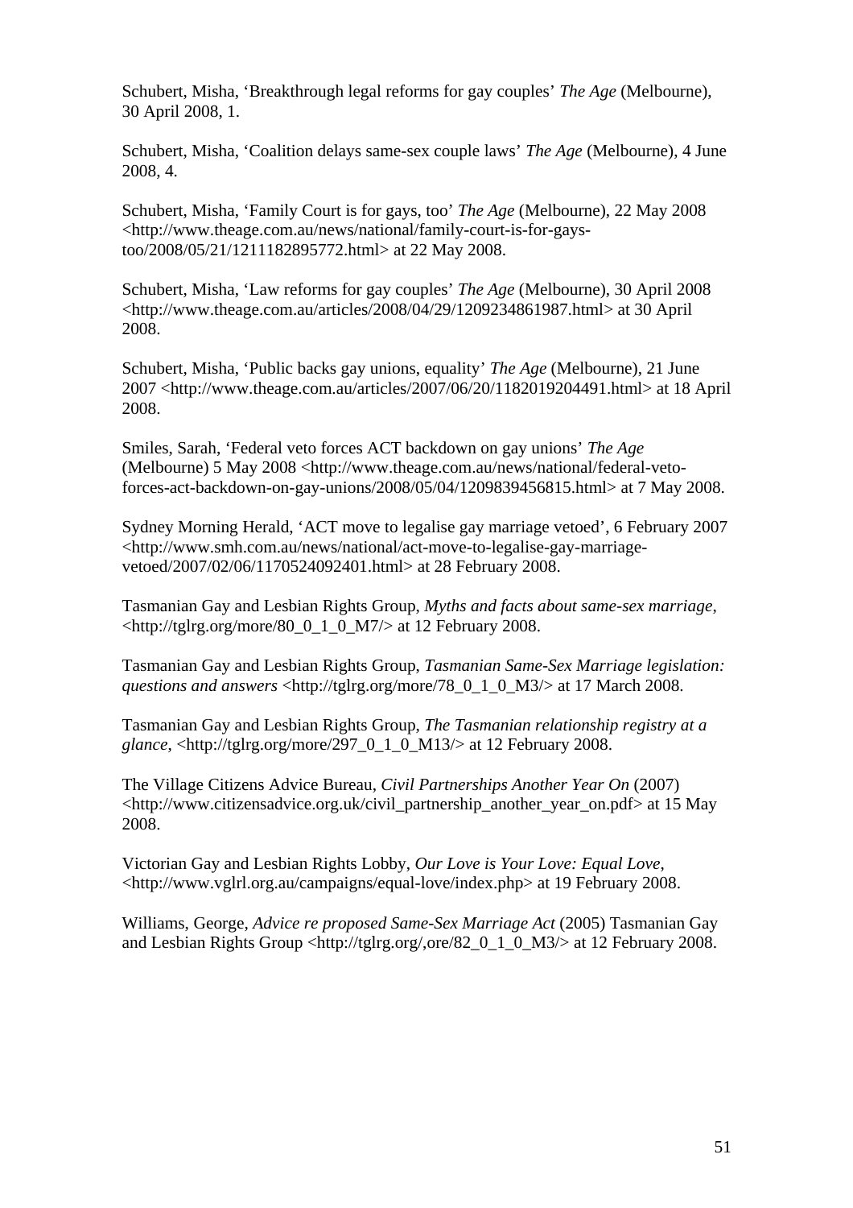Schubert, Misha, 'Breakthrough legal reforms for gay couples' *The Age* (Melbourne), 30 April 2008, 1.

Schubert, Misha, 'Coalition delays same-sex couple laws' *The Age* (Melbourne), 4 June 2008, 4.

Schubert, Misha, 'Family Court is for gays, too' *The Age* (Melbourne), 22 May 2008 <http://www.theage.com.au/news/national/family-court-is-for-gays-too/2008/05/21/1211182895772.html> at 22 May 2008.

Schubert, Misha, 'Law reforms for gay couples' *The Age* (Melbourne), 30 April 2008 <http://www.theage.com.au/articles/2008/04/29/1209234861987.html> at 30 April 2008.

Schubert, Misha, 'Public backs gay unions, equality' *The Age* (Melbourne), 21 June 2007 <http://www.theage.com.au/articles/2007/06/20/1182019204491.html> at 18 April 2008.

Smiles, Sarah, 'Federal veto forces ACT backdown on gay unions' *The Age* (Melbourne) 5 May 2008 <http://www.theage.com.au/news/national/federal-veto-forces-act-backdown-on-gay-unions/2008/05/04/1209839456815.html> at 7 May 2008.

Sydney Morning Herald, 'ACT move to legalise gay marriage vetoed', 6 February 2007 <http://www.smh.com.au/news/national/act-move-to-legalise-gay-marriage-vetoed/2007/02/06/1170524092401.html> at 28 February 2008.

Tasmanian Gay and Lesbian Rights Group, *Myths and facts about same-sex marriage*, <http://tglrg.org/more/80_0_1_0_M7/> at 12 February 2008.

Tasmanian Gay and Lesbian Rights Group, *Tasmanian Same-Sex Marriage legislation: questions and answers* <http://tglrg.org/more/78_0_1_0_M3/> at 17 March 2008.

Tasmanian Gay and Lesbian Rights Group, *The Tasmanian relationship registry at a glance*, <http://tglrg.org/more/297_0_1_0_M13/> at 12 February 2008.

The Village Citizens Advice Bureau, *Civil Partnerships Another Year On* (2007) <http://www.citizensadvice.org.uk/civil_partnership_another_year_on.pdf> at 15 May 2008.

Victorian Gay and Lesbian Rights Lobby, *Our Love is Your Love: Equal Love*, <http://www.vglrl.org.au/campaigns/equal-love/index.php> at 19 February 2008.

Williams, George, *Advice re proposed Same-Sex Marriage Act* (2005) Tasmanian Gay and Lesbian Rights Group <http://tglrg.org/,ore/82_0_1_0_M3/> at 12 February 2008.